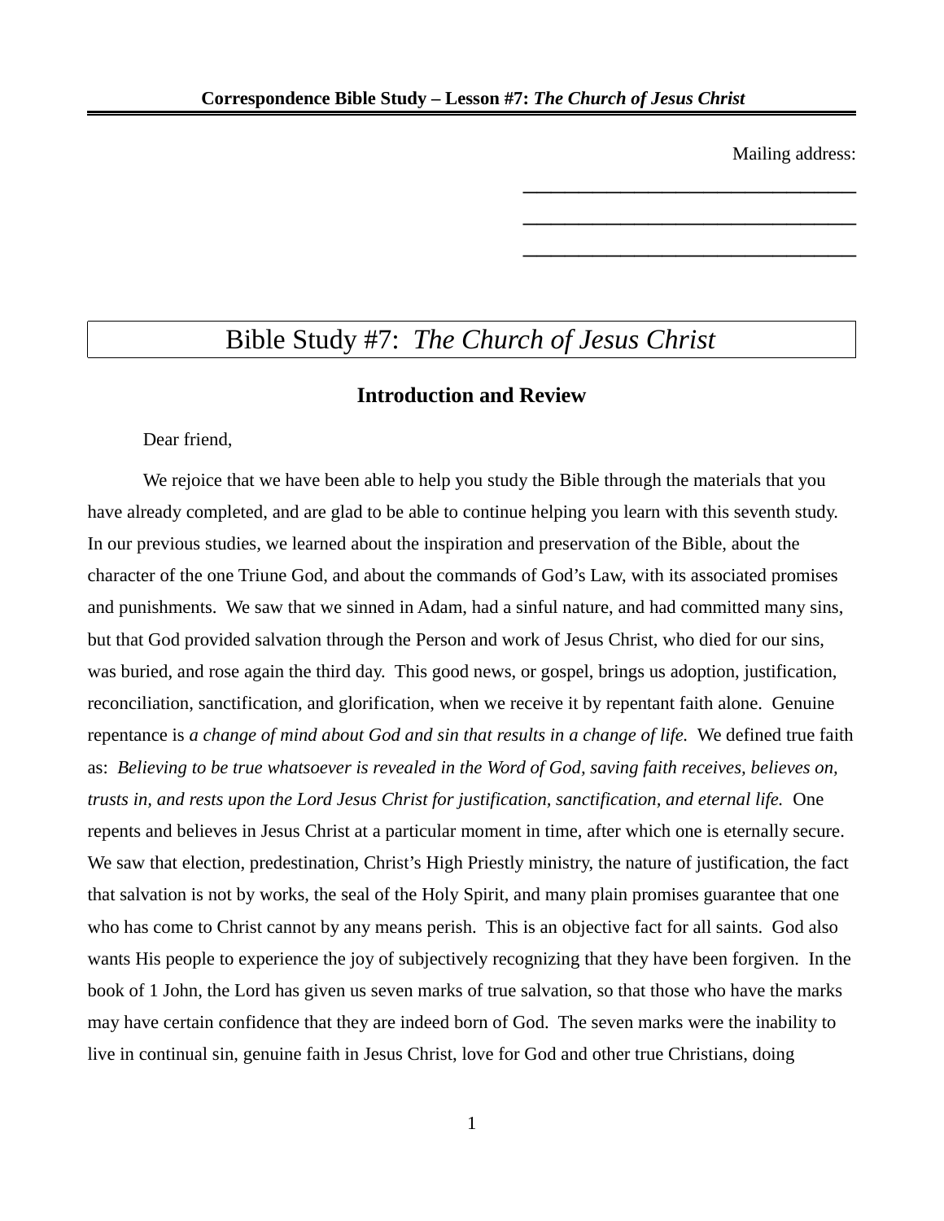Mailing address:

\_\_\_\_\_\_\_\_\_\_\_\_\_\_\_\_\_\_\_\_\_\_\_\_\_\_\_\_\_\_\_\_\_\_

\_\_\_\_\_\_\_\_\_\_\_\_\_\_\_\_\_\_\_\_\_\_\_\_\_\_\_\_\_\_\_\_\_\_

\_\_\_\_\_\_\_\_\_\_\_\_\_\_\_\_\_\_\_\_\_\_\_\_\_\_\_\_\_\_\_\_\_\_

# Bible Study #7: *The Church of Jesus Christ*

## Introduction and Review

Dear friend,

We rejoice that we have been able to help you study the Bible through the materials that you have already completed, and are glad to be able to continue helping you learn with this seventh study. In our previous studies, we learned about the inspiration and preservation of the Bible, about the character of the one Triune God, and about the commands of God's Law, with its associated promises and punishments. We saw that we sinned in Adam, had a sinful nature, and had committed many sins, but that God provided salvation through the Person and work of Jesus Christ, who died for our sins, was buried, and rose again the third day. This good news, or gospel, brings us adoption, justification, reconciliation, sanctification, and glorification, when we receive it by repentant faith alone. Genuine repentance is *a change of mind about God and sin that results in a change of life.* We defined true faith as: *Believing to be true whatsoever is revealed in the Word of God, saving faith receives, believes on, trusts in, and rests upon the Lord Jesus Christ for justification, sanctification, and eternal life.* One repents and believes in Jesus Christ at a particular moment in time, after which one is eternally secure. We saw that election, predestination, Christ's High Priestly ministry, the nature of justification, the fact that salvation is not by works, the seal of the Holy Spirit, and many plain promises guarantee that one who has come to Christ cannot by any means perish. This is an objective fact for all saints. God also wants His people to experience the joy of subjectively recognizing that they have been forgiven. In the book of 1 John, the Lord has given us seven marks of true salvation, so that those who have the marks may have certain confidence that they are indeed born of God. The seven marks were the inability to live in continual sin, genuine faith in Jesus Christ, love for God and other true Christians, doing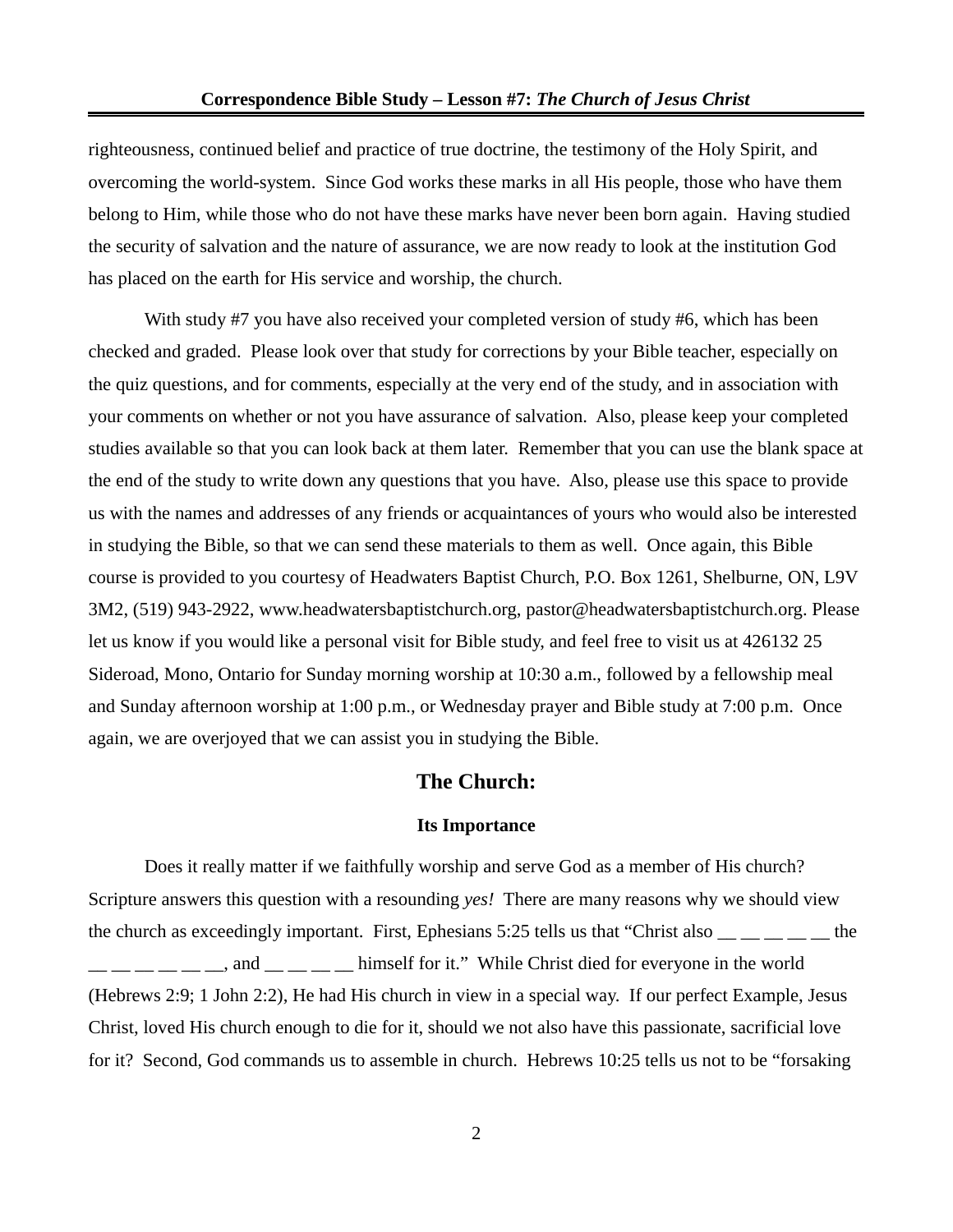righteousness, continued belief and practice of true doctrine, the testimony of the Holy Spirit, and overcoming the world-system. Since God works these marks in all His people, those who have them belong to Him, while those who do not have these marks have never been born again. Having studied the security of salvation and the nature of assurance, we are now ready to look at the institution God has placed on the earth for His service and worship, the church.

With study #7 you have also received your completed version of study #6, which has been checked and graded. Please look over that study for corrections by your Bible teacher, especially on the quiz questions, and for comments, especially at the very end of the study, and in association with your comments on whether or not you have assurance of salvation. Also, please keep your completed studies available so that you can look back at them later. Remember that you can use the blank space at the end of the study to write down any questions that you have. Also, please use this space to provide us with the names and addresses of any friends or acquaintances of yours who would also be interested in studying the Bible, so that we can send these materials to them as well. Once again, this Bible course is provided to you courtesy of Headwaters Baptist Church, P.O. Box 1261, Shelburne, ON, L9V 3M2, (519) 943-2922, www.headwatersbaptistchurch.org, pastor@headwatersbaptistchurch.org. Please let us know if you would like a personal visit for Bible study, and feel free to visit us at 426132 25 Sideroad, Mono, Ontario for Sunday morning worship at 10:30 a.m., followed by a fellowship meal and Sunday afternoon worship at 1:00 p.m., or Wednesday prayer and Bible study at 7:00 p.m. Once again, we are overjoyed that we can assist you in studying the Bible.

## The Church:

### Its Importance

Does it really matter if we faithfully worship and serve God as a member of His church? Scripture answers this question with a resounding *yes!* There are many reasons why we should view the church as exceedingly important. First, Ephesians 5:25 tells us that "Christ also __ __ __ __ __ the __ __ __ __ __ __, and __ __ __ __ himself for it." While Christ died for everyone in the world (Hebrews 2:9; 1 John 2:2), He had His church in view in a special way. If our perfect Example, Jesus Christ, loved His church enough to die for it, should we not also have this passionate, sacrificial love for it? Second, God commands us to assemble in church. Hebrews 10:25 tells us not to be "forsaking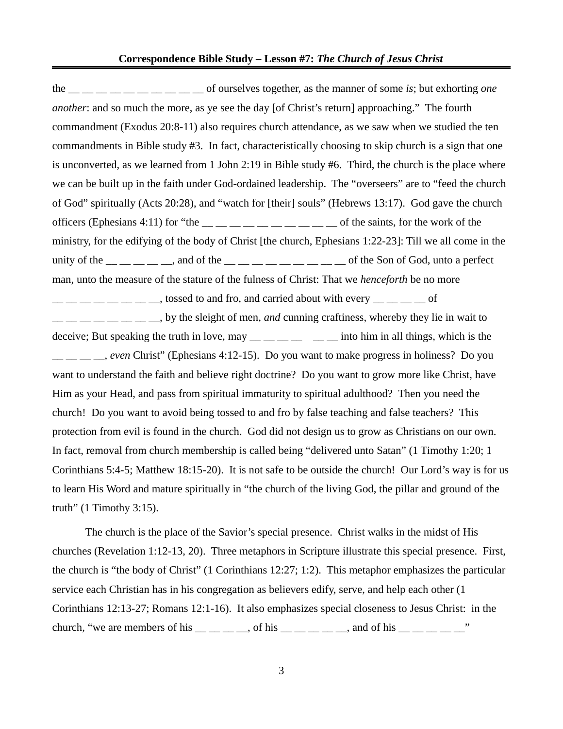the __ __ __ __ __ __ __ __ __ __ of ourselves together, as the manner of some *is*; but exhorting *one another*: and so much the more, as ye see the day [of Christ's return] approaching." The fourth commandment (Exodus 20:8-11) also requires church attendance, as we saw when we studied the ten commandments in Bible study #3. In fact, characteristically choosing to skip church is a sign that one is unconverted, as we learned from 1 John 2:19 in Bible study #6. Third, the church is the place where we can be built up in the faith under God-ordained leadership. The "overseers" are to "feed the church of God" spiritually (Acts 20:28), and "watch for [their] souls" (Hebrews 13:17). God gave the church officers (Ephesians 4:11) for "the __ __ __ __ __ __ __ __ __ __ of the saints, for the work of the ministry, for the edifying of the body of Christ [the church, Ephesians 1:22-23]: Till we all come in the unity of the __ __ __ __ __, and of the __ __ __ __ __ __ __ __ __ of the Son of God, unto a perfect man, unto the measure of the stature of the fulness of Christ: That we *henceforth* be no more __ __ __ __ __ __ __ __, tossed to and fro, and carried about with every __ __ __ __ of __ __ __ __ __ __ __ __, by the sleight of men, *and* cunning craftiness, whereby they lie in wait to deceive; But speaking the truth in love, may __ __ __ __ __ __ into him in all things, which is the __ __ __ __, *even* Christ" (Ephesians 4:12-15). Do you want to make progress in holiness? Do you want to understand the faith and believe right doctrine? Do you want to grow more like Christ, have Him as your Head, and pass from spiritual immaturity to spiritual adulthood? Then you need the church! Do you want to avoid being tossed to and fro by false teaching and false teachers? This protection from evil is found in the church. God did not design us to grow as Christians on our own. In fact, removal from church membership is called being "delivered unto Satan" (1 Timothy 1:20; 1 Corinthians 5:4-5; Matthew 18:15-20). It is not safe to be outside the church! Our Lord's way is for us to learn His Word and mature spiritually in "the church of the living God, the pillar and ground of the truth" (1 Timothy 3:15).

The church is the place of the Savior's special presence. Christ walks in the midst of His churches (Revelation 1:12-13, 20). Three metaphors in Scripture illustrate this special presence. First, the church is "the body of Christ" (1 Corinthians 12:27; 1:2). This metaphor emphasizes the particular service each Christian has in his congregation as believers edify, serve, and help each other (1 Corinthians 12:13-27; Romans 12:1-16). It also emphasizes special closeness to Jesus Christ: in the church, "we are members of his __ __ __ __, of his __ __ __ __ __, and of his __ __ __ __ __"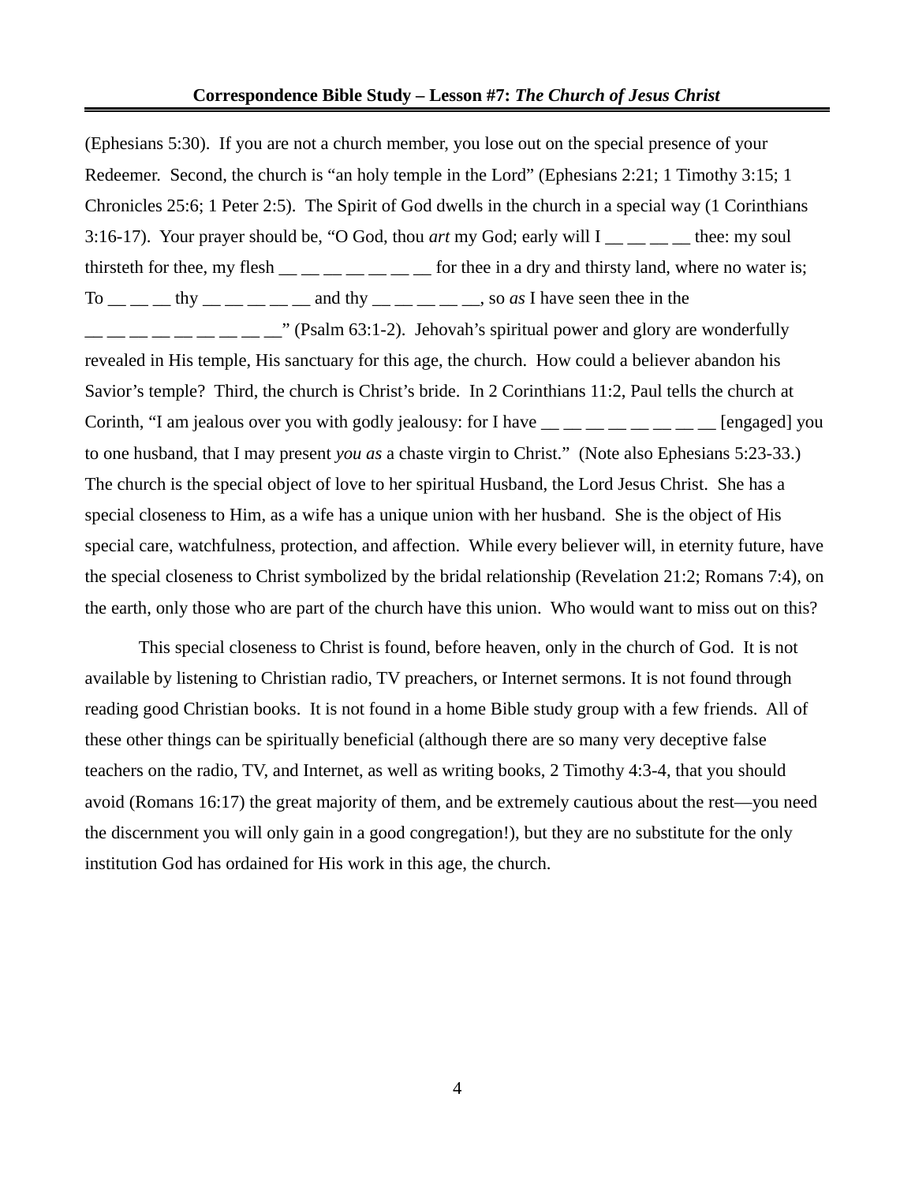(Ephesians 5:30). If you are not a church member, you lose out on the special presence of your Redeemer. Second, the church is "an holy temple in the Lord" (Ephesians 2:21; 1 Timothy 3:15; 1 Chronicles 25:6; 1 Peter 2:5). The Spirit of God dwells in the church in a special way (1 Corinthians 3:16-17). Your prayer should be, "O God, thou *art* my God; early will I __ __ __ __ thee: my soul thirsteth for thee, my flesh __ __ __ __ __ __ __ for thee in a dry and thirsty land, where no water is; To __ __ __ thy __ __ __ __ __ and thy __ __ __ __ __, so *as* I have seen thee in the __ __ __ __ __ __ __ __ __" (Psalm 63:1-2). Jehovah's spiritual power and glory are wonderfully revealed in His temple, His sanctuary for this age, the church. How could a believer abandon his Savior's temple? Third, the church is Christ's bride. In 2 Corinthians 11:2, Paul tells the church at Corinth, "I am jealous over you with godly jealousy: for I have __ __ __ __ __ __ __ __ [engaged] you to one husband, that I may present *you as* a chaste virgin to Christ." (Note also Ephesians 5:23-33.) The church is the special object of love to her spiritual Husband, the Lord Jesus Christ. She has a special closeness to Him, as a wife has a unique union with her husband. She is the object of His special care, watchfulness, protection, and affection. While every believer will, in eternity future, have the special closeness to Christ symbolized by the bridal relationship (Revelation 21:2; Romans 7:4), on the earth, only those who are part of the church have this union. Who would want to miss out on this?

This special closeness to Christ is found, before heaven, only in the church of God. It is not available by listening to Christian radio, TV preachers, or Internet sermons. It is not found through reading good Christian books. It is not found in a home Bible study group with a few friends. All of these other things can be spiritually beneficial (although there are so many very deceptive false teachers on the radio, TV, and Internet, as well as writing books, 2 Timothy 4:3-4, that you should avoid (Romans 16:17) the great majority of them, and be extremely cautious about the rest—you need the discernment you will only gain in a good congregation!), but they are no substitute for the only institution God has ordained for His work in this age, the church.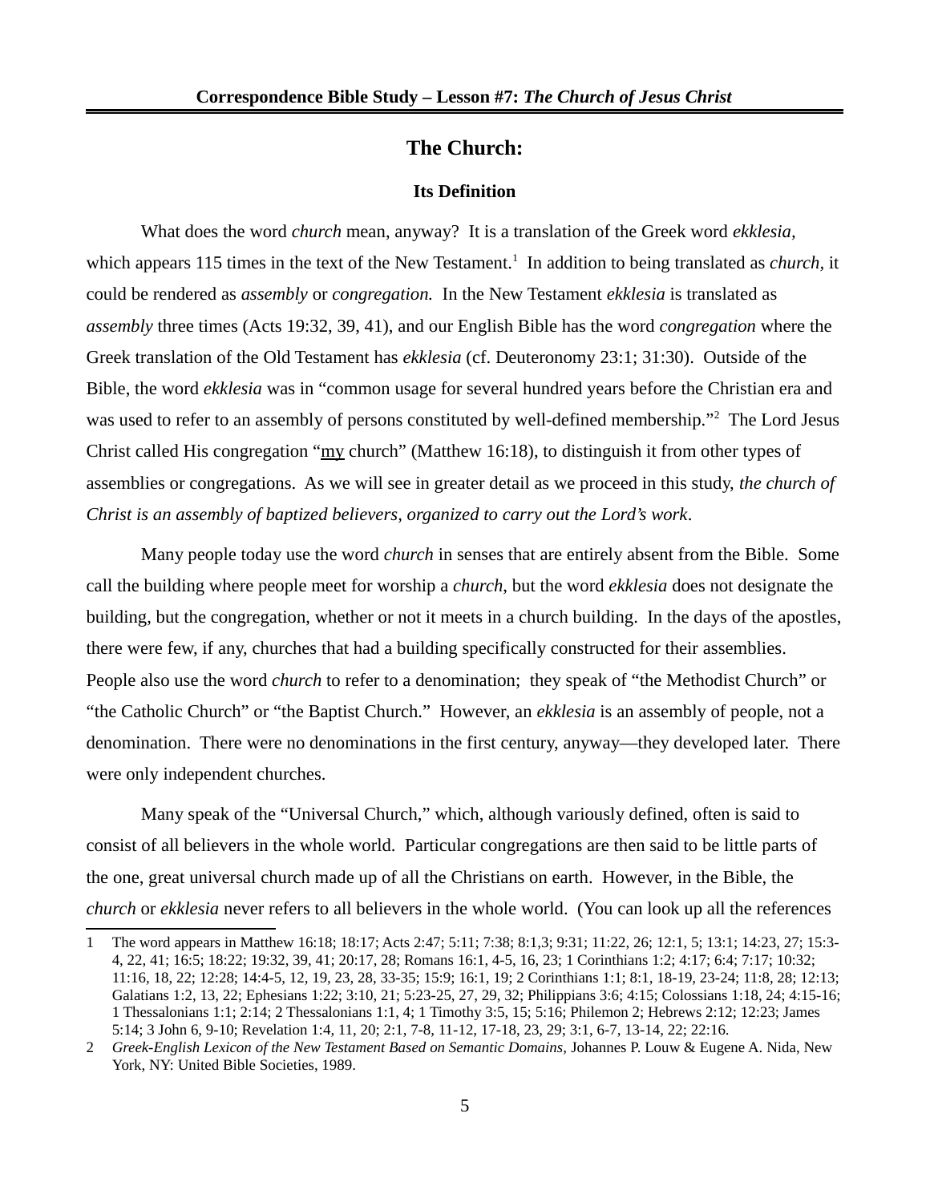# The Church:

## Its Definition

What does the word *church* mean, anyway? It is a translation of the Greek word *ekklesia*, which appears 115 times in the text of the New Testament.[1] In addition to being translated as *church*, it could be rendered as *assembly* or *congregation.* In the New Testament *ekklesia* is translated as *assembly* three times (Acts 19:32, 39, 41), and our English Bible has the word *congregation* where the Greek translation of the Old Testament has *ekklesia* (cf. Deuteronomy 23:1; 31:30). Outside of the Bible, the word *ekklesia* was in "common usage for several hundred years before the Christian era and was used to refer to an assembly of persons constituted by well-defined membership."[2] The Lord Jesus Christ called His congregation "<u>my</u> church" (Matthew 16:18), to distinguish it from other types of assemblies or congregations. As we will see in greater detail as we proceed in this study, *the church of Christ is an assembly of baptized believers, organized to carry out the Lord's work*.

Many people today use the word *church* in senses that are entirely absent from the Bible. Some call the building where people meet for worship a *church*, but the word *ekklesia* does not designate the building, but the congregation, whether or not it meets in a church building. In the days of the apostles, there were few, if any, churches that had a building specifically constructed for their assemblies. People also use the word *church* to refer to a denomination; they speak of "the Methodist Church" or "the Catholic Church" or "the Baptist Church." However, an *ekklesia* is an assembly of people, not a denomination. There were no denominations in the first century, anyway—they developed later. There were only independent churches.

Many speak of the "Universal Church," which, although variously defined, often is said to consist of all believers in the whole world. Particular congregations are then said to be little parts of the one, great universal church made up of all the Christians on earth. However, in the Bible, the *church* or *ekklesia* never refers to all believers in the whole world. (You can look up all the references

---

1 The word appears in Matthew 16:18; 18:17; Acts 2:47; 5:11; 7:38; 8:1,3; 9:31; 11:22, 26; 12:1, 5; 13:1; 14:23, 27; 15:3-4, 22, 41; 16:5; 18:22; 19:32, 39, 41; 20:17, 28; Romans 16:1, 4-5, 16, 23; 1 Corinthians 1:2; 4:17; 6:4; 7:17; 10:32; 11:16, 18, 22; 12:28; 14:4-5, 12, 19, 23, 28, 33-35; 15:9; 16:1, 19; 2 Corinthians 1:1; 8:1, 18-19, 23-24; 11:8, 28; 12:13; Galatians 1:2, 13, 22; Ephesians 1:22; 3:10, 21; 5:23-25, 27, 29, 32; Philippians 3:6; 4:15; Colossians 1:18, 24; 4:15-16; 1 Thessalonians 1:1; 2:14; 2 Thessalonians 1:1, 4; 1 Timothy 3:5, 15; 5:16; Philemon 2; Hebrews 2:12; 12:23; James 5:14; 3 John 6, 9-10; Revelation 1:4, 11, 20; 2:1, 7-8, 11-12, 17-18, 23, 29; 3:1, 6-7, 13-14, 22; 22:16.

2 *Greek-English Lexicon of the New Testament Based on Semantic Domains*, Johannes P. Louw & Eugene A. Nida, New York, NY: United Bible Societies, 1989.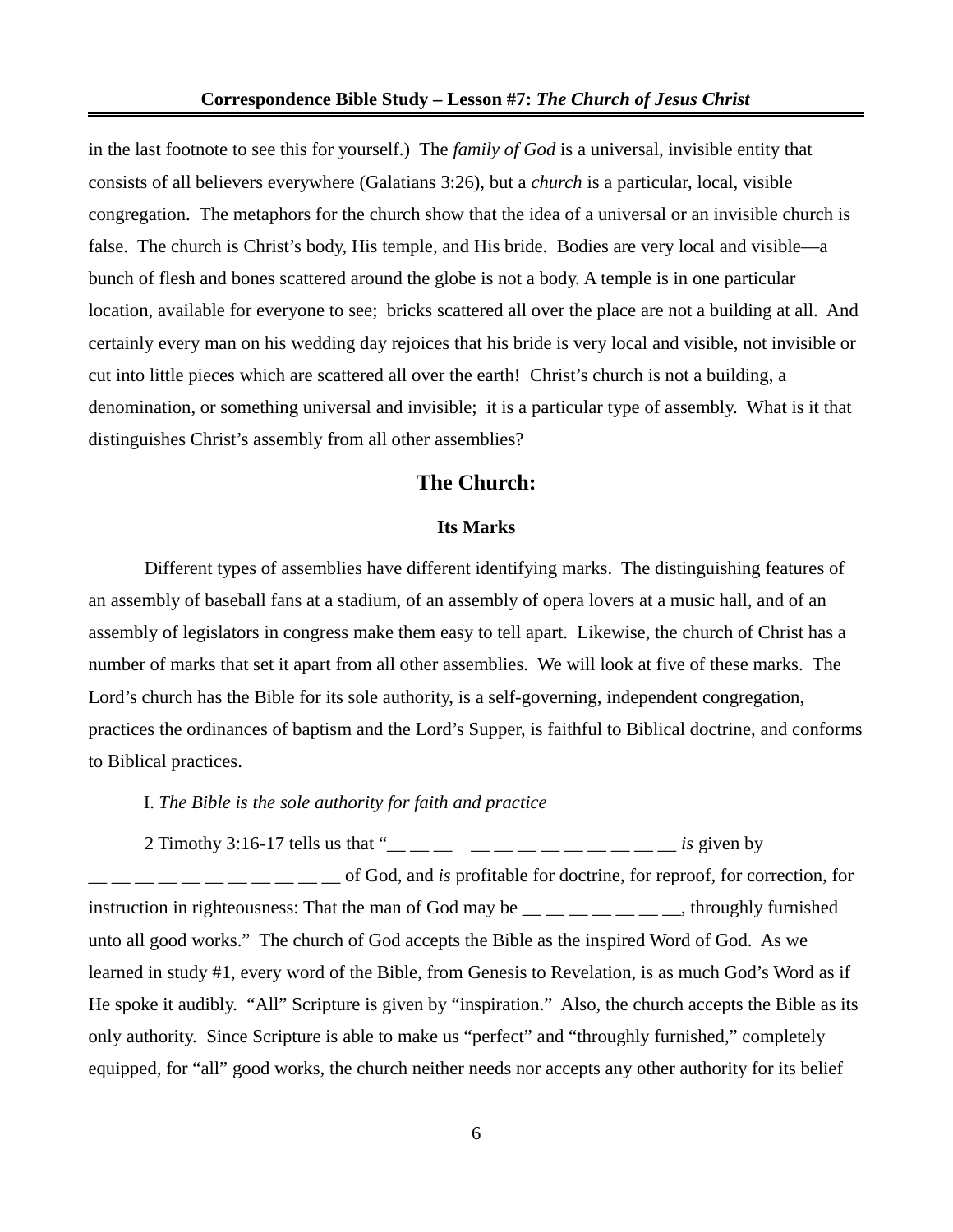in the last footnote to see this for yourself.) The *family of God* is a universal, invisible entity that consists of all believers everywhere (Galatians 3:26), but a *church* is a particular, local, visible congregation. The metaphors for the church show that the idea of a universal or an invisible church is false. The church is Christ's body, His temple, and His bride. Bodies are very local and visible—a bunch of flesh and bones scattered around the globe is not a body. A temple is in one particular location, available for everyone to see; bricks scattered all over the place are not a building at all. And certainly every man on his wedding day rejoices that his bride is very local and visible, not invisible or cut into little pieces which are scattered all over the earth! Christ's church is not a building, a denomination, or something universal and invisible; it is a particular type of assembly. What is it that distinguishes Christ's assembly from all other assemblies?

## The Church:

### Its Marks

Different types of assemblies have different identifying marks. The distinguishing features of an assembly of baseball fans at a stadium, of an assembly of opera lovers at a music hall, and of an assembly of legislators in congress make them easy to tell apart. Likewise, the church of Christ has a number of marks that set it apart from all other assemblies. We will look at five of these marks. The Lord's church has the Bible for its sole authority, is a self-governing, independent congregation, practices the ordinances of baptism and the Lord's Supper, is faithful to Biblical doctrine, and conforms to Biblical practices.

I. *The Bible is the sole authority for faith and practice*

2 Timothy 3:16-17 tells us that "__ __ __ &nbsp;&nbsp; __ __ __ __ __ __ __ __ __ *is* given by __ __ __ __ __ __ __ __ __ __ __ of God, and *is* profitable for doctrine, for reproof, for correction, for instruction in righteousness: That the man of God may be __ __ __ __ __ __ __, throughly furnished unto all good works." The church of God accepts the Bible as the inspired Word of God. As we learned in study #1, every word of the Bible, from Genesis to Revelation, is as much God's Word as if He spoke it audibly. "All" Scripture is given by "inspiration." Also, the church accepts the Bible as its only authority. Since Scripture is able to make us "perfect" and "throughly furnished," completely equipped, for "all" good works, the church neither needs nor accepts any other authority for its belief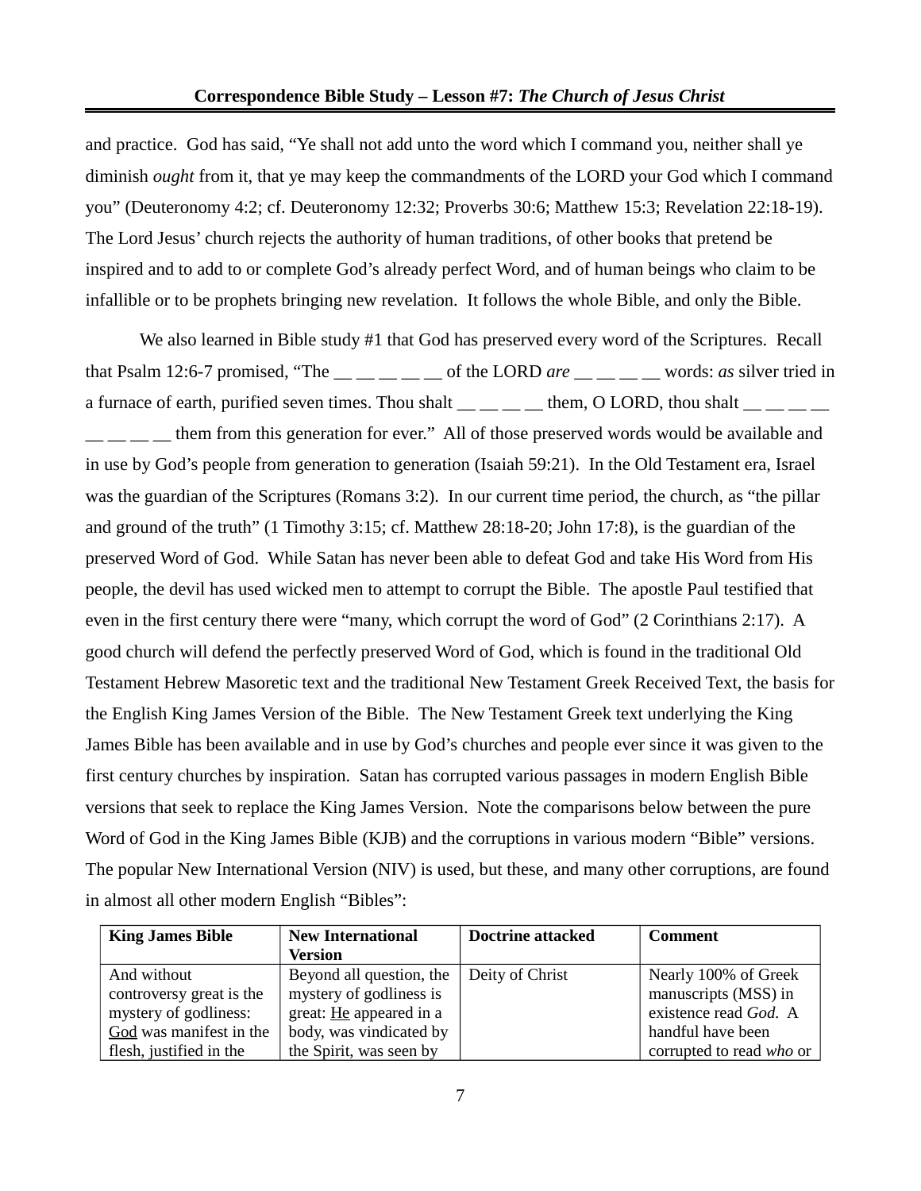and practice. God has said, "Ye shall not add unto the word which I command you, neither shall ye diminish *ought* from it, that ye may keep the commandments of the LORD your God which I command you" (Deuteronomy 4:2; cf. Deuteronomy 12:32; Proverbs 30:6; Matthew 15:3; Revelation 22:18-19). The Lord Jesus' church rejects the authority of human traditions, of other books that pretend be inspired and to add to or complete God's already perfect Word, and of human beings who claim to be infallible or to be prophets bringing new revelation. It follows the whole Bible, and only the Bible.

We also learned in Bible study #1 that God has preserved every word of the Scriptures. Recall that Psalm 12:6-7 promised, "The __ __ __ __ __ of the LORD *are* __ __ __ __ words: *as* silver tried in a furnace of earth, purified seven times. Thou shalt __ __ __ __ them, O LORD, thou shalt __ __ __ __ __ __ __ __ them from this generation for ever." All of those preserved words would be available and in use by God's people from generation to generation (Isaiah 59:21). In the Old Testament era, Israel was the guardian of the Scriptures (Romans 3:2). In our current time period, the church, as "the pillar and ground of the truth" (1 Timothy 3:15; cf. Matthew 28:18-20; John 17:8), is the guardian of the preserved Word of God. While Satan has never been able to defeat God and take His Word from His people, the devil has used wicked men to attempt to corrupt the Bible. The apostle Paul testified that even in the first century there were "many, which corrupt the word of God" (2 Corinthians 2:17). A good church will defend the perfectly preserved Word of God, which is found in the traditional Old Testament Hebrew Masoretic text and the traditional New Testament Greek Received Text, the basis for the English King James Version of the Bible. The New Testament Greek text underlying the King James Bible has been available and in use by God's churches and people ever since it was given to the first century churches by inspiration. Satan has corrupted various passages in modern English Bible versions that seek to replace the King James Version. Note the comparisons below between the pure Word of God in the King James Bible (KJB) and the corruptions in various modern "Bible" versions. The popular New International Version (NIV) is used, but these, and many other corruptions, are found in almost all other modern English "Bibles":

| King James Bible | New International Version | Doctrine attacked | Comment |
|---|---|---|---|
| And without controversy great is the mystery of godliness: <u>God</u> was manifest in the flesh, justified in the | Beyond all question, the mystery of godliness is great: <u>He</u> appeared in a body, was vindicated by the Spirit, was seen by | Deity of Christ | Nearly 100% of Greek manuscripts (MSS) in existence read *God.* A handful have been corrupted to read *who* or |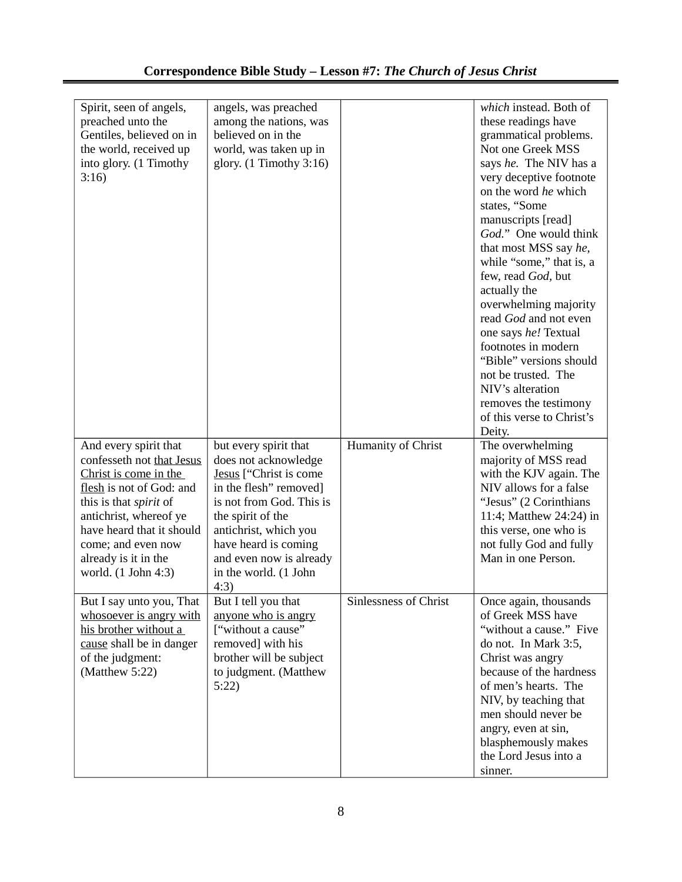| | | | |
|---|---|---|---|
| Spirit, seen of angels, preached unto the Gentiles, believed on in the world, received up into glory. (1 Timothy 3:16) | angels, was preached among the nations, was believed on in the world, was taken up in glory. (1 Timothy 3:16) | | *which* instead. Both of these readings have grammatical problems. Not one Greek MSS says *he.* The NIV has a very deceptive footnote on the word *he* which states, "Some manuscripts [read] *God.*" One would think that most MSS say *he*, while "some," that is, a few, read *God*, but actually the overwhelming majority read *God* and not even one says *he!* Textual footnotes in modern "Bible" versions should not be trusted. The NIV's alteration removes the testimony of this verse to Christ's Deity. |
| And every spirit that confesseth not <u>that Jesus Christ is come in the flesh</u> is not of God: and this is that *spirit* of antichrist, whereof ye have heard that it should come; and even now already is it in the world. (1 John 4:3) | but every spirit that does not acknowledge <u>Jesus</u> ["Christ is come in the flesh" removed] is not from God. This is the spirit of the antichrist, which you have heard is coming and even now is already in the world. (1 John 4:3) | Humanity of Christ | The overwhelming majority of MSS read with the KJV again. The NIV allows for a false "Jesus" (2 Corinthians 11:4; Matthew 24:24) in this verse, one who is not fully God and fully Man in one Person. |
| But I say unto you, That <u>whosoever is angry with his brother without a cause</u> shall be in danger of the judgment: (Matthew 5:22) | But I tell you that <u>anyone who is angry</u> ["without a cause" removed] with his brother will be subject to judgment. (Matthew 5:22) | Sinlessness of Christ | Once again, thousands of Greek MSS have "without a cause." Five do not. In Mark 3:5, Christ was angry because of the hardness of men's hearts. The NIV, by teaching that men should never be angry, even at sin, blasphemously makes the Lord Jesus into a sinner. |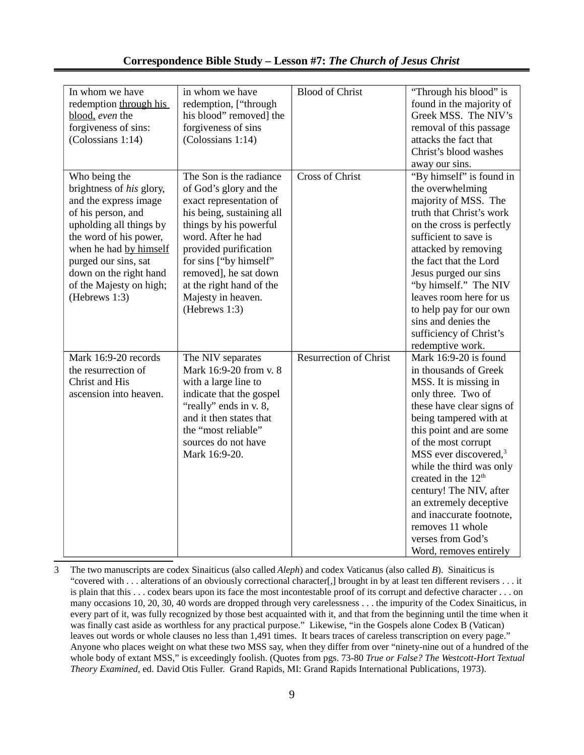| In whom we have redemption <u>through his blood,</u> *even* the forgiveness of sins: (Colossians 1:14) | in whom we have redemption, ["through his blood" removed] the forgiveness of sins (Colossians 1:14) | Blood of Christ | "Through his blood" is found in the majority of Greek MSS. The NIV's removal of this passage attacks the fact that Christ's blood washes away our sins. |
|---|---|---|---|
| Who being the brightness of *his* glory, and the express image of his person, and upholding all things by the word of his power, when he had <u>by himself</u> purged our sins, sat down on the right hand of the Majesty on high; (Hebrews 1:3) | The Son is the radiance of God's glory and the exact representation of his being, sustaining all things by his powerful word. After he had provided purification for sins ["by himself" removed], he sat down at the right hand of the Majesty in heaven. (Hebrews 1:3) | Cross of Christ | "By himself" is found in the overwhelming majority of MSS. The truth that Christ's work on the cross is perfectly sufficient to save is attacked by removing the fact that the Lord Jesus purged our sins "by himself." The NIV leaves room here for us to help pay for our own sins and denies the sufficiency of Christ's redemptive work. |
| Mark 16:9-20 records the resurrection of Christ and His ascension into heaven. | The NIV separates Mark 16:9-20 from v. 8 with a large line to indicate that the gospel "really" ends in v. 8, and it then states that the "most reliable" sources do not have Mark 16:9-20. | Resurrection of Christ | Mark 16:9-20 is found in thousands of Greek MSS. It is missing in only three. Two of these have clear signs of being tampered with at this point and are some of the most corrupt MSS ever discovered,[3] while the third was only created in the 12th century! The NIV, after an extremely deceptive and inaccurate footnote, removes 11 whole verses from God's Word, removes entirely |

3 The two manuscripts are codex Sinaiticus (also called *Aleph*) and codex Vaticanus (also called *B*). Sinaiticus is "covered with . . . alterations of an obviously correctional character[,] brought in by at least ten different revisers . . . it is plain that this . . . codex bears upon its face the most incontestable proof of its corrupt and defective character . . . on many occasions 10, 20, 30, 40 words are dropped through very carelessness . . . the impurity of the Codex Sinaiticus, in every part of it, was fully recognized by those best acquainted with it, and that from the beginning until the time when it was finally cast aside as worthless for any practical purpose." Likewise, "in the Gospels alone Codex B (Vatican) leaves out words or whole clauses no less than 1,491 times. It bears traces of careless transcription on every page." Anyone who places weight on what these two MSS say, when they differ from over "ninety-nine out of a hundred of the whole body of extant MSS," is exceedingly foolish. (Quotes from pgs. 73-80 *True or False? The Westcott-Hort Textual Theory Examined,* ed. David Otis Fuller. Grand Rapids, MI: Grand Rapids International Publications, 1973).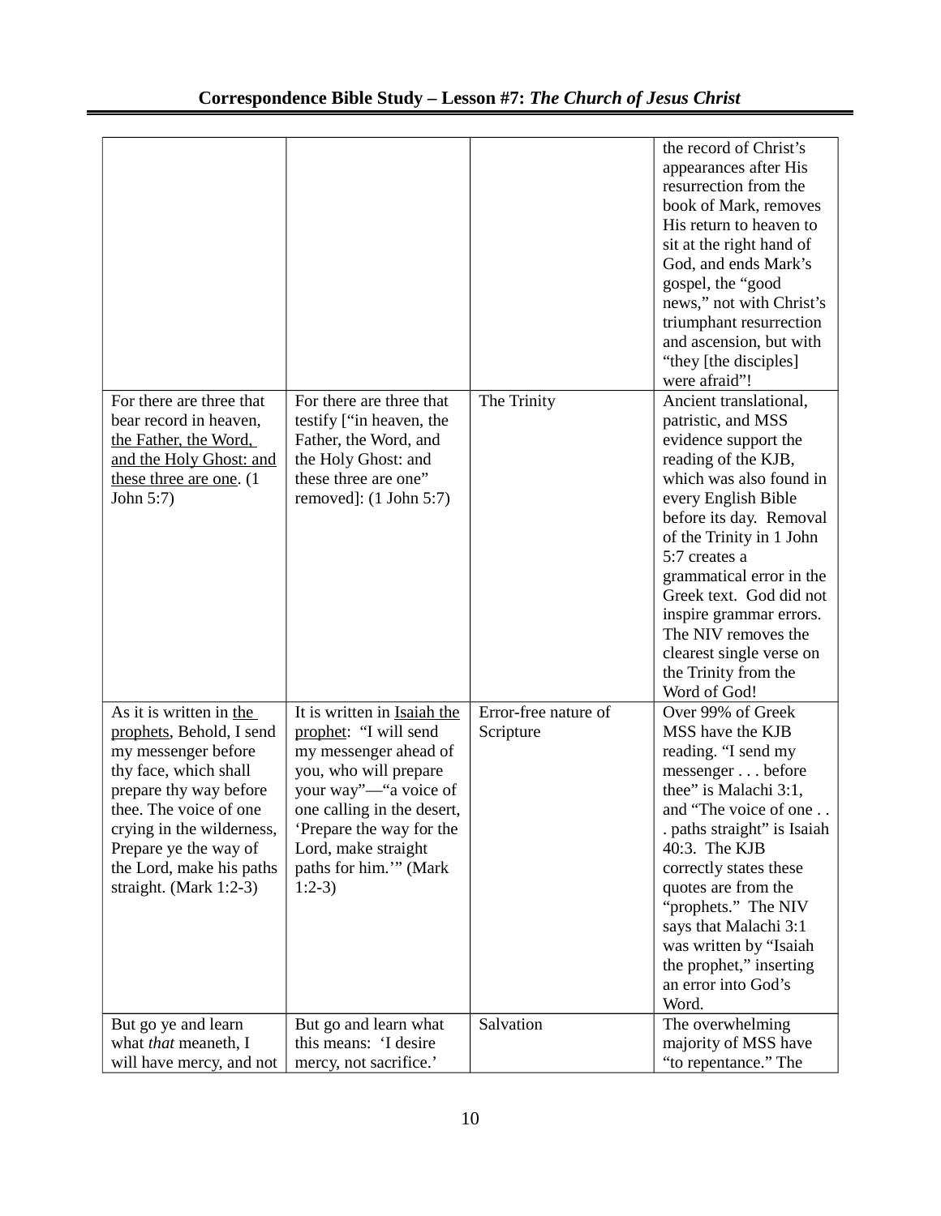| | | | |
|---|---|---|---|
| | | | the record of Christ's appearances after His resurrection from the book of Mark, removes His return to heaven to sit at the right hand of God, and ends Mark's gospel, the "good news," not with Christ's triumphant resurrection and ascension, but with "they [the disciples] were afraid"! |
| For there are three that bear record in heaven, <u>the Father, the Word, and the Holy Ghost: and these three are one</u>. (1 John 5:7) | For there are three that testify ["in heaven, the Father, the Word, and the Holy Ghost: and these three are one" removed]: (1 John 5:7) | The Trinity | Ancient translational, patristic, and MSS evidence support the reading of the KJB, which was also found in every English Bible before its day. Removal of the Trinity in 1 John 5:7 creates a grammatical error in the Greek text. God did not inspire grammar errors. The NIV removes the clearest single verse on the Trinity from the Word of God! |
| As it is written in <u>the prophets</u>, Behold, I send my messenger before thy face, which shall prepare thy way before thee. The voice of one crying in the wilderness, Prepare ye the way of the Lord, make his paths straight. (Mark 1:2-3) | It is written in <u>Isaiah the prophet</u>: "I will send my messenger ahead of you, who will prepare your way"—"a voice of one calling in the desert, 'Prepare the way for the Lord, make straight paths for him.'" (Mark 1:2-3) | Error-free nature of Scripture | Over 99% of Greek MSS have the KJB reading. "I send my messenger . . . before thee" is Malachi 3:1, and "The voice of one . . . paths straight" is Isaiah 40:3. The KJB correctly states these quotes are from the "prophets." The NIV says that Malachi 3:1 was written by "Isaiah the prophet," inserting an error into God's Word. |
| But go ye and learn what *that* meaneth, I will have mercy, and not | But go and learn what this means: 'I desire mercy, not sacrifice.' | Salvation | The overwhelming majority of MSS have "to repentance." The |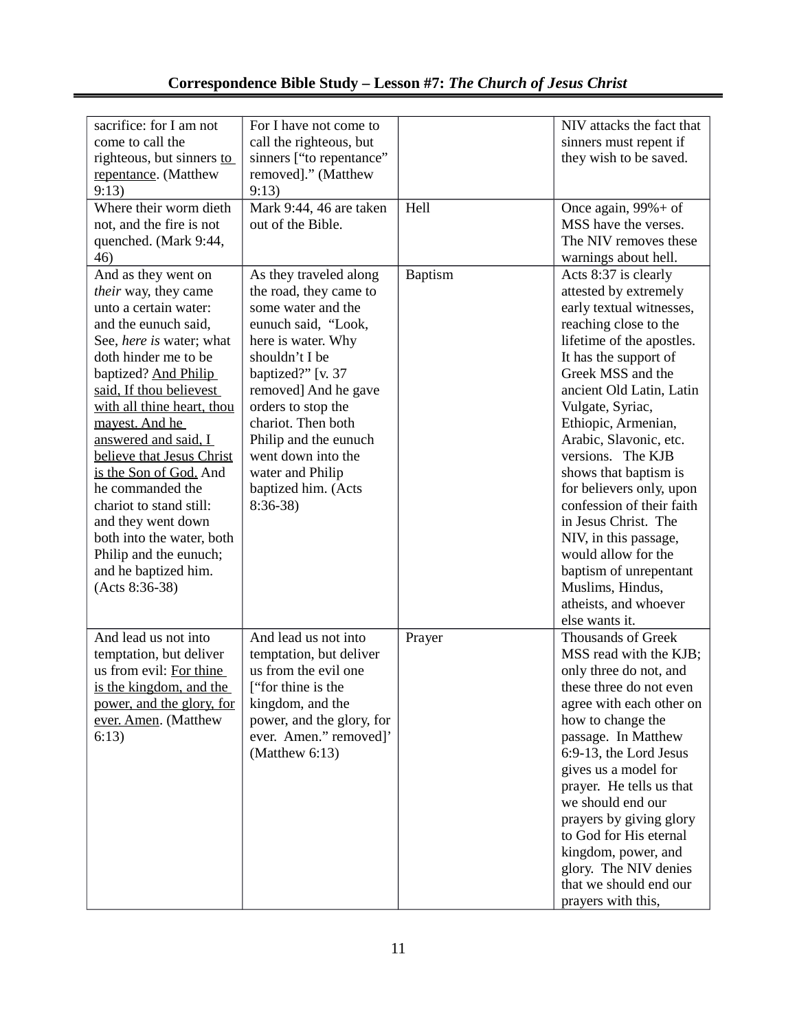| | | | |
|---|---|---|---|
| sacrifice: for I am not come to call the righteous, but sinners <u>to repentance</u>. (Matthew 9:13) | For I have not come to call the righteous, but sinners ["to repentance" removed]." (Matthew 9:13) | | NIV attacks the fact that sinners must repent if they wish to be saved. |
| Where their worm dieth not, and the fire is not quenched. (Mark 9:44, 46) | Mark 9:44, 46 are taken out of the Bible. | Hell | Once again, 99%+ of MSS have the verses. The NIV removes these warnings about hell. |
| And as they went on *their* way, they came unto a certain water: and the eunuch said, See, *here is* water; what doth hinder me to be baptized? <u>And Philip said, If thou believest with all thine heart, thou mayest. And he answered and said, I believe that Jesus Christ is the Son of God.</u> And he commanded the chariot to stand still: and they went down both into the water, both Philip and the eunuch; and he baptized him. (Acts 8:36-38) | As they traveled along the road, they came to some water and the eunuch said, "Look, here is water. Why shouldn't I be baptized?" [v. 37 removed] And he gave orders to stop the chariot. Then both Philip and the eunuch went down into the water and Philip baptized him. (Acts 8:36-38) | Baptism | Acts 8:37 is clearly attested by extremely early textual witnesses, reaching close to the lifetime of the apostles. It has the support of Greek MSS and the ancient Old Latin, Latin Vulgate, Syriac, Ethiopic, Armenian, Arabic, Slavonic, etc. versions. The KJB shows that baptism is for believers only, upon confession of their faith in Jesus Christ. The NIV, in this passage, would allow for the baptism of unrepentant Muslims, Hindus, atheists, and whoever else wants it. |
| And lead us not into temptation, but deliver us from evil: <u>For thine is the kingdom, and the power, and the glory, for ever. Amen</u>. (Matthew 6:13) | And lead us not into temptation, but deliver us from the evil one ["for thine is the kingdom, and the power, and the glory, for ever. Amen." removed]' (Matthew 6:13) | Prayer | Thousands of Greek MSS read with the KJB; only three do not, and these three do not even agree with each other on how to change the passage. In Matthew 6:9-13, the Lord Jesus gives us a model for prayer. He tells us that we should end our prayers by giving glory to God for His eternal kingdom, power, and glory. The NIV denies that we should end our prayers with this, |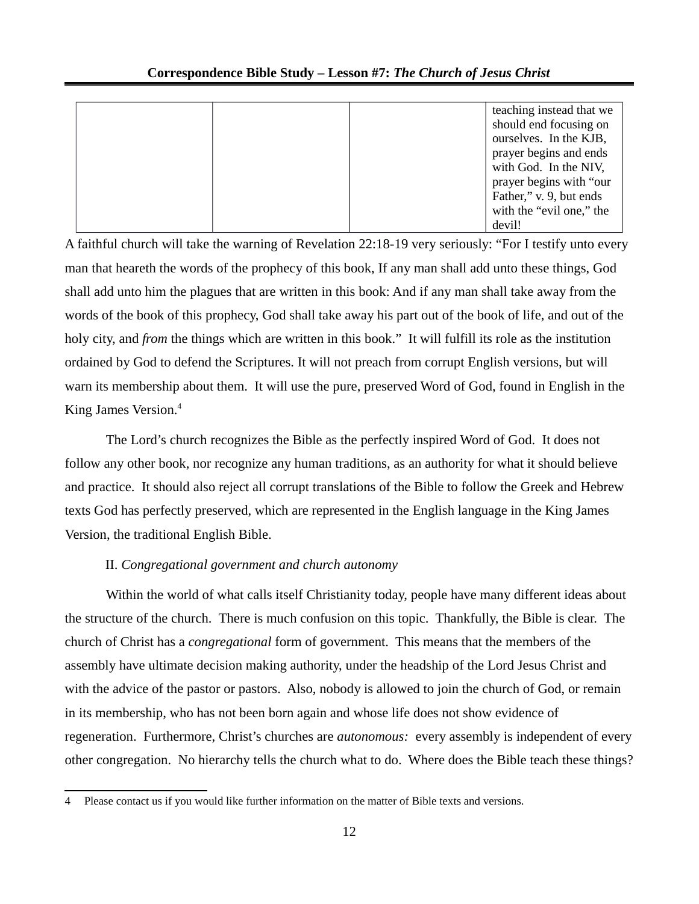| | | | teaching instead that we should end focusing on ourselves. In the KJB, prayer begins and ends with God. In the NIV, prayer begins with "our Father," v. 9, but ends with the "evil one," the devil! |
|---|---|---|---|

A faithful church will take the warning of Revelation 22:18-19 very seriously: "For I testify unto every man that heareth the words of the prophecy of this book, If any man shall add unto these things, God shall add unto him the plagues that are written in this book: And if any man shall take away from the words of the book of this prophecy, God shall take away his part out of the book of life, and out of the holy city, and *from* the things which are written in this book." It will fulfill its role as the institution ordained by God to defend the Scriptures. It will not preach from corrupt English versions, but will warn its membership about them. It will use the pure, preserved Word of God, found in English in the King James Version.[4]

The Lord's church recognizes the Bible as the perfectly inspired Word of God. It does not follow any other book, nor recognize any human traditions, as an authority for what it should believe and practice. It should also reject all corrupt translations of the Bible to follow the Greek and Hebrew texts God has perfectly preserved, which are represented in the English language in the King James Version, the traditional English Bible.

II. *Congregational government and church autonomy*

Within the world of what calls itself Christianity today, people have many different ideas about the structure of the church. There is much confusion on this topic. Thankfully, the Bible is clear. The church of Christ has a *congregational* form of government. This means that the members of the assembly have ultimate decision making authority, under the headship of the Lord Jesus Christ and with the advice of the pastor or pastors. Also, nobody is allowed to join the church of God, or remain in its membership, who has not been born again and whose life does not show evidence of regeneration. Furthermore, Christ's churches are *autonomous:* every assembly is independent of every other congregation. No hierarchy tells the church what to do. Where does the Bible teach these things?

---

4 Please contact us if you would like further information on the matter of Bible texts and versions.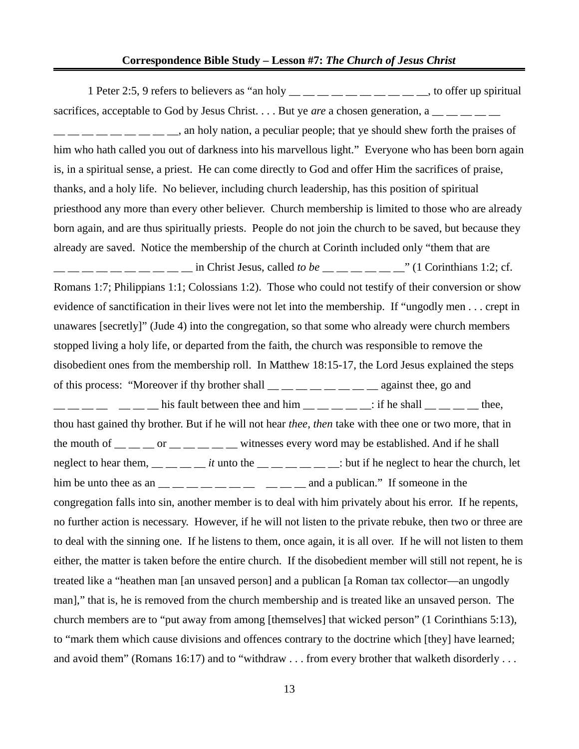1 Peter 2:5, 9 refers to believers as "an holy __ __ __ __ __ __ __ __ __ __, to offer up spiritual sacrifices, acceptable to God by Jesus Christ. . . . But ye *are* a chosen generation, a __ __ __ __ __ __ __ __ __ __ __ __ __ __ __, an holy nation, a peculiar people; that ye should shew forth the praises of him who hath called you out of darkness into his marvellous light." Everyone who has been born again is, in a spiritual sense, a priest. He can come directly to God and offer Him the sacrifices of praise, thanks, and a holy life. No believer, including church leadership, has this position of spiritual priesthood any more than every other believer. Church membership is limited to those who are already born again, and are thus spiritually priests. People do not join the church to be saved, but because they already are saved. Notice the membership of the church at Corinth included only "them that are __ __ __ __ __ __ __ __ __ __ in Christ Jesus, called *to be* __ __ __ __ __ __" (1 Corinthians 1:2; cf. Romans 1:7; Philippians 1:1; Colossians 1:2). Those who could not testify of their conversion or show evidence of sanctification in their lives were not let into the membership. If "ungodly men . . . crept in unawares [secretly]" (Jude 4) into the congregation, so that some who already were church members stopped living a holy life, or departed from the faith, the church was responsible to remove the disobedient ones from the membership roll. In Matthew 18:15-17, the Lord Jesus explained the steps of this process: "Moreover if thy brother shall __ __ __ __ __ __ __ __ against thee, go and __ __ __ __ __ __ __ his fault between thee and him __ __ __ __ __: if he shall __ __ __ __ thee, thou hast gained thy brother. But if he will not hear *thee, then* take with thee one or two more, that in the mouth of __ __ __ or __ __ __ __ __ witnesses every word may be established. And if he shall neglect to hear them, __ __ __ __ *it* unto the __ __ __ __ __ __: but if he neglect to hear the church, let him be unto thee as an __ __ __ __ __ __ __ __ __ __ and a publican." If someone in the congregation falls into sin, another member is to deal with him privately about his error. If he repents, no further action is necessary. However, if he will not listen to the private rebuke, then two or three are to deal with the sinning one. If he listens to them, once again, it is all over. If he will not listen to them either, the matter is taken before the entire church. If the disobedient member will still not repent, he is treated like a "heathen man [an unsaved person] and a publican [a Roman tax collector—an ungodly man]," that is, he is removed from the church membership and is treated like an unsaved person. The church members are to "put away from among [themselves] that wicked person" (1 Corinthians 5:13), to "mark them which cause divisions and offences contrary to the doctrine which [they] have learned; and avoid them" (Romans 16:17) and to "withdraw . . . from every brother that walketh disorderly . . .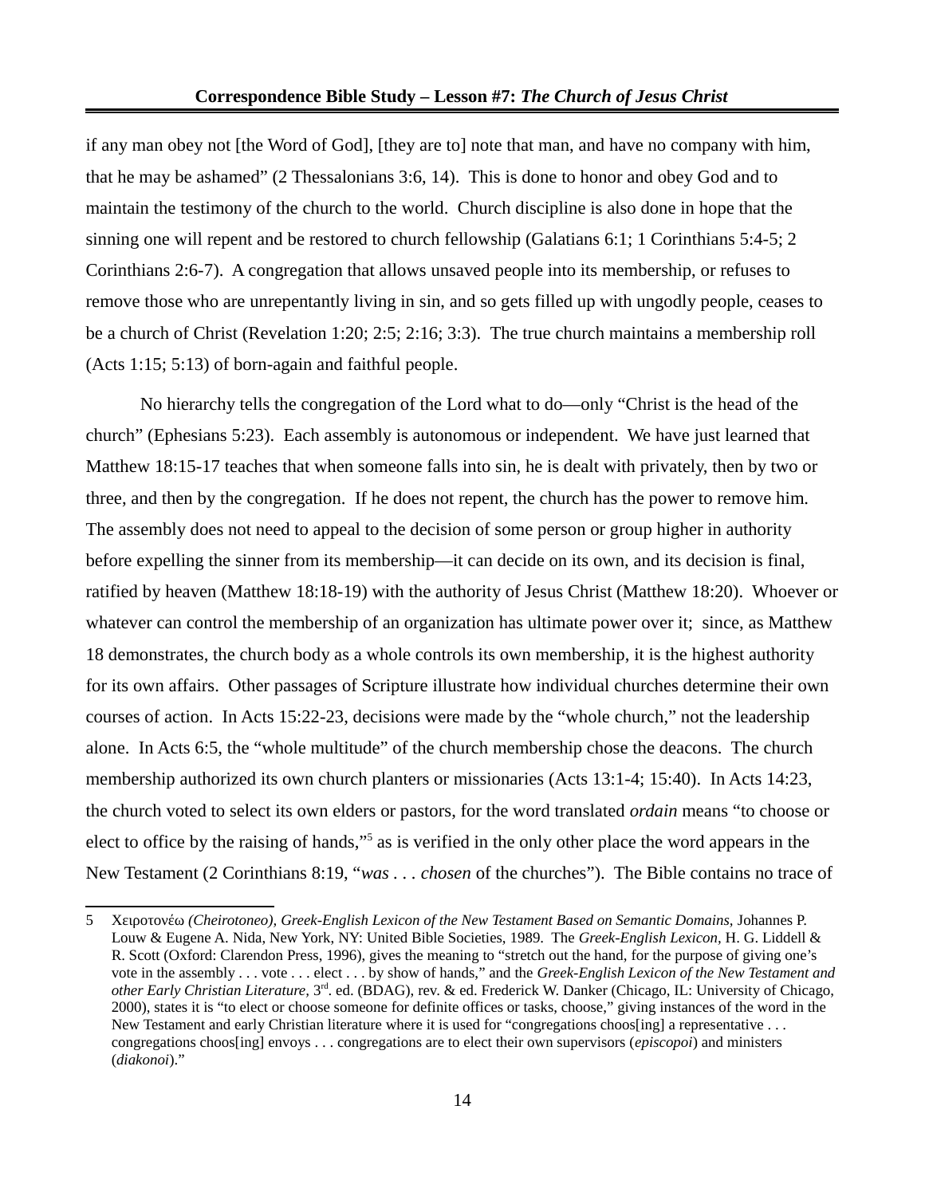if any man obey not [the Word of God], [they are to] note that man, and have no company with him, that he may be ashamed" (2 Thessalonians 3:6, 14). This is done to honor and obey God and to maintain the testimony of the church to the world. Church discipline is also done in hope that the sinning one will repent and be restored to church fellowship (Galatians 6:1; 1 Corinthians 5:4-5; 2 Corinthians 2:6-7). A congregation that allows unsaved people into its membership, or refuses to remove those who are unrepentantly living in sin, and so gets filled up with ungodly people, ceases to be a church of Christ (Revelation 1:20; 2:5; 2:16; 3:3). The true church maintains a membership roll (Acts 1:15; 5:13) of born-again and faithful people.

No hierarchy tells the congregation of the Lord what to do—only "Christ is the head of the church" (Ephesians 5:23). Each assembly is autonomous or independent. We have just learned that Matthew 18:15-17 teaches that when someone falls into sin, he is dealt with privately, then by two or three, and then by the congregation. If he does not repent, the church has the power to remove him. The assembly does not need to appeal to the decision of some person or group higher in authority before expelling the sinner from its membership—it can decide on its own, and its decision is final, ratified by heaven (Matthew 18:18-19) with the authority of Jesus Christ (Matthew 18:20). Whoever or whatever can control the membership of an organization has ultimate power over it; since, as Matthew 18 demonstrates, the church body as a whole controls its own membership, it is the highest authority for its own affairs. Other passages of Scripture illustrate how individual churches determine their own courses of action. In Acts 15:22-23, decisions were made by the "whole church," not the leadership alone. In Acts 6:5, the "whole multitude" of the church membership chose the deacons. The church membership authorized its own church planters or missionaries (Acts 13:1-4; 15:40). In Acts 14:23, the church voted to select its own elders or pastors, for the word translated *ordain* means "to choose or elect to office by the raising of hands,"[5] as is verified in the only other place the word appears in the New Testament (2 Corinthians 8:19, "*was . . . chosen* of the churches"). The Bible contains no trace of

---

5 Χειροτονέω *(Cheirotoneo)*, *Greek-English Lexicon of the New Testament Based on Semantic Domains*, Johannes P. Louw & Eugene A. Nida, New York, NY: United Bible Societies, 1989. The *Greek-English Lexicon*, H. G. Liddell & R. Scott (Oxford: Clarendon Press, 1996), gives the meaning to "stretch out the hand, for the purpose of giving one's vote in the assembly . . . vote . . . elect . . . by show of hands," and the *Greek-English Lexicon of the New Testament and other Early Christian Literature*, 3rd. ed. (BDAG), rev. & ed. Frederick W. Danker (Chicago, IL: University of Chicago, 2000), states it is "to elect or choose someone for definite offices or tasks, choose," giving instances of the word in the New Testament and early Christian literature where it is used for "congregations choos[ing] a representative . . . congregations choos[ing] envoys . . . congregations are to elect their own supervisors (*episcopoi*) and ministers (*diakonoi*)."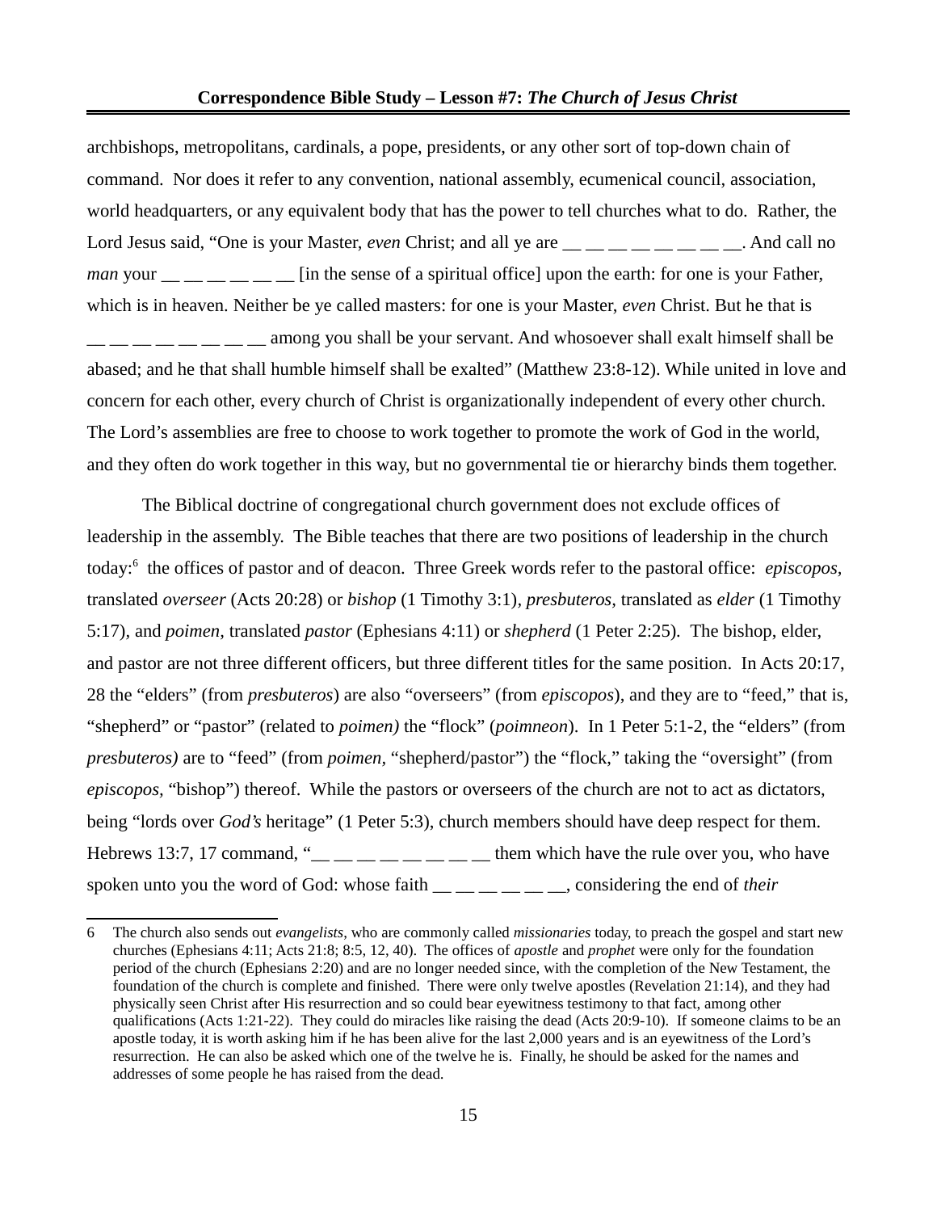archbishops, metropolitans, cardinals, a pope, presidents, or any other sort of top-down chain of command. Nor does it refer to any convention, national assembly, ecumenical council, association, world headquarters, or any equivalent body that has the power to tell churches what to do. Rather, the Lord Jesus said, "One is your Master, *even* Christ; and all ye are __ __ __ __ __ __ __ __. And call no *man* your __ __ __ __ __ __ [in the sense of a spiritual office] upon the earth: for one is your Father, which is in heaven. Neither be ye called masters: for one is your Master, *even* Christ. But he that is __ __ __ __ __ __ __ __ among you shall be your servant. And whosoever shall exalt himself shall be abased; and he that shall humble himself shall be exalted" (Matthew 23:8-12). While united in love and concern for each other, every church of Christ is organizationally independent of every other church. The Lord's assemblies are free to choose to work together to promote the work of God in the world, and they often do work together in this way, but no governmental tie or hierarchy binds them together.

The Biblical doctrine of congregational church government does not exclude offices of leadership in the assembly. The Bible teaches that there are two positions of leadership in the church today:[6] the offices of pastor and of deacon. Three Greek words refer to the pastoral office: *episcopos,* translated *overseer* (Acts 20:28) or *bishop* (1 Timothy 3:1), *presbuteros,* translated as *elder* (1 Timothy 5:17), and *poimen,* translated *pastor* (Ephesians 4:11) or *shepherd* (1 Peter 2:25). The bishop, elder, and pastor are not three different officers, but three different titles for the same position. In Acts 20:17, 28 the "elders" (from *presbuteros*) are also "overseers" (from *episcopos*), and they are to "feed," that is, "shepherd" or "pastor" (related to *poimen)* the "flock" (*poimneon*). In 1 Peter 5:1-2, the "elders" (from *presbuteros)* are to "feed" (from *poimen,* "shepherd/pastor") the "flock," taking the "oversight" (from *episcopos,* "bishop") thereof. While the pastors or overseers of the church are not to act as dictators, being "lords over *God's* heritage" (1 Peter 5:3), church members should have deep respect for them. Hebrews 13:7, 17 command, "__ __ __ __ __ __ __ __ them which have the rule over you, who have spoken unto you the word of God: whose faith __ __ __ __ __ __, considering the end of *their*

---

6 The church also sends out *evangelists*, who are commonly called *missionaries* today, to preach the gospel and start new churches (Ephesians 4:11; Acts 21:8; 8:5, 12, 40). The offices of *apostle* and *prophet* were only for the foundation period of the church (Ephesians 2:20) and are no longer needed since, with the completion of the New Testament, the foundation of the church is complete and finished. There were only twelve apostles (Revelation 21:14), and they had physically seen Christ after His resurrection and so could bear eyewitness testimony to that fact, among other qualifications (Acts 1:21-22). They could do miracles like raising the dead (Acts 20:9-10). If someone claims to be an apostle today, it is worth asking him if he has been alive for the last 2,000 years and is an eyewitness of the Lord's resurrection. He can also be asked which one of the twelve he is. Finally, he should be asked for the names and addresses of some people he has raised from the dead.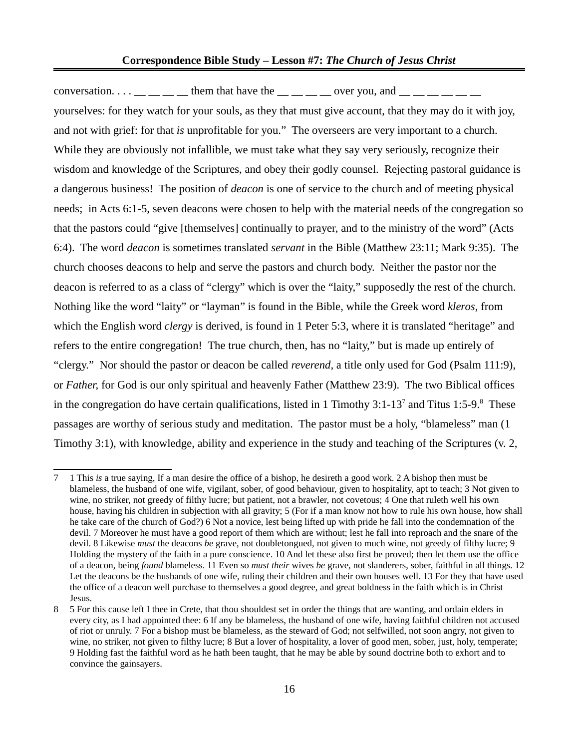conversation. . . . __ __ __ __ them that have the __ __ __ __ over you, and __ __ __ __ __ __ yourselves: for they watch for your souls, as they that must give account, that they may do it with joy, and not with grief: for that *is* unprofitable for you." The overseers are very important to a church. While they are obviously not infallible, we must take what they say very seriously, recognize their wisdom and knowledge of the Scriptures, and obey their godly counsel. Rejecting pastoral guidance is a dangerous business! The position of *deacon* is one of service to the church and of meeting physical needs; in Acts 6:1-5, seven deacons were chosen to help with the material needs of the congregation so that the pastors could "give [themselves] continually to prayer, and to the ministry of the word" (Acts 6:4). The word *deacon* is sometimes translated *servant* in the Bible (Matthew 23:11; Mark 9:35). The church chooses deacons to help and serve the pastors and church body. Neither the pastor nor the deacon is referred to as a class of "clergy" which is over the "laity," supposedly the rest of the church. Nothing like the word "laity" or "layman" is found in the Bible, while the Greek word *kleros,* from which the English word *clergy* is derived, is found in 1 Peter 5:3, where it is translated "heritage" and refers to the entire congregation! The true church, then, has no "laity," but is made up entirely of "clergy." Nor should the pastor or deacon be called *reverend,* a title only used for God (Psalm 111:9), or *Father,* for God is our only spiritual and heavenly Father (Matthew 23:9). The two Biblical offices in the congregation do have certain qualifications, listed in 1 Timothy 3:1-13[7] and Titus 1:5-9.[8] These passages are worthy of serious study and meditation. The pastor must be a holy, "blameless" man (1 Timothy 3:1), with knowledge, ability and experience in the study and teaching of the Scriptures (v. 2,

---

7 1 This *is* a true saying, If a man desire the office of a bishop, he desireth a good work. 2 A bishop then must be blameless, the husband of one wife, vigilant, sober, of good behaviour, given to hospitality, apt to teach; 3 Not given to wine, no striker, not greedy of filthy lucre; but patient, not a brawler, not covetous; 4 One that ruleth well his own house, having his children in subjection with all gravity; 5 (For if a man know not how to rule his own house, how shall he take care of the church of God?) 6 Not a novice, lest being lifted up with pride he fall into the condemnation of the devil. 7 Moreover he must have a good report of them which are without; lest he fall into reproach and the snare of the devil. 8 Likewise *must* the deacons *be* grave, not doubletongued, not given to much wine, not greedy of filthy lucre; 9 Holding the mystery of the faith in a pure conscience. 10 And let these also first be proved; then let them use the office of a deacon, being *found* blameless. 11 Even so *must their* wives *be* grave, not slanderers, sober, faithful in all things. 12 Let the deacons be the husbands of one wife, ruling their children and their own houses well. 13 For they that have used the office of a deacon well purchase to themselves a good degree, and great boldness in the faith which is in Christ Jesus.

8 5 For this cause left I thee in Crete, that thou shouldest set in order the things that are wanting, and ordain elders in every city, as I had appointed thee: 6 If any be blameless, the husband of one wife, having faithful children not accused of riot or unruly. 7 For a bishop must be blameless, as the steward of God; not selfwilled, not soon angry, not given to wine, no striker, not given to filthy lucre; 8 But a lover of hospitality, a lover of good men, sober, just, holy, temperate; 9 Holding fast the faithful word as he hath been taught, that he may be able by sound doctrine both to exhort and to convince the gainsayers.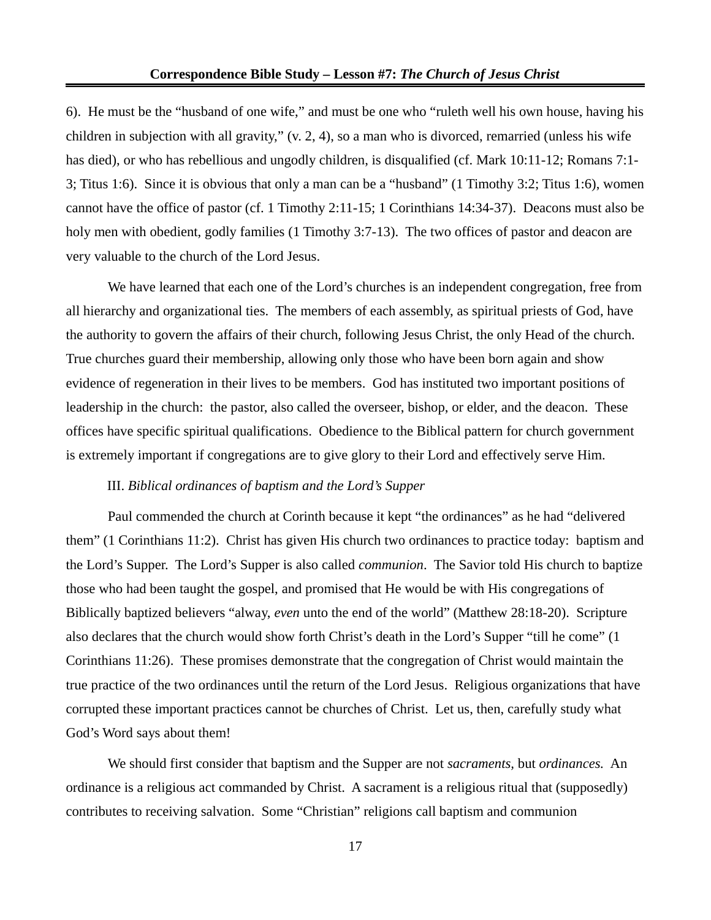6). He must be the "husband of one wife," and must be one who "ruleth well his own house, having his children in subjection with all gravity," (v. 2, 4), so a man who is divorced, remarried (unless his wife has died), or who has rebellious and ungodly children, is disqualified (cf. Mark 10:11-12; Romans 7:1-3; Titus 1:6). Since it is obvious that only a man can be a "husband" (1 Timothy 3:2; Titus 1:6), women cannot have the office of pastor (cf. 1 Timothy 2:11-15; 1 Corinthians 14:34-37). Deacons must also be holy men with obedient, godly families (1 Timothy 3:7-13). The two offices of pastor and deacon are very valuable to the church of the Lord Jesus.

We have learned that each one of the Lord's churches is an independent congregation, free from all hierarchy and organizational ties. The members of each assembly, as spiritual priests of God, have the authority to govern the affairs of their church, following Jesus Christ, the only Head of the church. True churches guard their membership, allowing only those who have been born again and show evidence of regeneration in their lives to be members. God has instituted two important positions of leadership in the church: the pastor, also called the overseer, bishop, or elder, and the deacon. These offices have specific spiritual qualifications. Obedience to the Biblical pattern for church government is extremely important if congregations are to give glory to their Lord and effectively serve Him.

III. *Biblical ordinances of baptism and the Lord's Supper*

Paul commended the church at Corinth because it kept "the ordinances" as he had "delivered them" (1 Corinthians 11:2). Christ has given His church two ordinances to practice today: baptism and the Lord's Supper. The Lord's Supper is also called *communion*. The Savior told His church to baptize those who had been taught the gospel, and promised that He would be with His congregations of Biblically baptized believers "alway, *even* unto the end of the world" (Matthew 28:18-20). Scripture also declares that the church would show forth Christ's death in the Lord's Supper "till he come" (1 Corinthians 11:26). These promises demonstrate that the congregation of Christ would maintain the true practice of the two ordinances until the return of the Lord Jesus. Religious organizations that have corrupted these important practices cannot be churches of Christ. Let us, then, carefully study what God's Word says about them!

We should first consider that baptism and the Supper are not *sacraments*, but *ordinances.* An ordinance is a religious act commanded by Christ. A sacrament is a religious ritual that (supposedly) contributes to receiving salvation. Some "Christian" religions call baptism and communion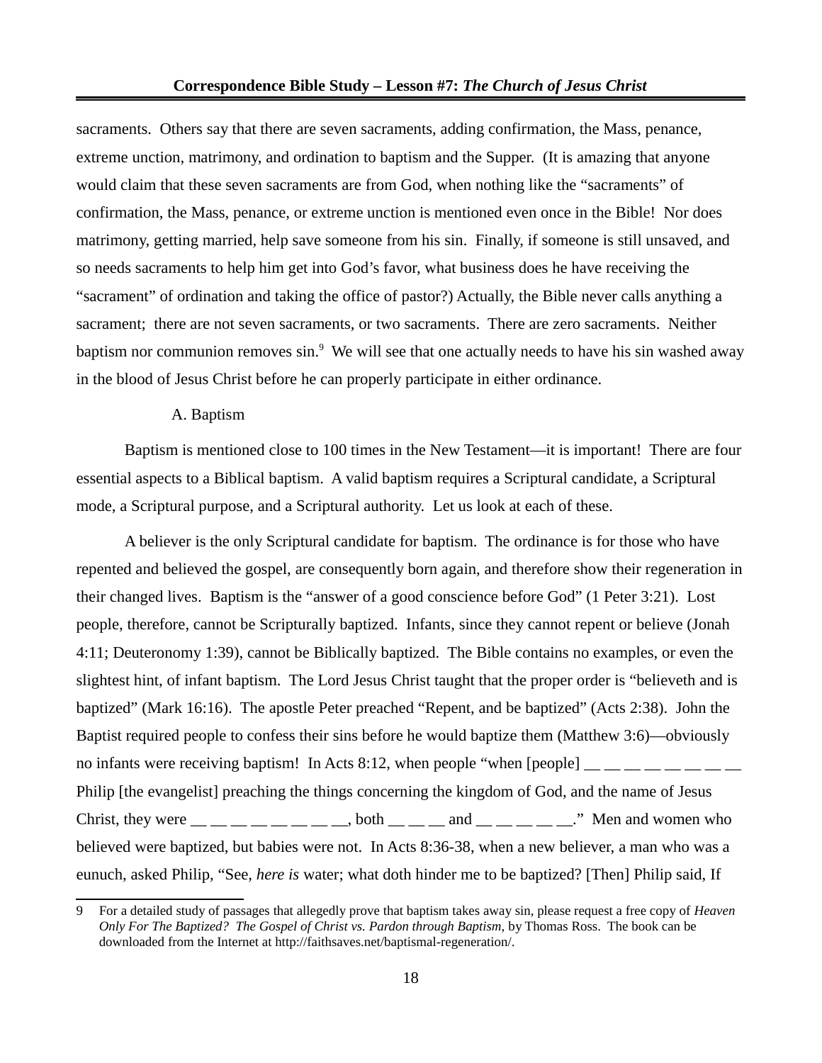sacraments. Others say that there are seven sacraments, adding confirmation, the Mass, penance, extreme unction, matrimony, and ordination to baptism and the Supper. (It is amazing that anyone would claim that these seven sacraments are from God, when nothing like the "sacraments" of confirmation, the Mass, penance, or extreme unction is mentioned even once in the Bible! Nor does matrimony, getting married, help save someone from his sin. Finally, if someone is still unsaved, and so needs sacraments to help him get into God's favor, what business does he have receiving the "sacrament" of ordination and taking the office of pastor?) Actually, the Bible never calls anything a sacrament; there are not seven sacraments, or two sacraments. There are zero sacraments. Neither baptism nor communion removes sin.[9] We will see that one actually needs to have his sin washed away in the blood of Jesus Christ before he can properly participate in either ordinance.

A. Baptism

Baptism is mentioned close to 100 times in the New Testament—it is important! There are four essential aspects to a Biblical baptism. A valid baptism requires a Scriptural candidate, a Scriptural mode, a Scriptural purpose, and a Scriptural authority. Let us look at each of these.

A believer is the only Scriptural candidate for baptism. The ordinance is for those who have repented and believed the gospel, are consequently born again, and therefore show their regeneration in their changed lives. Baptism is the "answer of a good conscience before God" (1 Peter 3:21). Lost people, therefore, cannot be Scripturally baptized. Infants, since they cannot repent or believe (Jonah 4:11; Deuteronomy 1:39), cannot be Biblically baptized. The Bible contains no examples, or even the slightest hint, of infant baptism. The Lord Jesus Christ taught that the proper order is "believeth and is baptized" (Mark 16:16). The apostle Peter preached "Repent, and be baptized" (Acts 2:38). John the Baptist required people to confess their sins before he would baptize them (Matthew 3:6)—obviously no infants were receiving baptism! In Acts 8:12, when people "when [people] __ __ __ __ __ __ __ __ Philip [the evangelist] preaching the things concerning the kingdom of God, and the name of Jesus Christ, they were __ __ __ __ __ __ __ __, both __ __ __ and __ __ __ __ __." Men and women who believed were baptized, but babies were not. In Acts 8:36-38, when a new believer, a man who was a eunuch, asked Philip, "See, *here is* water; what doth hinder me to be baptized? [Then] Philip said, If

---

9 For a detailed study of passages that allegedly prove that baptism takes away sin, please request a free copy of *Heaven Only For The Baptized? The Gospel of Christ vs. Pardon through Baptism,* by Thomas Ross. The book can be downloaded from the Internet at http://faithsaves.net/baptismal-regeneration/.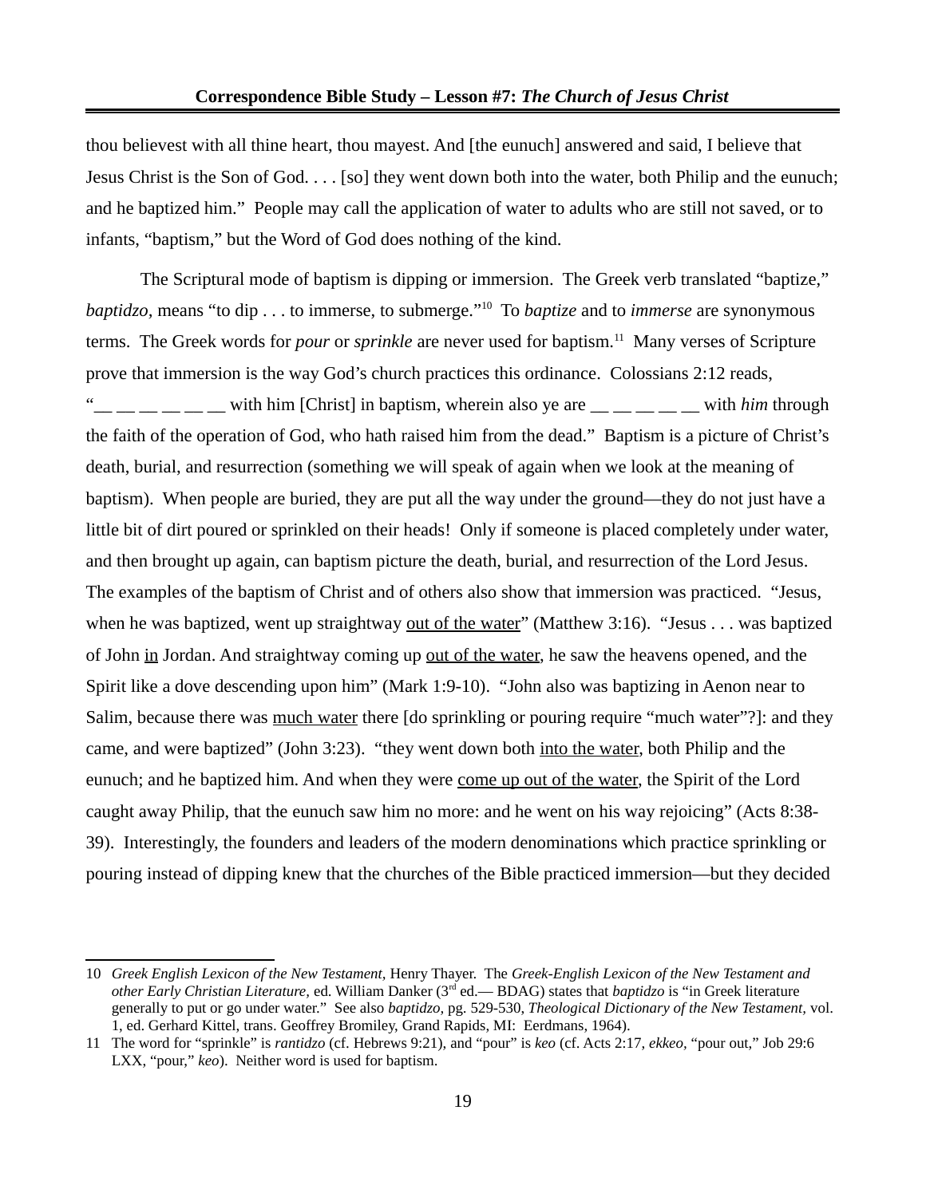thou believest with all thine heart, thou mayest. And [the eunuch] answered and said, I believe that Jesus Christ is the Son of God. . . . [so] they went down both into the water, both Philip and the eunuch; and he baptized him." People may call the application of water to adults who are still not saved, or to infants, "baptism," but the Word of God does nothing of the kind.

The Scriptural mode of baptism is dipping or immersion. The Greek verb translated "baptize," *baptidzo,* means "to dip . . . to immerse, to submerge."[10] To *baptize* and to *immerse* are synonymous terms. The Greek words for *pour* or *sprinkle* are never used for baptism.[11] Many verses of Scripture prove that immersion is the way God's church practices this ordinance. Colossians 2:12 reads, "__ __ __ __ __ __ with him [Christ] in baptism, wherein also ye are __ __ __ __ __ with *him* through the faith of the operation of God, who hath raised him from the dead." Baptism is a picture of Christ's death, burial, and resurrection (something we will speak of again when we look at the meaning of baptism). When people are buried, they are put all the way under the ground—they do not just have a little bit of dirt poured or sprinkled on their heads! Only if someone is placed completely under water, and then brought up again, can baptism picture the death, burial, and resurrection of the Lord Jesus. The examples of the baptism of Christ and of others also show that immersion was practiced. "Jesus, when he was baptized, went up straightway <u>out of the water</u>" (Matthew 3:16). "Jesus . . . was baptized of John <u>in</u> Jordan. And straightway coming up <u>out of the water</u>, he saw the heavens opened, and the Spirit like a dove descending upon him" (Mark 1:9-10). "John also was baptizing in Aenon near to Salim, because there was <u>much water</u> there [do sprinkling or pouring require "much water"?]: and they came, and were baptized" (John 3:23). "they went down both <u>into the water</u>, both Philip and the eunuch; and he baptized him. And when they were <u>come up out of the water</u>, the Spirit of the Lord caught away Philip, that the eunuch saw him no more: and he went on his way rejoicing" (Acts 8:38-39). Interestingly, the founders and leaders of the modern denominations which practice sprinkling or pouring instead of dipping knew that the churches of the Bible practiced immersion—but they decided

---

10 *Greek English Lexicon of the New Testament,* Henry Thayer. The *Greek-English Lexicon of the New Testament and other Early Christian Literature,* ed. William Danker (3rd ed.— BDAG) states that *baptidzo* is "in Greek literature generally to put or go under water." See also *baptidzo,* pg. 529-530, *Theological Dictionary of the New Testament,* vol. 1, ed. Gerhard Kittel, trans. Geoffrey Bromiley, Grand Rapids, MI: Eerdmans, 1964).

11 The word for "sprinkle" is *rantidzo* (cf. Hebrews 9:21), and "pour" is *keo* (cf. Acts 2:17, *ekkeo,* "pour out," Job 29:6 LXX, "pour," *keo*). Neither word is used for baptism.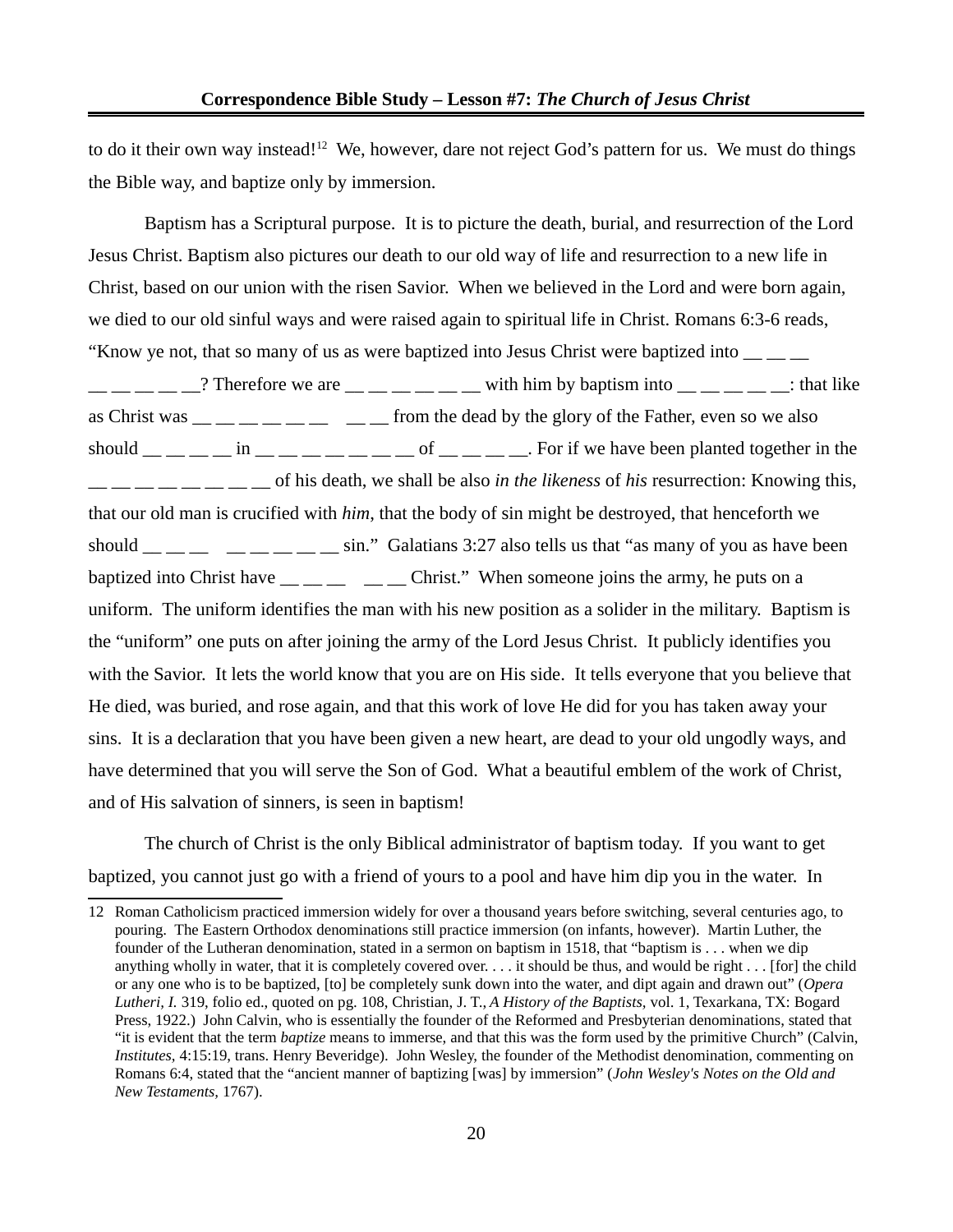to do it their own way instead![12] We, however, dare not reject God's pattern for us. We must do things the Bible way, and baptize only by immersion.

Baptism has a Scriptural purpose. It is to picture the death, burial, and resurrection of the Lord Jesus Christ. Baptism also pictures our death to our old way of life and resurrection to a new life in Christ, based on our union with the risen Savior. When we believed in the Lord and were born again, we died to our old sinful ways and were raised again to spiritual life in Christ. Romans 6:3-6 reads, "Know ye not, that so many of us as were baptized into Jesus Christ were baptized into __ __ __ __ __ __ __ __? Therefore we are __ __ __ __ __ __ with him by baptism into __ __ __ __ __: that like as Christ was __ __ __ __ __ __  __ __ from the dead by the glory of the Father, even so we also should __ __ __ __ in __ __ __ __ __ __ __ of __ __ __ __. For if we have been planted together in the __ __ __ __ __ __ __ __ of his death, we shall be also *in the likeness* of *his* resurrection: Knowing this, that our old man is crucified with *him*, that the body of sin might be destroyed, that henceforth we should __ __ __  __ __ __ __ __ sin." Galatians 3:27 also tells us that "as many of you as have been baptized into Christ have __ __ __  __ __ Christ." When someone joins the army, he puts on a uniform. The uniform identifies the man with his new position as a solider in the military. Baptism is the "uniform" one puts on after joining the army of the Lord Jesus Christ. It publicly identifies you with the Savior. It lets the world know that you are on His side. It tells everyone that you believe that He died, was buried, and rose again, and that this work of love He did for you has taken away your sins. It is a declaration that you have been given a new heart, are dead to your old ungodly ways, and have determined that you will serve the Son of God. What a beautiful emblem of the work of Christ, and of His salvation of sinners, is seen in baptism!

The church of Christ is the only Biblical administrator of baptism today. If you want to get baptized, you cannot just go with a friend of yours to a pool and have him dip you in the water. In

---

12 Roman Catholicism practiced immersion widely for over a thousand years before switching, several centuries ago, to pouring. The Eastern Orthodox denominations still practice immersion (on infants, however). Martin Luther, the founder of the Lutheran denomination, stated in a sermon on baptism in 1518, that "baptism is . . . when we dip anything wholly in water, that it is completely covered over. . . . it should be thus, and would be right . . . [for] the child or any one who is to be baptized, [to] be completely sunk down into the water, and dipt again and drawn out" (*Opera Lutheri, I.* 319, folio ed., quoted on pg. 108, Christian, J. T., *A History of the Baptists*, vol. 1, Texarkana, TX: Bogard Press, 1922.) John Calvin, who is essentially the founder of the Reformed and Presbyterian denominations, stated that "it is evident that the term *baptize* means to immerse, and that this was the form used by the primitive Church" (Calvin, *Institutes*, 4:15:19, trans. Henry Beveridge). John Wesley, the founder of the Methodist denomination, commenting on Romans 6:4, stated that the "ancient manner of baptizing [was] by immersion" (*John Wesley's Notes on the Old and New Testaments*, 1767).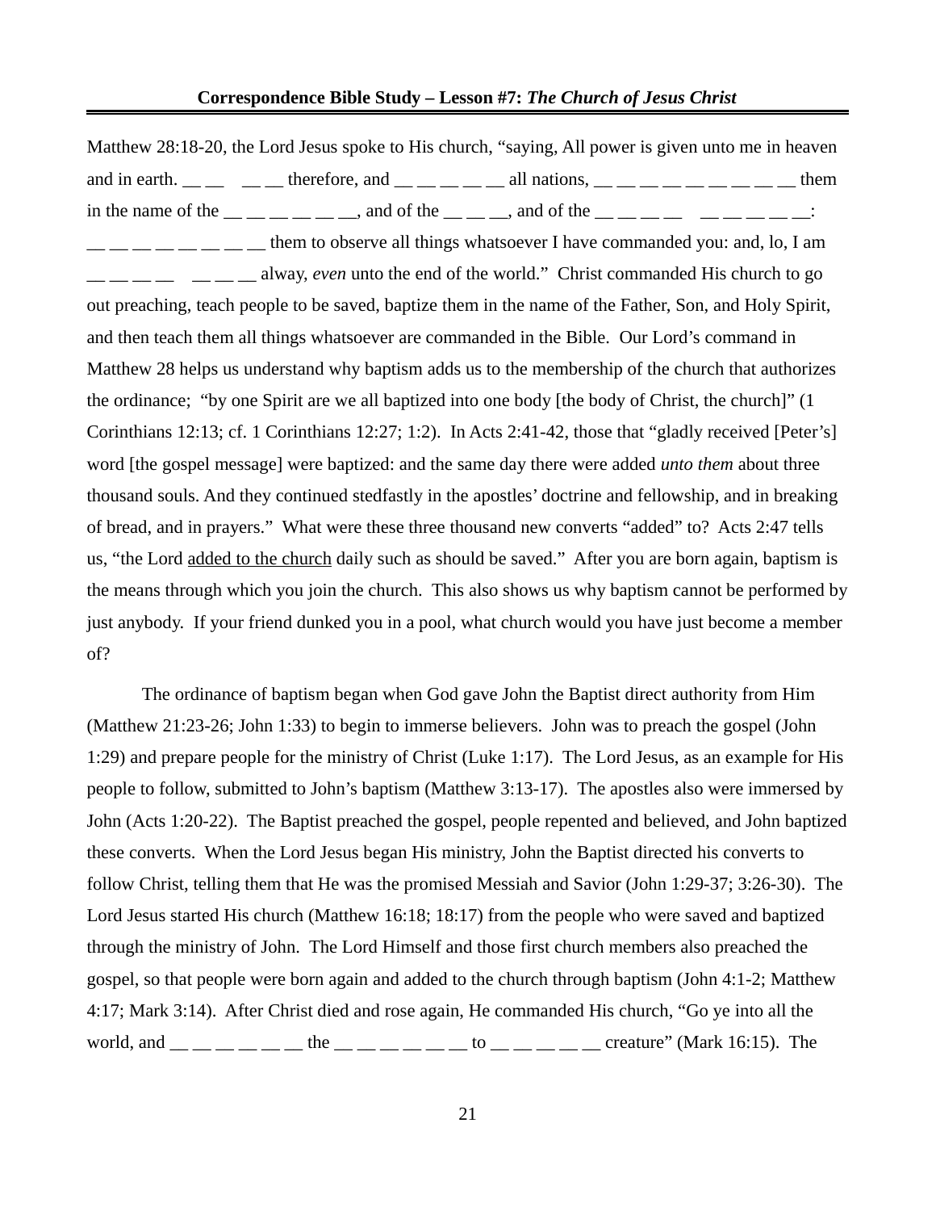Matthew 28:18-20, the Lord Jesus spoke to His church, "saying, All power is given unto me in heaven and in earth. __ __   __ __ therefore, and __ __ __ __ __ all nations, __ __ __ __ __ __ __ __ __ them in the name of the __ __ __ __ __ __, and of the __ __ __, and of the __ __ __ __   __ __ __ __ __: __ __ __ __ __ __ __ __ them to observe all things whatsoever I have commanded you: and, lo, I am __ __ __ __   __ __ __ alway, *even* unto the end of the world." Christ commanded His church to go out preaching, teach people to be saved, baptize them in the name of the Father, Son, and Holy Spirit, and then teach them all things whatsoever are commanded in the Bible. Our Lord's command in Matthew 28 helps us understand why baptism adds us to the membership of the church that authorizes the ordinance; "by one Spirit are we all baptized into one body [the body of Christ, the church]" (1 Corinthians 12:13; cf. 1 Corinthians 12:27; 1:2). In Acts 2:41-42, those that "gladly received [Peter's] word [the gospel message] were baptized: and the same day there were added *unto them* about three thousand souls. And they continued stedfastly in the apostles' doctrine and fellowship, and in breaking of bread, and in prayers." What were these three thousand new converts "added" to? Acts 2:47 tells us, "the Lord <u>added to the church</u> daily such as should be saved." After you are born again, baptism is the means through which you join the church. This also shows us why baptism cannot be performed by just anybody. If your friend dunked you in a pool, what church would you have just become a member of?

The ordinance of baptism began when God gave John the Baptist direct authority from Him (Matthew 21:23-26; John 1:33) to begin to immerse believers. John was to preach the gospel (John 1:29) and prepare people for the ministry of Christ (Luke 1:17). The Lord Jesus, as an example for His people to follow, submitted to John's baptism (Matthew 3:13-17). The apostles also were immersed by John (Acts 1:20-22). The Baptist preached the gospel, people repented and believed, and John baptized these converts. When the Lord Jesus began His ministry, John the Baptist directed his converts to follow Christ, telling them that He was the promised Messiah and Savior (John 1:29-37; 3:26-30). The Lord Jesus started His church (Matthew 16:18; 18:17) from the people who were saved and baptized through the ministry of John. The Lord Himself and those first church members also preached the gospel, so that people were born again and added to the church through baptism (John 4:1-2; Matthew 4:17; Mark 3:14). After Christ died and rose again, He commanded His church, "Go ye into all the world, and __ __ __ __ __ __ the __ __ __ __ __ __ to __ __ __ __ __ creature" (Mark 16:15). The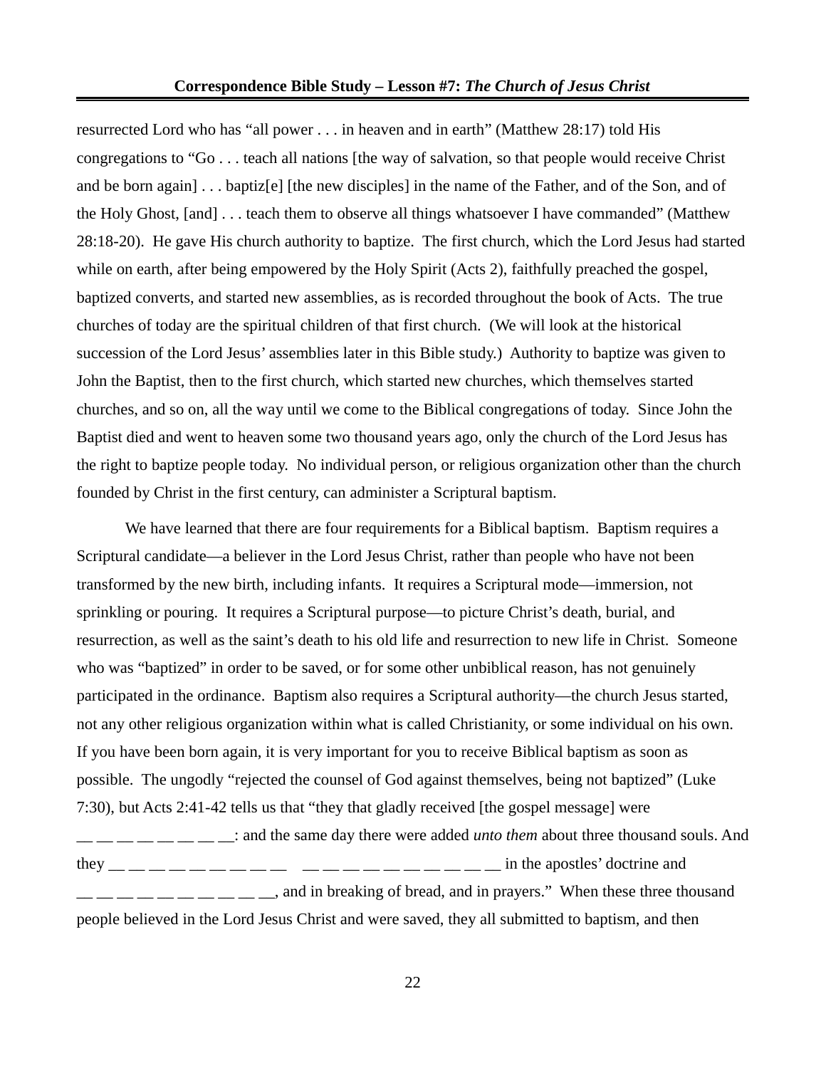resurrected Lord who has "all power . . . in heaven and in earth" (Matthew 28:17) told His congregations to "Go . . . teach all nations [the way of salvation, so that people would receive Christ and be born again] . . . baptiz[e] [the new disciples] in the name of the Father, and of the Son, and of the Holy Ghost, [and] . . . teach them to observe all things whatsoever I have commanded" (Matthew 28:18-20). He gave His church authority to baptize. The first church, which the Lord Jesus had started while on earth, after being empowered by the Holy Spirit (Acts 2), faithfully preached the gospel, baptized converts, and started new assemblies, as is recorded throughout the book of Acts. The true churches of today are the spiritual children of that first church. (We will look at the historical succession of the Lord Jesus' assemblies later in this Bible study.) Authority to baptize was given to John the Baptist, then to the first church, which started new churches, which themselves started churches, and so on, all the way until we come to the Biblical congregations of today. Since John the Baptist died and went to heaven some two thousand years ago, only the church of the Lord Jesus has the right to baptize people today. No individual person, or religious organization other than the church founded by Christ in the first century, can administer a Scriptural baptism.

We have learned that there are four requirements for a Biblical baptism. Baptism requires a Scriptural candidate—a believer in the Lord Jesus Christ, rather than people who have not been transformed by the new birth, including infants. It requires a Scriptural mode—immersion, not sprinkling or pouring. It requires a Scriptural purpose—to picture Christ's death, burial, and resurrection, as well as the saint's death to his old life and resurrection to new life in Christ. Someone who was "baptized" in order to be saved, or for some other unbiblical reason, has not genuinely participated in the ordinance. Baptism also requires a Scriptural authority—the church Jesus started, not any other religious organization within what is called Christianity, or some individual on his own. If you have been born again, it is very important for you to receive Biblical baptism as soon as possible. The ungodly "rejected the counsel of God against themselves, being not baptized" (Luke 7:30), but Acts 2:41-42 tells us that "they that gladly received [the gospel message] were __ __ __ __ __ __ __ __: and the same day there were added *unto them* about three thousand souls. And they __ __ __ __ __ __ __ __ __ __ __ __ __ __ __ __ __ __ __ __ in the apostles' doctrine and __ __ __ __ __ __ __ __ __ __ __, and in breaking of bread, and in prayers." When these three thousand people believed in the Lord Jesus Christ and were saved, they all submitted to baptism, and then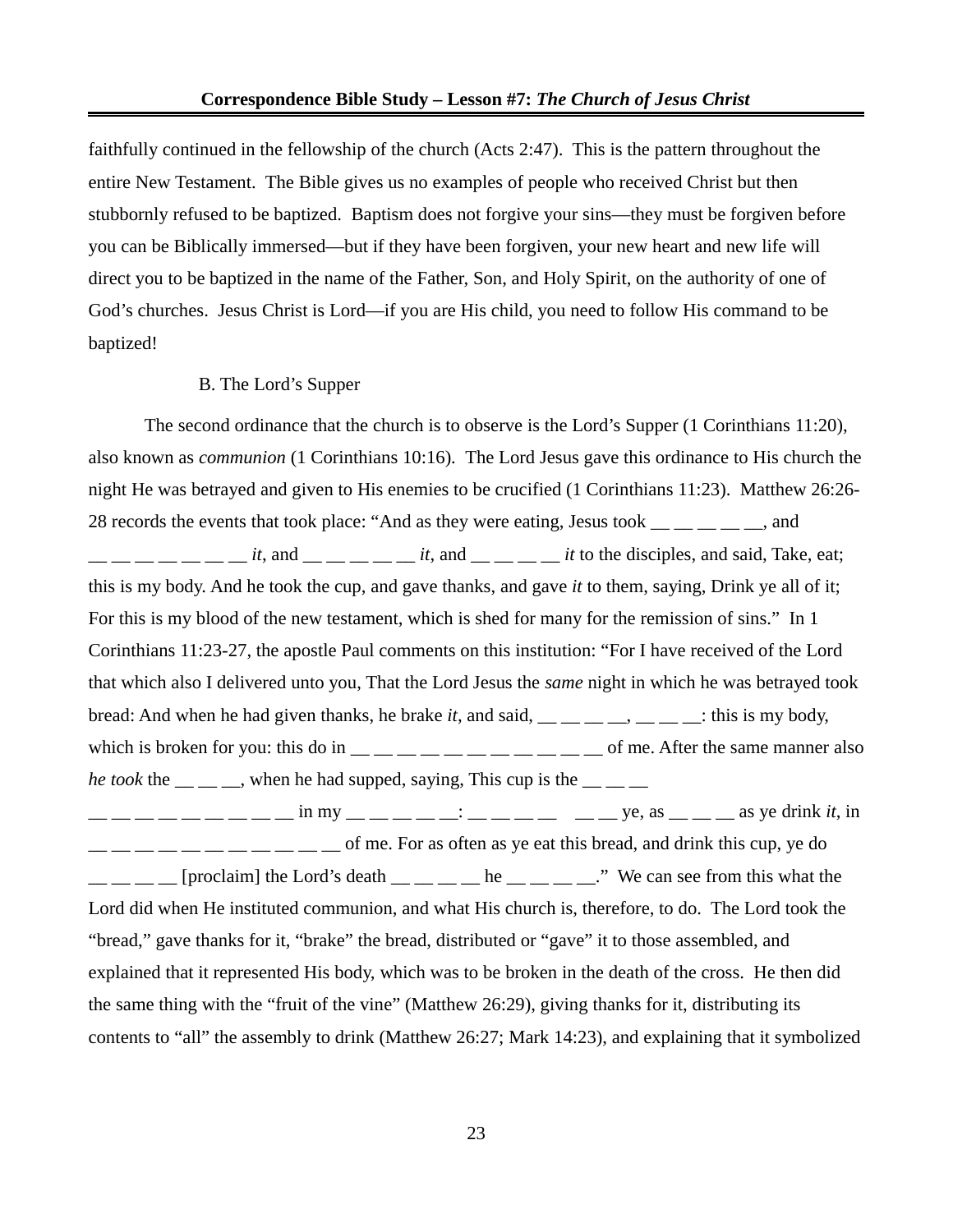faithfully continued in the fellowship of the church (Acts 2:47). This is the pattern throughout the entire New Testament. The Bible gives us no examples of people who received Christ but then stubbornly refused to be baptized. Baptism does not forgive your sins—they must be forgiven before you can be Biblically immersed—but if they have been forgiven, your new heart and new life will direct you to be baptized in the name of the Father, Son, and Holy Spirit, on the authority of one of God's churches. Jesus Christ is Lord—if you are His child, you need to follow His command to be baptized!

B. The Lord's Supper

The second ordinance that the church is to observe is the Lord's Supper (1 Corinthians 11:20), also known as *communion* (1 Corinthians 10:16). The Lord Jesus gave this ordinance to His church the night He was betrayed and given to His enemies to be crucified (1 Corinthians 11:23). Matthew 26:26-28 records the events that took place: "And as they were eating, Jesus took __ __ __ __ __, and __ __ __ __ __ __ __ *it*, and __ __ __ __ __ *it*, and __ __ __ __ *it* to the disciples, and said, Take, eat; this is my body. And he took the cup, and gave thanks, and gave *it* to them, saying, Drink ye all of it; For this is my blood of the new testament, which is shed for many for the remission of sins." In 1 Corinthians 11:23-27, the apostle Paul comments on this institution: "For I have received of the Lord that which also I delivered unto you, That the Lord Jesus the *same* night in which he was betrayed took bread: And when he had given thanks, he brake *it*, and said, __ __ __ __, __ __ __: this is my body, which is broken for you: this do in __ __ __ __ __ __ __ __ __ __ __ of me. After the same manner also *he took* the __ __ __, when he had supped, saying, This cup is the __ __ __ __ __ __ __ __ __ __ __ __ in my __ __ __ __ __: __ __ __ __ __ __ ye, as __ __ __ as ye drink *it*, in __ __ __ __ __ __ __ __ __ __ __ of me. For as often as ye eat this bread, and drink this cup, ye do __ __ __ __ [proclaim] the Lord's death __ __ __ __ he __ __ __ __." We can see from this what the Lord did when He instituted communion, and what His church is, therefore, to do. The Lord took the "bread," gave thanks for it, "brake" the bread, distributed or "gave" it to those assembled, and explained that it represented His body, which was to be broken in the death of the cross. He then did the same thing with the "fruit of the vine" (Matthew 26:29), giving thanks for it, distributing its contents to "all" the assembly to drink (Matthew 26:27; Mark 14:23), and explaining that it symbolized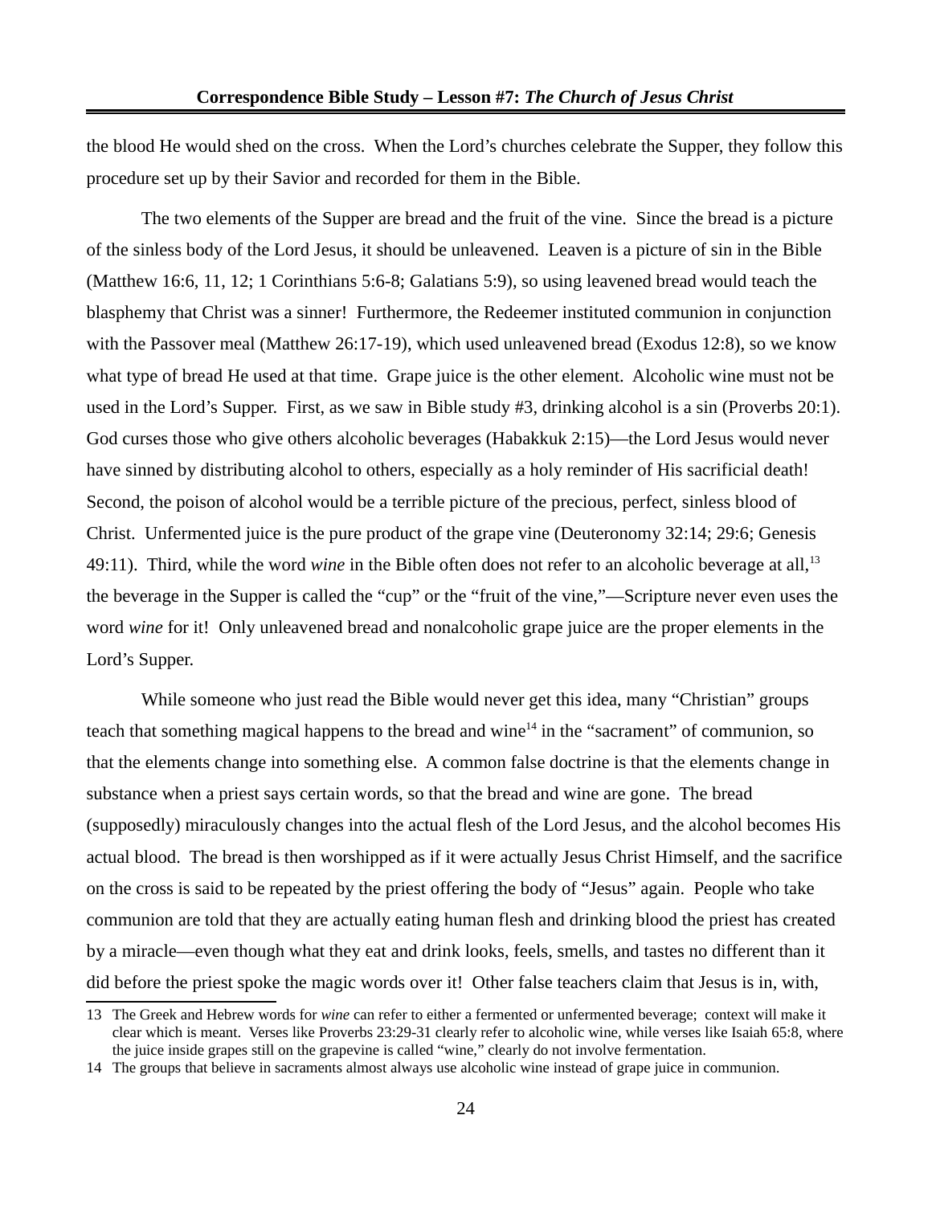the blood He would shed on the cross. When the Lord's churches celebrate the Supper, they follow this procedure set up by their Savior and recorded for them in the Bible.

The two elements of the Supper are bread and the fruit of the vine. Since the bread is a picture of the sinless body of the Lord Jesus, it should be unleavened. Leaven is a picture of sin in the Bible (Matthew 16:6, 11, 12; 1 Corinthians 5:6-8; Galatians 5:9), so using leavened bread would teach the blasphemy that Christ was a sinner! Furthermore, the Redeemer instituted communion in conjunction with the Passover meal (Matthew 26:17-19), which used unleavened bread (Exodus 12:8), so we know what type of bread He used at that time. Grape juice is the other element. Alcoholic wine must not be used in the Lord's Supper. First, as we saw in Bible study #3, drinking alcohol is a sin (Proverbs 20:1). God curses those who give others alcoholic beverages (Habakkuk 2:15)—the Lord Jesus would never have sinned by distributing alcohol to others, especially as a holy reminder of His sacrificial death! Second, the poison of alcohol would be a terrible picture of the precious, perfect, sinless blood of Christ. Unfermented juice is the pure product of the grape vine (Deuteronomy 32:14; 29:6; Genesis 49:11). Third, while the word *wine* in the Bible often does not refer to an alcoholic beverage at all,[13] the beverage in the Supper is called the "cup" or the "fruit of the vine,"—Scripture never even uses the word *wine* for it! Only unleavened bread and nonalcoholic grape juice are the proper elements in the Lord's Supper.

While someone who just read the Bible would never get this idea, many "Christian" groups teach that something magical happens to the bread and wine[14] in the "sacrament" of communion, so that the elements change into something else. A common false doctrine is that the elements change in substance when a priest says certain words, so that the bread and wine are gone. The bread (supposedly) miraculously changes into the actual flesh of the Lord Jesus, and the alcohol becomes His actual blood. The bread is then worshipped as if it were actually Jesus Christ Himself, and the sacrifice on the cross is said to be repeated by the priest offering the body of "Jesus" again. People who take communion are told that they are actually eating human flesh and drinking blood the priest has created by a miracle—even though what they eat and drink looks, feels, smells, and tastes no different than it did before the priest spoke the magic words over it! Other false teachers claim that Jesus is in, with,

---

13 The Greek and Hebrew words for *wine* can refer to either a fermented or unfermented beverage; context will make it clear which is meant. Verses like Proverbs 23:29-31 clearly refer to alcoholic wine, while verses like Isaiah 65:8, where the juice inside grapes still on the grapevine is called "wine," clearly do not involve fermentation.

14 The groups that believe in sacraments almost always use alcoholic wine instead of grape juice in communion.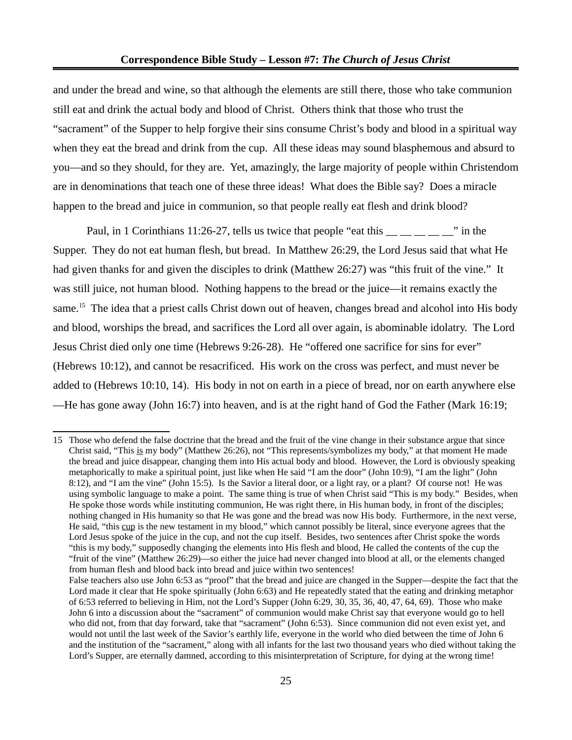and under the bread and wine, so that although the elements are still there, those who take communion still eat and drink the actual body and blood of Christ. Others think that those who trust the "sacrament" of the Supper to help forgive their sins consume Christ's body and blood in a spiritual way when they eat the bread and drink from the cup. All these ideas may sound blasphemous and absurd to you—and so they should, for they are. Yet, amazingly, the large majority of people within Christendom are in denominations that teach one of these three ideas! What does the Bible say? Does a miracle happen to the bread and juice in communion, so that people really eat flesh and drink blood?

Paul, in 1 Corinthians 11:26-27, tells us twice that people "eat this __ __ __ __ __" in the Supper. They do not eat human flesh, but bread. In Matthew 26:29, the Lord Jesus said that what He had given thanks for and given the disciples to drink (Matthew 26:27) was "this fruit of the vine." It was still juice, not human blood. Nothing happens to the bread or the juice—it remains exactly the same.[15] The idea that a priest calls Christ down out of heaven, changes bread and alcohol into His body and blood, worships the bread, and sacrifices the Lord all over again, is abominable idolatry. The Lord Jesus Christ died only one time (Hebrews 9:26-28). He "offered one sacrifice for sins for ever" (Hebrews 10:12), and cannot be resacrificed. His work on the cross was perfect, and must never be added to (Hebrews 10:10, 14). His body in not on earth in a piece of bread, nor on earth anywhere else—He has gone away (John 16:7) into heaven, and is at the right hand of God the Father (Mark 16:19;

---

15 Those who defend the false doctrine that the bread and the fruit of the vine change in their substance argue that since Christ said, "This is my body" (Matthew 26:26), not "This represents/symbolizes my body," at that moment He made the bread and juice disappear, changing them into His actual body and blood. However, the Lord is obviously speaking metaphorically to make a spiritual point, just like when He said "I am the door" (John 10:9), "I am the light" (John 8:12), and "I am the vine" (John 15:5). Is the Savior a literal door, or a light ray, or a plant? Of course not! He was using symbolic language to make a point. The same thing is true of when Christ said "This is my body." Besides, when He spoke those words while instituting communion, He was right there, in His human body, in front of the disciples; nothing changed in His humanity so that He was gone and the bread was now His body. Furthermore, in the next verse, He said, "this cup is the new testament in my blood," which cannot possibly be literal, since everyone agrees that the Lord Jesus spoke of the juice in the cup, and not the cup itself. Besides, two sentences after Christ spoke the words "this is my body," supposedly changing the elements into His flesh and blood, He called the contents of the cup the "fruit of the vine" (Matthew 26:29)—so either the juice had never changed into blood at all, or the elements changed from human flesh and blood back into bread and juice within two sentences!

False teachers also use John 6:53 as "proof" that the bread and juice are changed in the Supper—despite the fact that the Lord made it clear that He spoke spiritually (John 6:63) and He repeatedly stated that the eating and drinking metaphor of 6:53 referred to believing in Him, not the Lord's Supper (John 6:29, 30, 35, 36, 40, 47, 64, 69). Those who make John 6 into a discussion about the "sacrament" of communion would make Christ say that everyone would go to hell who did not, from that day forward, take that "sacrament" (John 6:53). Since communion did not even exist yet, and would not until the last week of the Savior's earthly life, everyone in the world who died between the time of John 6 and the institution of the "sacrament," along with all infants for the last two thousand years who died without taking the Lord's Supper, are eternally damned, according to this misinterpretation of Scripture, for dying at the wrong time!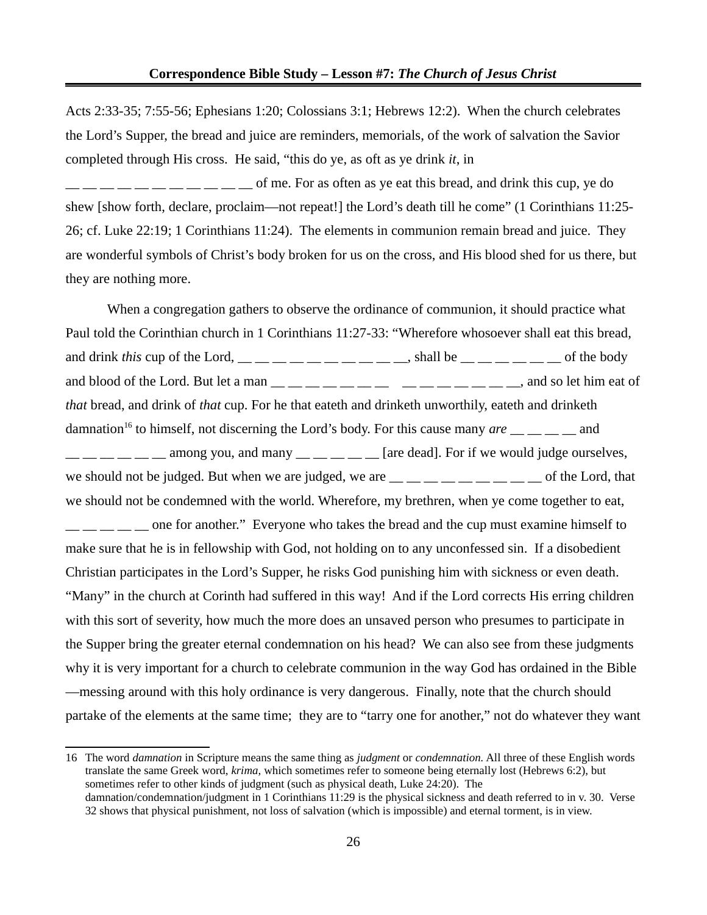Acts 2:33-35; 7:55-56; Ephesians 1:20; Colossians 3:1; Hebrews 12:2). When the church celebrates the Lord's Supper, the bread and juice are reminders, memorials, of the work of salvation the Savior completed through His cross. He said, "this do ye, as oft as ye drink *it*, in __ __ __ __ __ __ __ __ __ __ __ __ of me. For as often as ye eat this bread, and drink this cup, ye do shew [show forth, declare, proclaim—not repeat!] the Lord's death till he come" (1 Corinthians 11:25-26; cf. Luke 22:19; 1 Corinthians 11:24). The elements in communion remain bread and juice. They are wonderful symbols of Christ's body broken for us on the cross, and His blood shed for us there, but they are nothing more.

When a congregation gathers to observe the ordinance of communion, it should practice what Paul told the Corinthian church in 1 Corinthians 11:27-33: "Wherefore whosoever shall eat this bread, and drink *this* cup of the Lord, __ __ __ __ __ __ __ __ __ __, shall be __ __ __ __ __ __ of the body and blood of the Lord. But let a man __ __ __ __ __ __ __ __ __ __ __ __ __ __ __, and so let him eat of *that* bread, and drink of *that* cup. For he that eateth and drinketh unworthily, eateth and drinketh damnation[16] to himself, not discerning the Lord's body. For this cause many *are* __ __ __ __ and __ __ __ __ __ __ among you, and many __ __ __ __ __ [are dead]. For if we would judge ourselves, we should not be judged. But when we are judged, we are __ __ __ __ __ __ __ __ __ of the Lord, that we should not be condemned with the world. Wherefore, my brethren, when ye come together to eat, __ __ __ __ __ one for another." Everyone who takes the bread and the cup must examine himself to make sure that he is in fellowship with God, not holding on to any unconfessed sin. If a disobedient Christian participates in the Lord's Supper, he risks God punishing him with sickness or even death. "Many" in the church at Corinth had suffered in this way! And if the Lord corrects His erring children with this sort of severity, how much the more does an unsaved person who presumes to participate in the Supper bring the greater eternal condemnation on his head? We can also see from these judgments why it is very important for a church to celebrate communion in the way God has ordained in the Bible—messing around with this holy ordinance is very dangerous. Finally, note that the church should partake of the elements at the same time; they are to "tarry one for another," not do whatever they want

---

16 The word *damnation* in Scripture means the same thing as *judgment* or *condemnation.* All three of these English words translate the same Greek word, *krima,* which sometimes refer to someone being eternally lost (Hebrews 6:2), but sometimes refer to other kinds of judgment (such as physical death, Luke 24:20). The damnation/condemnation/judgment in 1 Corinthians 11:29 is the physical sickness and death referred to in v. 30. Verse 32 shows that physical punishment, not loss of salvation (which is impossible) and eternal torment, is in view.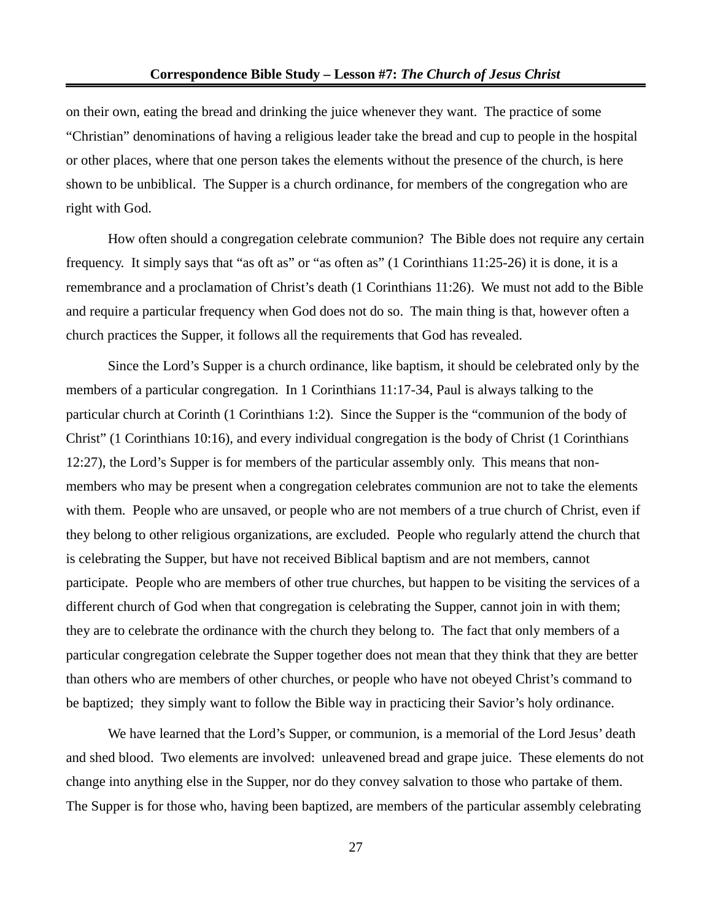on their own, eating the bread and drinking the juice whenever they want. The practice of some "Christian" denominations of having a religious leader take the bread and cup to people in the hospital or other places, where that one person takes the elements without the presence of the church, is here shown to be unbiblical. The Supper is a church ordinance, for members of the congregation who are right with God.

How often should a congregation celebrate communion? The Bible does not require any certain frequency. It simply says that "as oft as" or "as often as" (1 Corinthians 11:25-26) it is done, it is a remembrance and a proclamation of Christ's death (1 Corinthians 11:26). We must not add to the Bible and require a particular frequency when God does not do so. The main thing is that, however often a church practices the Supper, it follows all the requirements that God has revealed.

Since the Lord's Supper is a church ordinance, like baptism, it should be celebrated only by the members of a particular congregation. In 1 Corinthians 11:17-34, Paul is always talking to the particular church at Corinth (1 Corinthians 1:2). Since the Supper is the "communion of the body of Christ" (1 Corinthians 10:16), and every individual congregation is the body of Christ (1 Corinthians 12:27), the Lord's Supper is for members of the particular assembly only. This means that non-members who may be present when a congregation celebrates communion are not to take the elements with them. People who are unsaved, or people who are not members of a true church of Christ, even if they belong to other religious organizations, are excluded. People who regularly attend the church that is celebrating the Supper, but have not received Biblical baptism and are not members, cannot participate. People who are members of other true churches, but happen to be visiting the services of a different church of God when that congregation is celebrating the Supper, cannot join in with them; they are to celebrate the ordinance with the church they belong to. The fact that only members of a particular congregation celebrate the Supper together does not mean that they think that they are better than others who are members of other churches, or people who have not obeyed Christ's command to be baptized; they simply want to follow the Bible way in practicing their Savior's holy ordinance.

We have learned that the Lord's Supper, or communion, is a memorial of the Lord Jesus' death and shed blood. Two elements are involved: unleavened bread and grape juice. These elements do not change into anything else in the Supper, nor do they convey salvation to those who partake of them. The Supper is for those who, having been baptized, are members of the particular assembly celebrating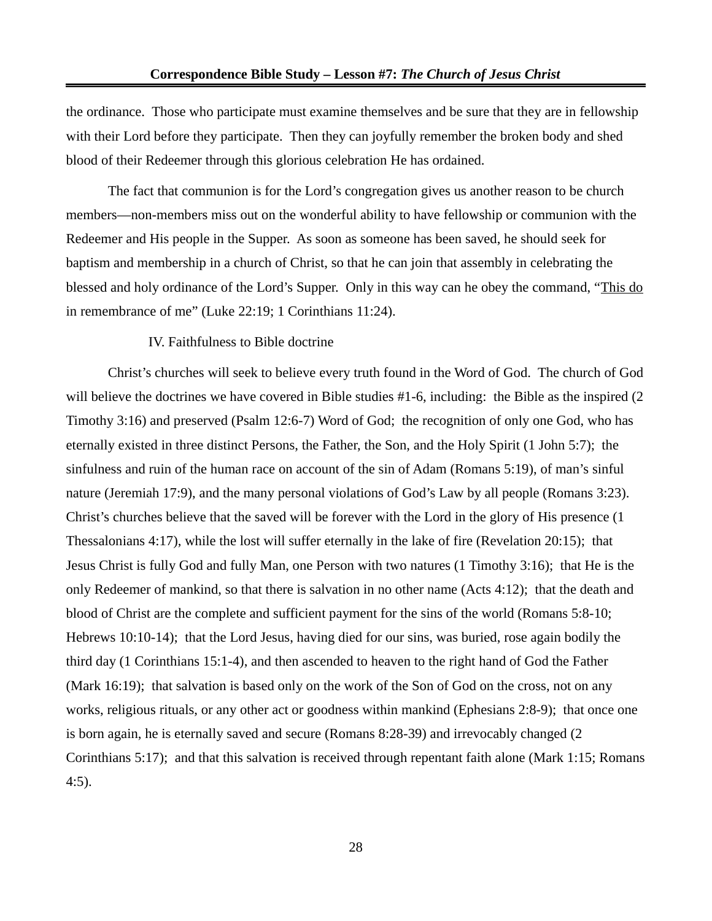the ordinance. Those who participate must examine themselves and be sure that they are in fellowship with their Lord before they participate. Then they can joyfully remember the broken body and shed blood of their Redeemer through this glorious celebration He has ordained.

The fact that communion is for the Lord's congregation gives us another reason to be church members—non-members miss out on the wonderful ability to have fellowship or communion with the Redeemer and His people in the Supper. As soon as someone has been saved, he should seek for baptism and membership in a church of Christ, so that he can join that assembly in celebrating the blessed and holy ordinance of the Lord's Supper. Only in this way can he obey the command, "<u>This do</u> in remembrance of me" (Luke 22:19; 1 Corinthians 11:24).

### IV. Faithfulness to Bible doctrine

Christ's churches will seek to believe every truth found in the Word of God. The church of God will believe the doctrines we have covered in Bible studies #1-6, including: the Bible as the inspired (2 Timothy 3:16) and preserved (Psalm 12:6-7) Word of God; the recognition of only one God, who has eternally existed in three distinct Persons, the Father, the Son, and the Holy Spirit (1 John 5:7); the sinfulness and ruin of the human race on account of the sin of Adam (Romans 5:19), of man's sinful nature (Jeremiah 17:9), and the many personal violations of God's Law by all people (Romans 3:23). Christ's churches believe that the saved will be forever with the Lord in the glory of His presence (1 Thessalonians 4:17), while the lost will suffer eternally in the lake of fire (Revelation 20:15); that Jesus Christ is fully God and fully Man, one Person with two natures (1 Timothy 3:16); that He is the only Redeemer of mankind, so that there is salvation in no other name (Acts 4:12); that the death and blood of Christ are the complete and sufficient payment for the sins of the world (Romans 5:8-10; Hebrews 10:10-14); that the Lord Jesus, having died for our sins, was buried, rose again bodily the third day (1 Corinthians 15:1-4), and then ascended to heaven to the right hand of God the Father (Mark 16:19); that salvation is based only on the work of the Son of God on the cross, not on any works, religious rituals, or any other act or goodness within mankind (Ephesians 2:8-9); that once one is born again, he is eternally saved and secure (Romans 8:28-39) and irrevocably changed (2 Corinthians 5:17); and that this salvation is received through repentant faith alone (Mark 1:15; Romans 4:5).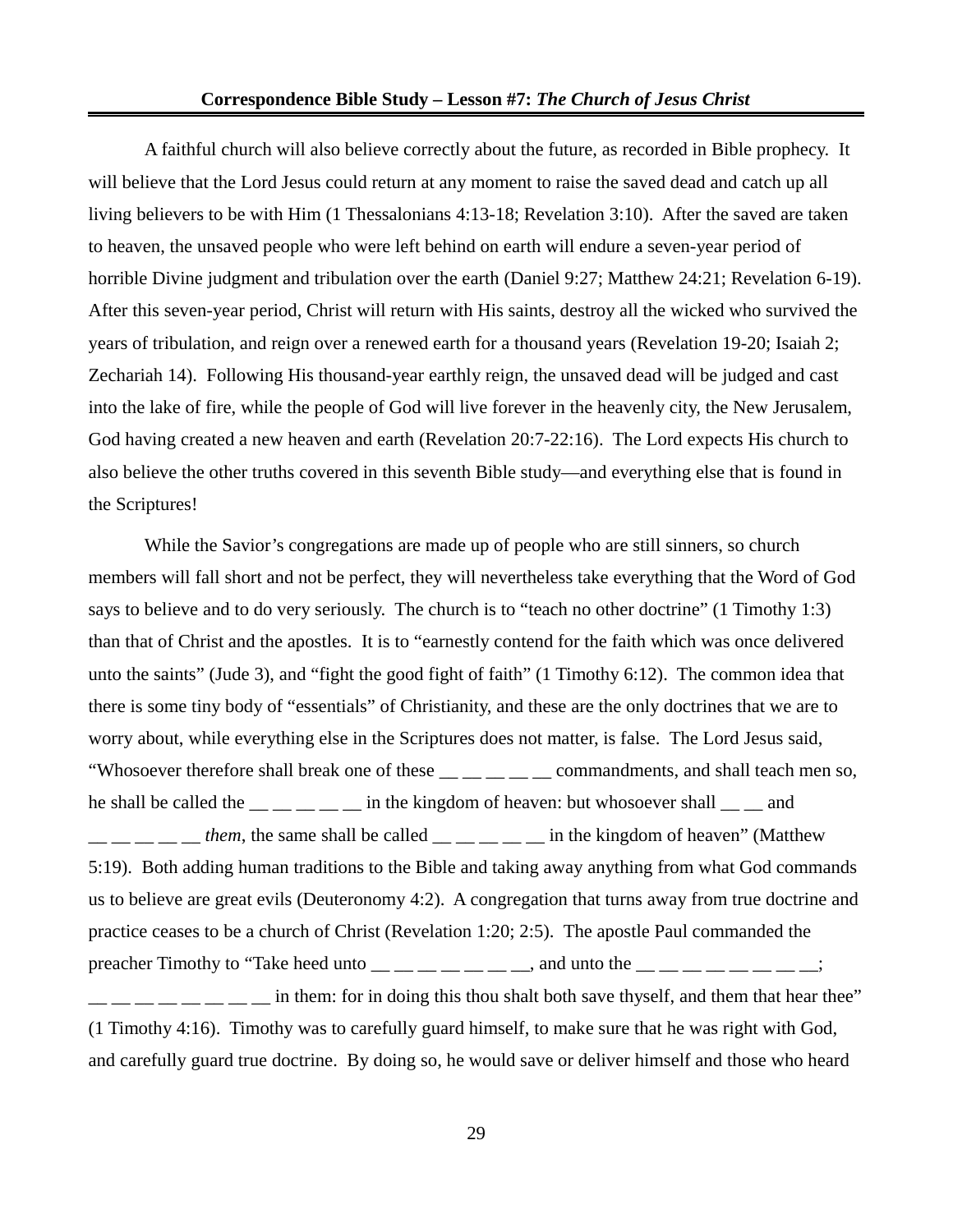A faithful church will also believe correctly about the future, as recorded in Bible prophecy. It will believe that the Lord Jesus could return at any moment to raise the saved dead and catch up all living believers to be with Him (1 Thessalonians 4:13-18; Revelation 3:10). After the saved are taken to heaven, the unsaved people who were left behind on earth will endure a seven-year period of horrible Divine judgment and tribulation over the earth (Daniel 9:27; Matthew 24:21; Revelation 6-19). After this seven-year period, Christ will return with His saints, destroy all the wicked who survived the years of tribulation, and reign over a renewed earth for a thousand years (Revelation 19-20; Isaiah 2; Zechariah 14). Following His thousand-year earthly reign, the unsaved dead will be judged and cast into the lake of fire, while the people of God will live forever in the heavenly city, the New Jerusalem, God having created a new heaven and earth (Revelation 20:7-22:16). The Lord expects His church to also believe the other truths covered in this seventh Bible study—and everything else that is found in the Scriptures!

While the Savior's congregations are made up of people who are still sinners, so church members will fall short and not be perfect, they will nevertheless take everything that the Word of God says to believe and to do very seriously. The church is to "teach no other doctrine" (1 Timothy 1:3) than that of Christ and the apostles. It is to "earnestly contend for the faith which was once delivered unto the saints" (Jude 3), and "fight the good fight of faith" (1 Timothy 6:12). The common idea that there is some tiny body of "essentials" of Christianity, and these are the only doctrines that we are to worry about, while everything else in the Scriptures does not matter, is false. The Lord Jesus said, "Whosoever therefore shall break one of these __ __ __ __ __ commandments, and shall teach men so, he shall be called the __ __ __ __ __ in the kingdom of heaven: but whosoever shall __ __ and __ __ __ __ __ *them*, the same shall be called __ __ __ __ __ in the kingdom of heaven" (Matthew 5:19). Both adding human traditions to the Bible and taking away anything from what God commands us to believe are great evils (Deuteronomy 4:2). A congregation that turns away from true doctrine and practice ceases to be a church of Christ (Revelation 1:20; 2:5). The apostle Paul commanded the preacher Timothy to "Take heed unto __ __ __ __ __ __ __, and unto the __ __ __ __ __ __ __ __; __ __ __ __ __ __ __ __ in them: for in doing this thou shalt both save thyself, and them that hear thee" (1 Timothy 4:16). Timothy was to carefully guard himself, to make sure that he was right with God, and carefully guard true doctrine. By doing so, he would save or deliver himself and those who heard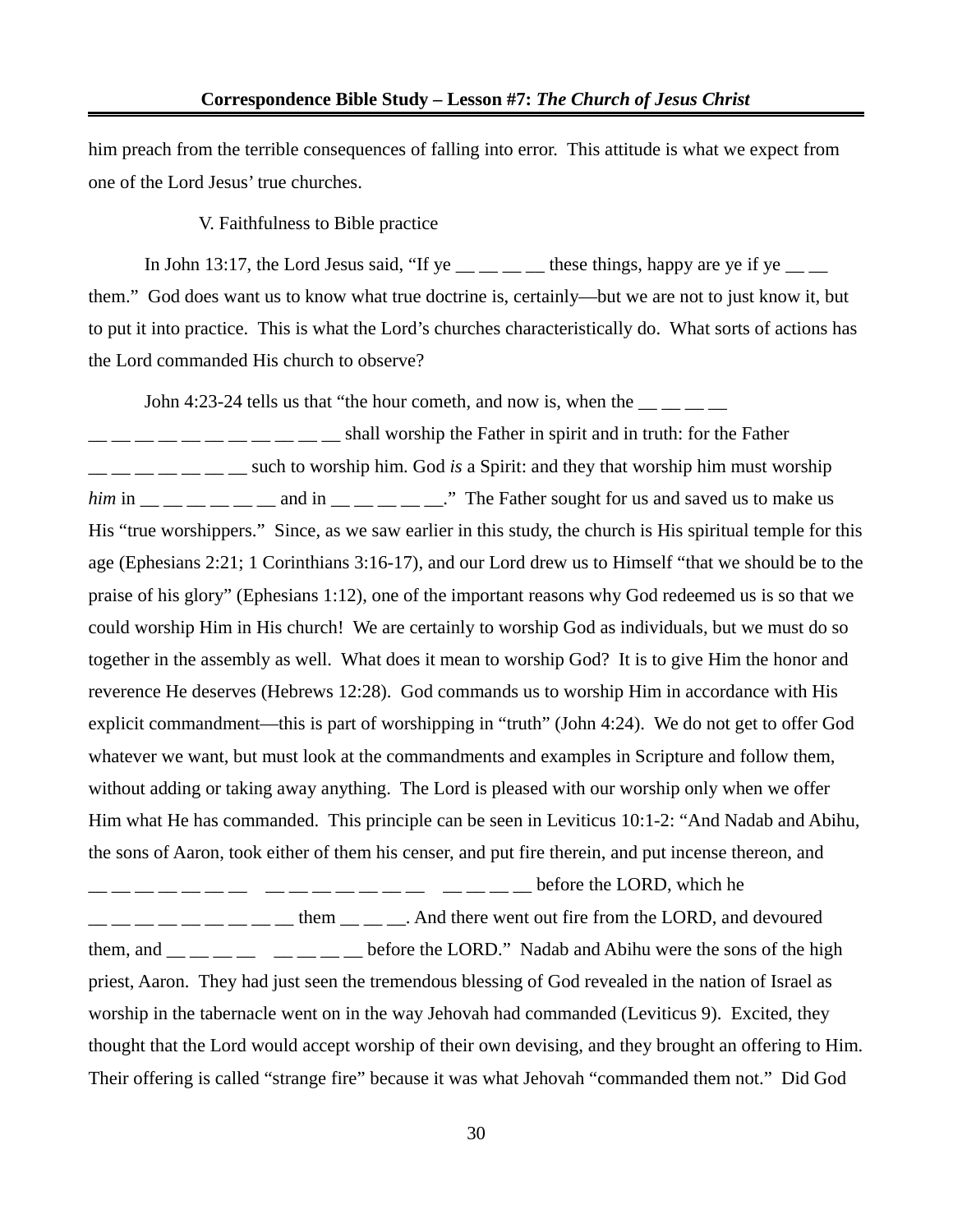him preach from the terrible consequences of falling into error. This attitude is what we expect from one of the Lord Jesus' true churches.

V. Faithfulness to Bible practice

In John 13:17, the Lord Jesus said, "If ye __ __ __ __ these things, happy are ye if ye __ __ them." God does want us to know what true doctrine is, certainly—but we are not to just know it, but to put it into practice. This is what the Lord's churches characteristically do. What sorts of actions has the Lord commanded His church to observe?

John 4:23-24 tells us that "the hour cometh, and now is, when the __ __ __ __ __ __ __ __ __ __ __ __ __ __ __ shall worship the Father in spirit and in truth: for the Father __ __ __ __ __ __ __ such to worship him. God *is* a Spirit: and they that worship him must worship *him* in __ __ __ __ __ __ and in __ __ __ __ __." The Father sought for us and saved us to make us His "true worshippers." Since, as we saw earlier in this study, the church is His spiritual temple for this age (Ephesians 2:21; 1 Corinthians 3:16-17), and our Lord drew us to Himself "that we should be to the praise of his glory" (Ephesians 1:12), one of the important reasons why God redeemed us is so that we could worship Him in His church! We are certainly to worship God as individuals, but we must do so together in the assembly as well. What does it mean to worship God? It is to give Him the honor and reverence He deserves (Hebrews 12:28). God commands us to worship Him in accordance with His explicit commandment—this is part of worshipping in "truth" (John 4:24). We do not get to offer God whatever we want, but must look at the commandments and examples in Scripture and follow them, without adding or taking away anything. The Lord is pleased with our worship only when we offer Him what He has commanded. This principle can be seen in Leviticus 10:1-2: "And Nadab and Abihu, the sons of Aaron, took either of them his censer, and put fire therein, and put incense thereon, and __ __ __ __ __ __ __ __ __ __ __ __ __ __ __ __ __ __ __ before the LORD, which he __ __ __ __ __ __ __ __ __ __ them __ __ __. And there went out fire from the LORD, and devoured them, and __ __ __ __ __ __ __ __ before the LORD." Nadab and Abihu were the sons of the high priest, Aaron. They had just seen the tremendous blessing of God revealed in the nation of Israel as worship in the tabernacle went on in the way Jehovah had commanded (Leviticus 9). Excited, they thought that the Lord would accept worship of their own devising, and they brought an offering to Him. Their offering is called "strange fire" because it was what Jehovah "commanded them not." Did God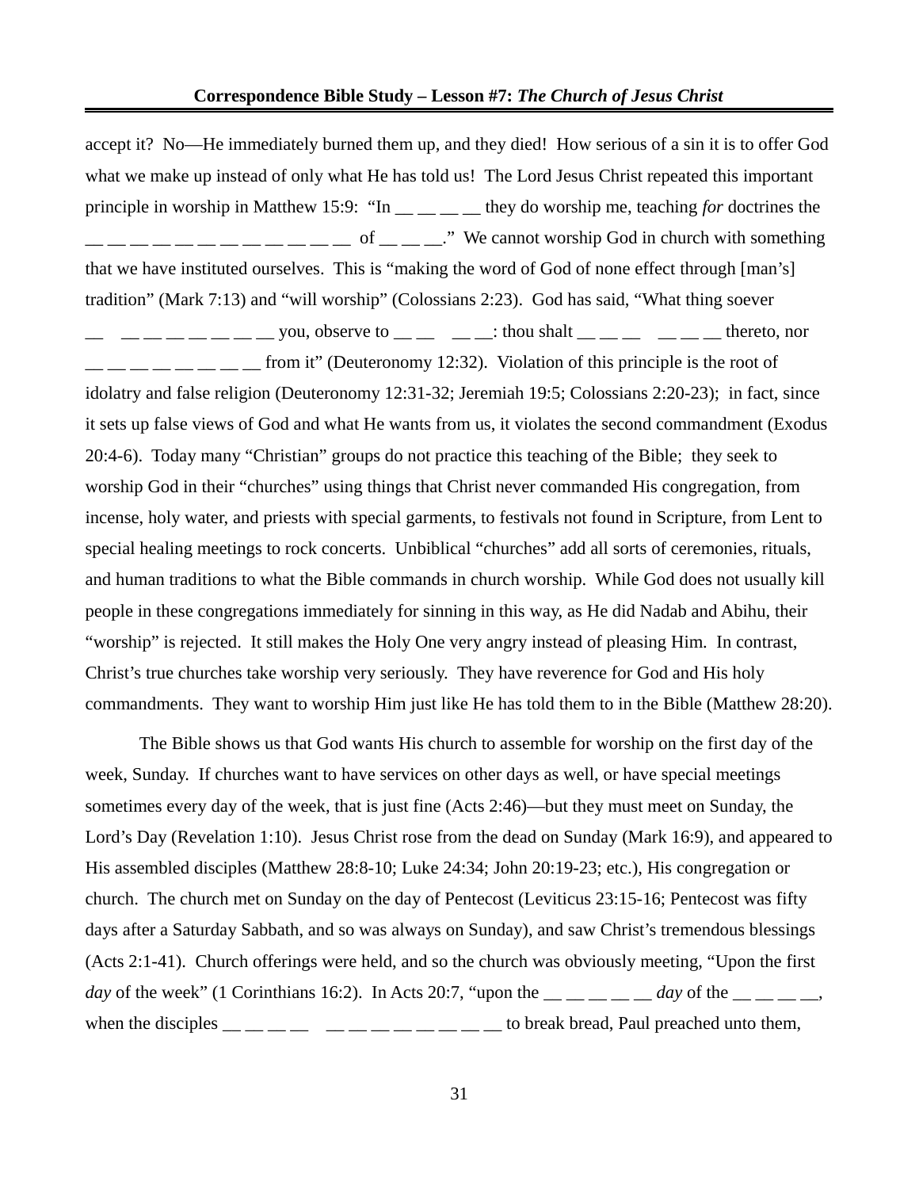accept it?  No—He immediately burned them up, and they died!  How serious of a sin it is to offer God what we make up instead of only what He has told us!  The Lord Jesus Christ repeated this important principle in worship in Matthew 15:9:  "In __ __ __ __ they do worship me, teaching *for* doctrines the __ __ __ __ __ __ __ __ __ __ __ __ __ of __ __ __."  We cannot worship God in church with something that we have instituted ourselves.  This is "making the word of God of none effect through [man's] tradition" (Mark 7:13) and "will worship" (Colossians 2:23).  God has said, "What thing soever __ __ __ __ __ __ __ __ you, observe to __ __ __ __: thou shalt __ __ __ __ __ __ thereto, nor __ __ __ __ __ __ __ __ from it" (Deuteronomy 12:32).  Violation of this principle is the root of idolatry and false religion (Deuteronomy 12:31-32; Jeremiah 19:5; Colossians 2:20-23);  in fact, since it sets up false views of God and what He wants from us, it violates the second commandment (Exodus 20:4-6).  Today many "Christian" groups do not practice this teaching of the Bible;  they seek to worship God in their "churches" using things that Christ never commanded His congregation, from incense, holy water, and priests with special garments, to festivals not found in Scripture, from Lent to special healing meetings to rock concerts.  Unbiblical "churches" add all sorts of ceremonies, rituals, and human traditions to what the Bible commands in church worship.  While God does not usually kill people in these congregations immediately for sinning in this way, as He did Nadab and Abihu, their "worship" is rejected.  It still makes the Holy One very angry instead of pleasing Him.  In contrast, Christ's true churches take worship very seriously.  They have reverence for God and His holy commandments.  They want to worship Him just like He has told them to in the Bible (Matthew 28:20).

The Bible shows us that God wants His church to assemble for worship on the first day of the week, Sunday.  If churches want to have services on other days as well, or have special meetings sometimes every day of the week, that is just fine (Acts 2:46)—but they must meet on Sunday, the Lord's Day (Revelation 1:10).  Jesus Christ rose from the dead on Sunday (Mark 16:9), and appeared to His assembled disciples (Matthew 28:8-10; Luke 24:34; John 20:19-23; etc.), His congregation or church.  The church met on Sunday on the day of Pentecost (Leviticus 23:15-16; Pentecost was fifty days after a Saturday Sabbath, and so was always on Sunday), and saw Christ's tremendous blessings (Acts 2:1-41).  Church offerings were held, and so the church was obviously meeting, "Upon the first *day* of the week" (1 Corinthians 16:2).  In Acts 20:7, "upon the __ __ __ __ __ *day* of the __ __ __ __, when the disciples __ __ __ __ __ __ __ __ __ __ __ __ to break bread, Paul preached unto them,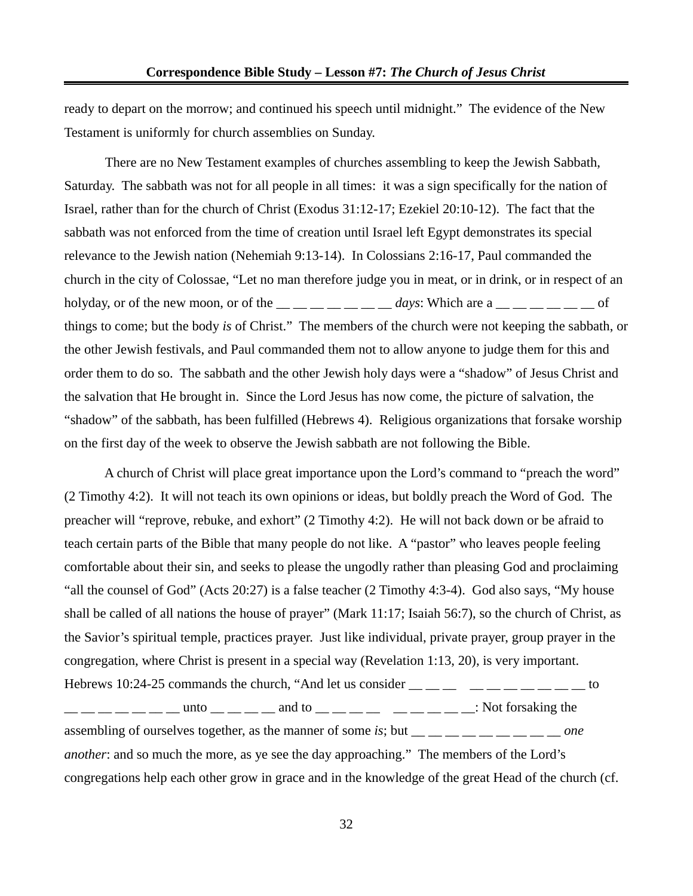ready to depart on the morrow; and continued his speech until midnight." The evidence of the New Testament is uniformly for church assemblies on Sunday.

There are no New Testament examples of churches assembling to keep the Jewish Sabbath, Saturday. The sabbath was not for all people in all times: it was a sign specifically for the nation of Israel, rather than for the church of Christ (Exodus 31:12-17; Ezekiel 20:10-12). The fact that the sabbath was not enforced from the time of creation until Israel left Egypt demonstrates its special relevance to the Jewish nation (Nehemiah 9:13-14). In Colossians 2:16-17, Paul commanded the church in the city of Colossae, "Let no man therefore judge you in meat, or in drink, or in respect of an holyday, or of the new moon, or of the __ __ __ __ __ __ __ *days*: Which are a __ __ __ __ __ __ of things to come; but the body *is* of Christ." The members of the church were not keeping the sabbath, or the other Jewish festivals, and Paul commanded them not to allow anyone to judge them for this and order them to do so. The sabbath and the other Jewish holy days were a "shadow" of Jesus Christ and the salvation that He brought in. Since the Lord Jesus has now come, the picture of salvation, the "shadow" of the sabbath, has been fulfilled (Hebrews 4). Religious organizations that forsake worship on the first day of the week to observe the Jewish sabbath are not following the Bible.

A church of Christ will place great importance upon the Lord's command to "preach the word" (2 Timothy 4:2). It will not teach its own opinions or ideas, but boldly preach the Word of God. The preacher will "reprove, rebuke, and exhort" (2 Timothy 4:2). He will not back down or be afraid to teach certain parts of the Bible that many people do not like. A "pastor" who leaves people feeling comfortable about their sin, and seeks to please the ungodly rather than pleasing God and proclaiming "all the counsel of God" (Acts 20:27) is a false teacher (2 Timothy 4:3-4). God also says, "My house shall be called of all nations the house of prayer" (Mark 11:17; Isaiah 56:7), so the church of Christ, as the Savior's spiritual temple, practices prayer. Just like individual, private prayer, group prayer in the congregation, where Christ is present in a special way (Revelation 1:13, 20), is very important. Hebrews 10:24-25 commands the church, "And let us consider __ __ __ __ __ __ __ __ __ __ to __ __ __ __ __ __ __ unto __ __ __ __ and to __ __ __ __ __ __ __ __ __: Not forsaking the assembling of ourselves together, as the manner of some *is*; but __ __ __ __ __ __ __ __ __ *one another*: and so much the more, as ye see the day approaching." The members of the Lord's congregations help each other grow in grace and in the knowledge of the great Head of the church (cf.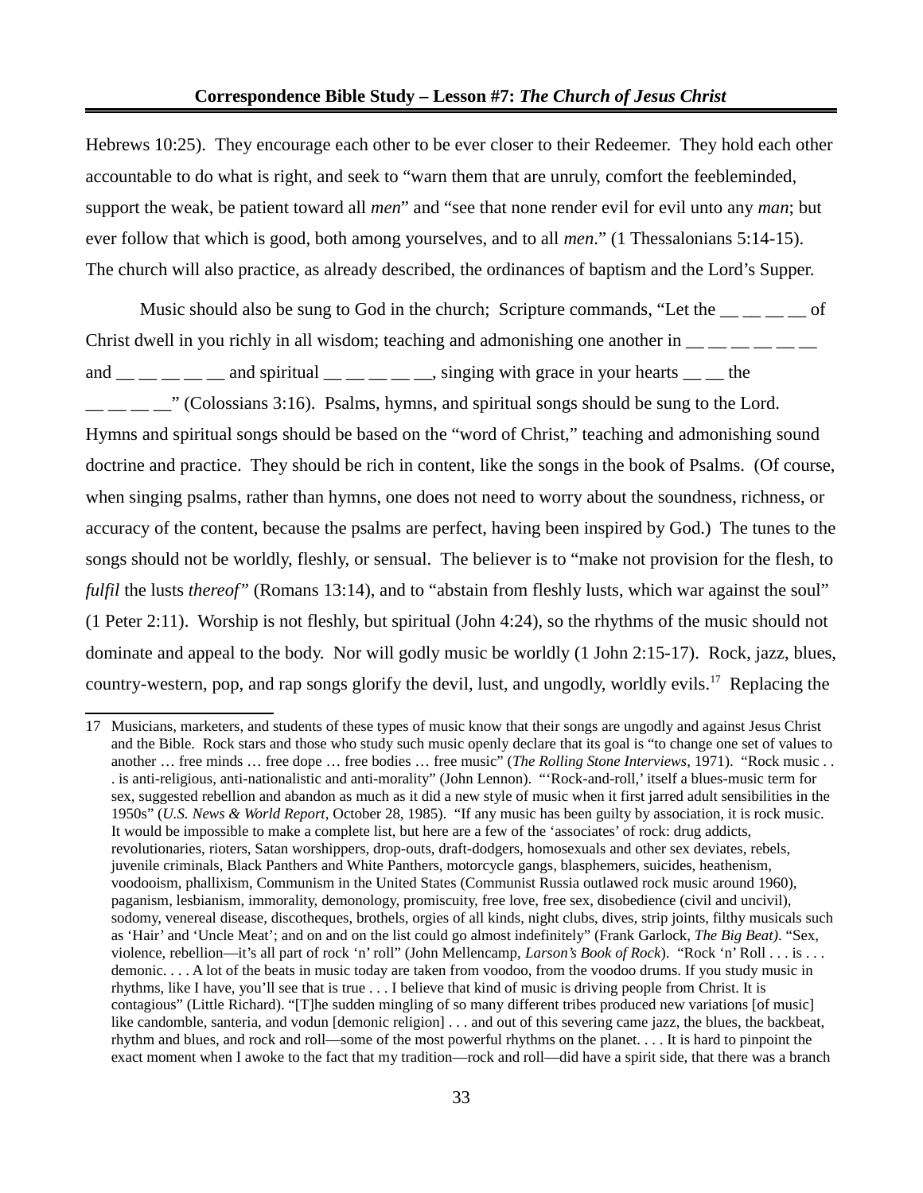Hebrews 10:25). They encourage each other to be ever closer to their Redeemer. They hold each other accountable to do what is right, and seek to "warn them that are unruly, comfort the feebleminded, support the weak, be patient toward all *men*" and "see that none render evil for evil unto any *man*; but ever follow that which is good, both among yourselves, and to all *men*." (1 Thessalonians 5:14-15). The church will also practice, as already described, the ordinances of baptism and the Lord's Supper.

Music should also be sung to God in the church; Scripture commands, "Let the __ __ __ __ of Christ dwell in you richly in all wisdom; teaching and admonishing one another in __ __ __ __ __ __ and __ __ __ __ __ and spiritual __ __ __ __ __, singing with grace in your hearts __ __ the __ __ __ __" (Colossians 3:16). Psalms, hymns, and spiritual songs should be sung to the Lord. Hymns and spiritual songs should be based on the "word of Christ," teaching and admonishing sound doctrine and practice. They should be rich in content, like the songs in the book of Psalms. (Of course, when singing psalms, rather than hymns, one does not need to worry about the soundness, richness, or accuracy of the content, because the psalms are perfect, having been inspired by God.) The tunes to the songs should not be worldly, fleshly, or sensual. The believer is to "make not provision for the flesh, to *fulfil* the lusts *thereof*" (Romans 13:14), and to "abstain from fleshly lusts, which war against the soul" (1 Peter 2:11). Worship is not fleshly, but spiritual (John 4:24), so the rhythms of the music should not dominate and appeal to the body. Nor will godly music be worldly (1 John 2:15-17). Rock, jazz, blues, country-western, pop, and rap songs glorify the devil, lust, and ungodly, worldly evils.[17] Replacing the

---

17 Musicians, marketers, and students of these types of music know that their songs are ungodly and against Jesus Christ and the Bible. Rock stars and those who study such music openly declare that its goal is "to change one set of values to another … free minds … free dope … free bodies … free music" (*The Rolling Stone Interviews*, 1971). "Rock music . . . is anti-religious, anti-nationalistic and anti-morality" (John Lennon). "'Rock-and-roll,' itself a blues-music term for sex, suggested rebellion and abandon as much as it did a new style of music when it first jarred adult sensibilities in the 1950s" (*U.S. News & World Report*, October 28, 1985). "If any music has been guilty by association, it is rock music. It would be impossible to make a complete list, but here are a few of the 'associates' of rock: drug addicts, revolutionaries, rioters, Satan worshippers, drop-outs, draft-dodgers, homosexuals and other sex deviates, rebels, juvenile criminals, Black Panthers and White Panthers, motorcycle gangs, blasphemers, suicides, heathenism, voodooism, phallixism, Communism in the United States (Communist Russia outlawed rock music around 1960), paganism, lesbianism, immorality, demonology, promiscuity, free love, free sex, disobedience (civil and uncivil), sodomy, venereal disease, discotheques, brothels, orgies of all kinds, night clubs, dives, strip joints, filthy musicals such as 'Hair' and 'Uncle Meat'; and on and on the list could go almost indefinitely" (Frank Garlock, *The Big Beat)*. "Sex, violence, rebellion—it's all part of rock 'n' roll" (John Mellencamp, *Larson's Book of Rock*). "Rock 'n' Roll . . . is . . . demonic. . . . A lot of the beats in music today are taken from voodoo, from the voodoo drums. If you study music in rhythms, like I have, you'll see that is true . . . I believe that kind of music is driving people from Christ. It is contagious" (Little Richard). "[T]he sudden mingling of so many different tribes produced new variations [of music] like candomble, santeria, and vodun [demonic religion] . . . and out of this severing came jazz, the blues, the backbeat, rhythm and blues, and rock and roll—some of the most powerful rhythms on the planet. . . . It is hard to pinpoint the exact moment when I awoke to the fact that my tradition—rock and roll—did have a spirit side, that there was a branch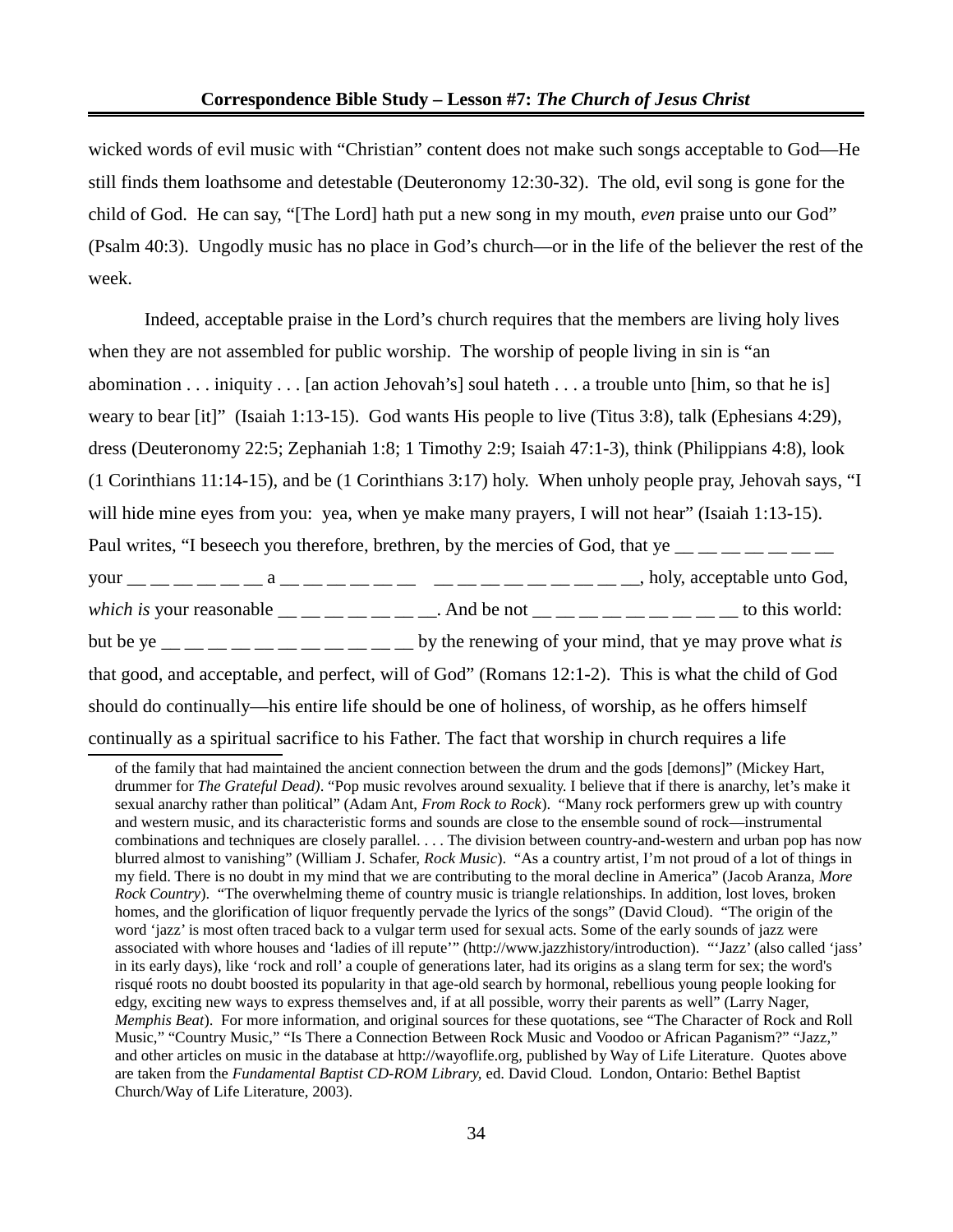wicked words of evil music with "Christian" content does not make such songs acceptable to God—He still finds them loathsome and detestable (Deuteronomy 12:30-32). The old, evil song is gone for the child of God. He can say, "[The Lord] hath put a new song in my mouth, *even* praise unto our God" (Psalm 40:3). Ungodly music has no place in God's church—or in the life of the believer the rest of the week.

Indeed, acceptable praise in the Lord's church requires that the members are living holy lives when they are not assembled for public worship. The worship of people living in sin is "an abomination . . . iniquity . . . [an action Jehovah's] soul hateth . . . a trouble unto [him, so that he is] weary to bear [it]" (Isaiah 1:13-15). God wants His people to live (Titus 3:8), talk (Ephesians 4:29), dress (Deuteronomy 22:5; Zephaniah 1:8; 1 Timothy 2:9; Isaiah 47:1-3), think (Philippians 4:8), look (1 Corinthians 11:14-15), and be (1 Corinthians 3:17) holy. When unholy people pray, Jehovah says, "I will hide mine eyes from you: yea, when ye make many prayers, I will not hear" (Isaiah 1:13-15). Paul writes, "I beseech you therefore, brethren, by the mercies of God, that ye __ __ __ __ __ __ __ your __ __ __ __ __ __ a __ __ __ __ __ __ __ __ __ __ __ __ __ __ __ __, holy, acceptable unto God, *which is* your reasonable __ __ __ __ __ __ __. And be not __ __ __ __ __ __ __ __ __ to this world: but be ye __ __ __ __ __ __ __ __ __ __ __ by the renewing of your mind, that ye may prove what *is* that good, and acceptable, and perfect, will of God" (Romans 12:1-2). This is what the child of God should do continually—his entire life should be one of holiness, of worship, as he offers himself continually as a spiritual sacrifice to his Father. The fact that worship in church requires a life

---

of the family that had maintained the ancient connection between the drum and the gods [demons]" (Mickey Hart, drummer for *The Grateful Dead)*. "Pop music revolves around sexuality. I believe that if there is anarchy, let's make it sexual anarchy rather than political" (Adam Ant, *From Rock to Rock*). "Many rock performers grew up with country and western music, and its characteristic forms and sounds are close to the ensemble sound of rock—instrumental combinations and techniques are closely parallel. . . . The division between country-and-western and urban pop has now blurred almost to vanishing" (William J. Schafer, *Rock Music*). "As a country artist, I'm not proud of a lot of things in my field. There is no doubt in my mind that we are contributing to the moral decline in America" (Jacob Aranza, *More Rock Country*). "The overwhelming theme of country music is triangle relationships. In addition, lost loves, broken homes, and the glorification of liquor frequently pervade the lyrics of the songs" (David Cloud). "The origin of the word 'jazz' is most often traced back to a vulgar term used for sexual acts. Some of the early sounds of jazz were associated with whore houses and 'ladies of ill repute'" (http://www.jazzhistory/introduction). "'Jazz' (also called 'jass' in its early days), like 'rock and roll' a couple of generations later, had its origins as a slang term for sex; the word's risqué roots no doubt boosted its popularity in that age-old search by hormonal, rebellious young people looking for edgy, exciting new ways to express themselves and, if at all possible, worry their parents as well" (Larry Nager, *Memphis Beat*). For more information, and original sources for these quotations, see "The Character of Rock and Roll Music," "Country Music," "Is There a Connection Between Rock Music and Voodoo or African Paganism?" "Jazz," and other articles on music in the database at http://wayoflife.org, published by Way of Life Literature. Quotes above are taken from the *Fundamental Baptist CD-ROM Library,* ed. David Cloud. London, Ontario: Bethel Baptist Church/Way of Life Literature, 2003).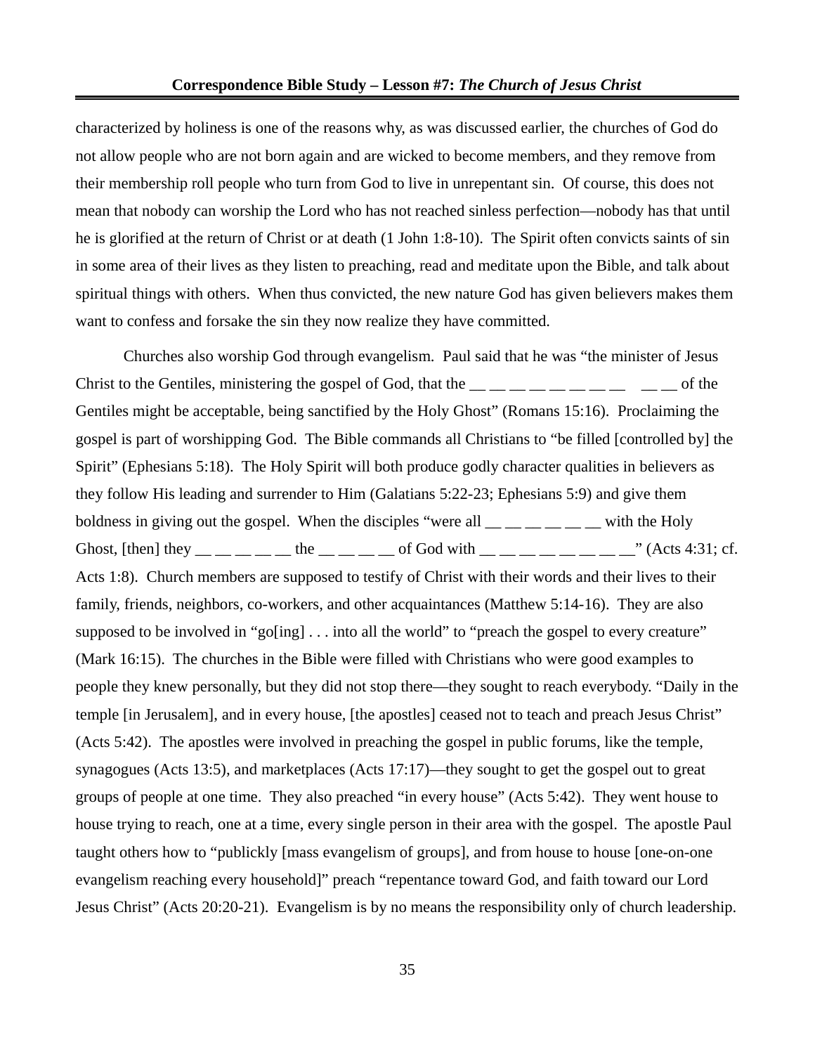characterized by holiness is one of the reasons why, as was discussed earlier, the churches of God do not allow people who are not born again and are wicked to become members, and they remove from their membership roll people who turn from God to live in unrepentant sin. Of course, this does not mean that nobody can worship the Lord who has not reached sinless perfection—nobody has that until he is glorified at the return of Christ or at death (1 John 1:8-10). The Spirit often convicts saints of sin in some area of their lives as they listen to preaching, read and meditate upon the Bible, and talk about spiritual things with others. When thus convicted, the new nature God has given believers makes them want to confess and forsake the sin they now realize they have committed.

Churches also worship God through evangelism. Paul said that he was "the minister of Jesus Christ to the Gentiles, ministering the gospel of God, that the __ __ __ __ __ __ __ __ __ __ of the Gentiles might be acceptable, being sanctified by the Holy Ghost" (Romans 15:16). Proclaiming the gospel is part of worshipping God. The Bible commands all Christians to "be filled [controlled by] the Spirit" (Ephesians 5:18). The Holy Spirit will both produce godly character qualities in believers as they follow His leading and surrender to Him (Galatians 5:22-23; Ephesians 5:9) and give them boldness in giving out the gospel. When the disciples "were all __ __ __ __ __ __ with the Holy Ghost, [then] they __ __ __ __ __ the __ __ __ __ of God with __ __ __ __ __ __ __ __" (Acts 4:31; cf. Acts 1:8). Church members are supposed to testify of Christ with their words and their lives to their family, friends, neighbors, co-workers, and other acquaintances (Matthew 5:14-16). They are also supposed to be involved in "go[ing] . . . into all the world" to "preach the gospel to every creature" (Mark 16:15). The churches in the Bible were filled with Christians who were good examples to people they knew personally, but they did not stop there—they sought to reach everybody. "Daily in the temple [in Jerusalem], and in every house, [the apostles] ceased not to teach and preach Jesus Christ" (Acts 5:42). The apostles were involved in preaching the gospel in public forums, like the temple, synagogues (Acts 13:5), and marketplaces (Acts 17:17)—they sought to get the gospel out to great groups of people at one time. They also preached "in every house" (Acts 5:42). They went house to house trying to reach, one at a time, every single person in their area with the gospel. The apostle Paul taught others how to "publickly [mass evangelism of groups], and from house to house [one-on-one evangelism reaching every household]" preach "repentance toward God, and faith toward our Lord Jesus Christ" (Acts 20:20-21). Evangelism is by no means the responsibility only of church leadership.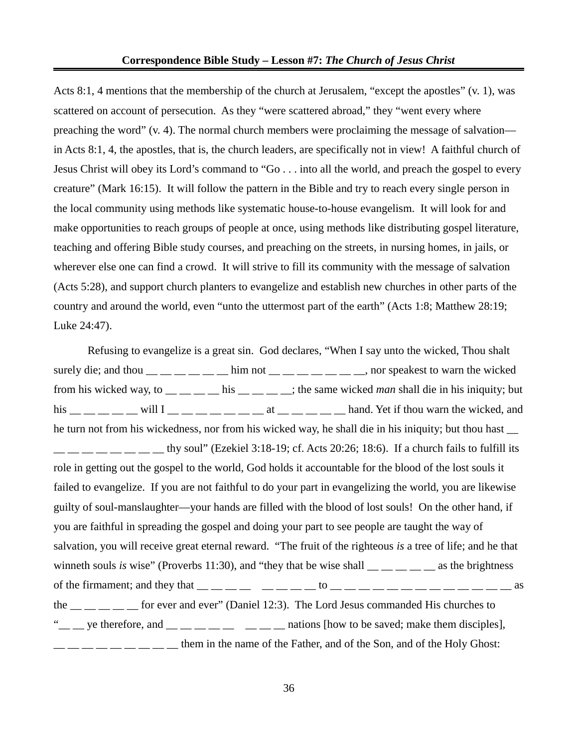Acts 8:1, 4 mentions that the membership of the church at Jerusalem, "except the apostles" (v. 1), was scattered on account of persecution. As they "were scattered abroad," they "went every where preaching the word" (v. 4). The normal church members were proclaiming the message of salvation—in Acts 8:1, 4, the apostles, that is, the church leaders, are specifically not in view! A faithful church of Jesus Christ will obey its Lord's command to "Go . . . into all the world, and preach the gospel to every creature" (Mark 16:15). It will follow the pattern in the Bible and try to reach every single person in the local community using methods like systematic house-to-house evangelism. It will look for and make opportunities to reach groups of people at once, using methods like distributing gospel literature, teaching and offering Bible study courses, and preaching on the streets, in nursing homes, in jails, or wherever else one can find a crowd. It will strive to fill its community with the message of salvation (Acts 5:28), and support church planters to evangelize and establish new churches in other parts of the country and around the world, even "unto the uttermost part of the earth" (Acts 1:8; Matthew 28:19; Luke 24:47).

Refusing to evangelize is a great sin. God declares, "When I say unto the wicked, Thou shalt surely die; and thou __ __ __ __ __ __ him not __ __ __ __ __ __ __, nor speakest to warn the wicked from his wicked way, to __ __ __ __ his __ __ __ __; the same wicked *man* shall die in his iniquity; but his __ __ __ __ __ will I __ __ __ __ __ __ __ at __ __ __ __ __ hand. Yet if thou warn the wicked, and he turn not from his wickedness, nor from his wicked way, he shall die in his iniquity; but thou hast __ __ __ __ __ __ __ __ __ thy soul" (Ezekiel 3:18-19; cf. Acts 20:26; 18:6). If a church fails to fulfill its role in getting out the gospel to the world, God holds it accountable for the blood of the lost souls it failed to evangelize. If you are not faithful to do your part in evangelizing the world, you are likewise guilty of soul-manslaughter—your hands are filled with the blood of lost souls! On the other hand, if you are faithful in spreading the gospel and doing your part to see people are taught the way of salvation, you will receive great eternal reward. "The fruit of the righteous *is* a tree of life; and he that winneth souls *is* wise" (Proverbs 11:30), and "they that be wise shall __ __ __ __ __ as the brightness of the firmament; and they that __ __ __ __  __ __ __ __ to __ __ __ __ __ __ __ __ __ __ __ __ __ __ as the __ __ __ __ __ for ever and ever" (Daniel 12:3). The Lord Jesus commanded His churches to "__ __ ye therefore, and __ __ __ __ __  __ __ __ nations [how to be saved; make them disciples], __ __ __ __ __ __ __ __ __ them in the name of the Father, and of the Son, and of the Holy Ghost: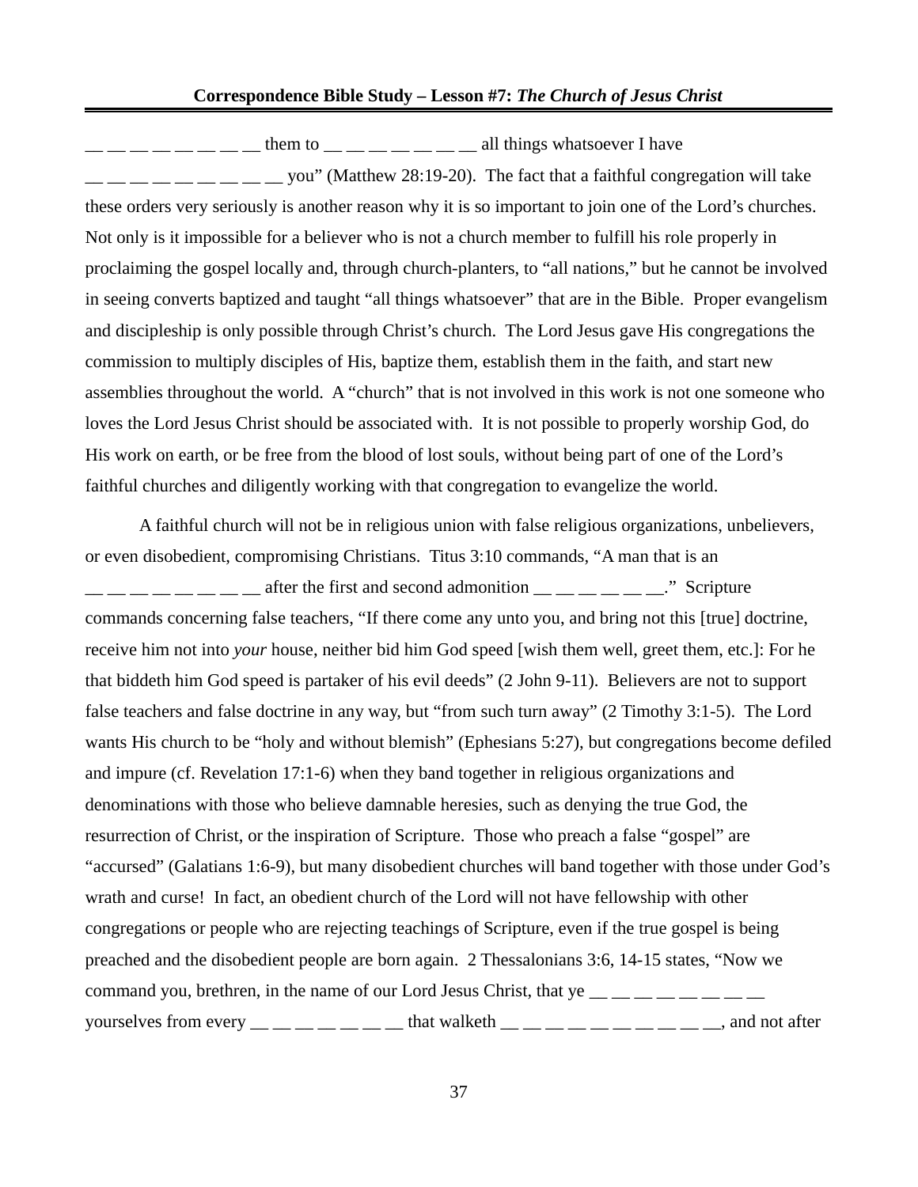__ __ __ __ __ __ __ __ them to __ __ __ __ __ __ __ all things whatsoever I have __ __ __ __ __ __ __ __ __ __ you" (Matthew 28:19-20). The fact that a faithful congregation will take these orders very seriously is another reason why it is so important to join one of the Lord's churches. Not only is it impossible for a believer who is not a church member to fulfill his role properly in proclaiming the gospel locally and, through church-planters, to "all nations," but he cannot be involved in seeing converts baptized and taught "all things whatsoever" that are in the Bible. Proper evangelism and discipleship is only possible through Christ's church. The Lord Jesus gave His congregations the commission to multiply disciples of His, baptize them, establish them in the faith, and start new assemblies throughout the world. A "church" that is not involved in this work is not one someone who loves the Lord Jesus Christ should be associated with. It is not possible to properly worship God, do His work on earth, or be free from the blood of lost souls, without being part of one of the Lord's faithful churches and diligently working with that congregation to evangelize the world.

A faithful church will not be in religious union with false religious organizations, unbelievers, or even disobedient, compromising Christians. Titus 3:10 commands, "A man that is an __ __ __ __ __ __ __ __ after the first and second admonition __ __ __ __ __ __." Scripture commands concerning false teachers, "If there come any unto you, and bring not this [true] doctrine, receive him not into *your* house, neither bid him God speed [wish them well, greet them, etc.]: For he that biddeth him God speed is partaker of his evil deeds" (2 John 9-11). Believers are not to support false teachers and false doctrine in any way, but "from such turn away" (2 Timothy 3:1-5). The Lord wants His church to be "holy and without blemish" (Ephesians 5:27), but congregations become defiled and impure (cf. Revelation 17:1-6) when they band together in religious organizations and denominations with those who believe damnable heresies, such as denying the true God, the resurrection of Christ, or the inspiration of Scripture. Those who preach a false "gospel" are "accursed" (Galatians 1:6-9), but many disobedient churches will band together with those under God's wrath and curse! In fact, an obedient church of the Lord will not have fellowship with other congregations or people who are rejecting teachings of Scripture, even if the true gospel is being preached and the disobedient people are born again. 2 Thessalonians 3:6, 14-15 states, "Now we command you, brethren, in the name of our Lord Jesus Christ, that ye __ __ __ __ __ __ __ __ yourselves from every __ __ __ __ __ __ __ that walketh __ __ __ __ __ __ __ __ __ __, and not after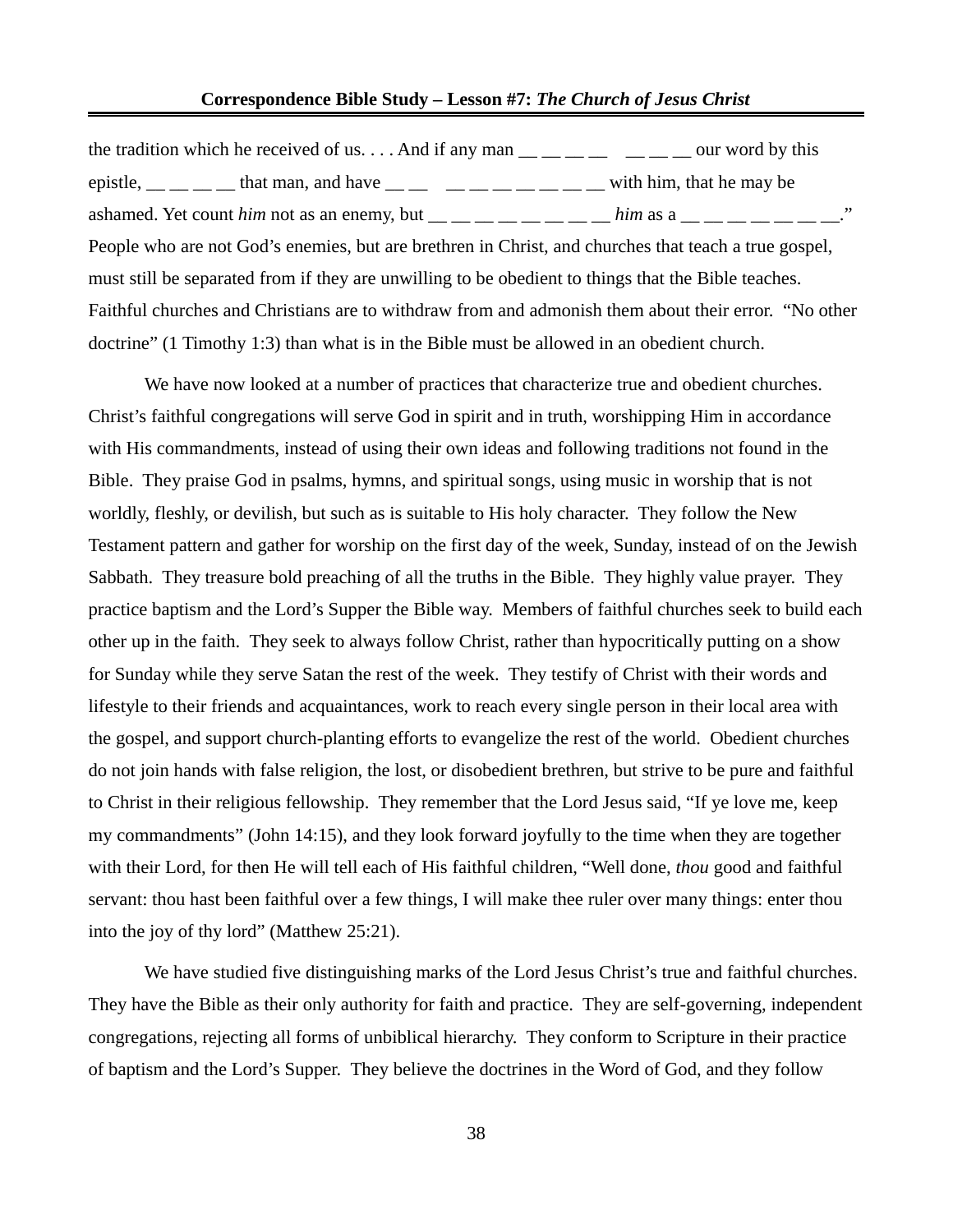the tradition which he received of us. . . . And if any man __ __ __ __   __ __ __ our word by this epistle, __ __ __ __ that man, and have __ __   __ __ __ __ __ __ __ with him, that he may be ashamed. Yet count *him* not as an enemy, but __ __ __ __ __ __ __ __ *him* as a __ __ __ __ __ __ __."
People who are not God's enemies, but are brethren in Christ, and churches that teach a true gospel, must still be separated from if they are unwilling to be obedient to things that the Bible teaches. Faithful churches and Christians are to withdraw from and admonish them about their error. "No other doctrine" (1 Timothy 1:3) than what is in the Bible must be allowed in an obedient church.

We have now looked at a number of practices that characterize true and obedient churches. Christ's faithful congregations will serve God in spirit and in truth, worshipping Him in accordance with His commandments, instead of using their own ideas and following traditions not found in the Bible. They praise God in psalms, hymns, and spiritual songs, using music in worship that is not worldly, fleshly, or devilish, but such as is suitable to His holy character. They follow the New Testament pattern and gather for worship on the first day of the week, Sunday, instead of on the Jewish Sabbath. They treasure bold preaching of all the truths in the Bible. They highly value prayer. They practice baptism and the Lord's Supper the Bible way. Members of faithful churches seek to build each other up in the faith. They seek to always follow Christ, rather than hypocritically putting on a show for Sunday while they serve Satan the rest of the week. They testify of Christ with their words and lifestyle to their friends and acquaintances, work to reach every single person in their local area with the gospel, and support church-planting efforts to evangelize the rest of the world. Obedient churches do not join hands with false religion, the lost, or disobedient brethren, but strive to be pure and faithful to Christ in their religious fellowship. They remember that the Lord Jesus said, "If ye love me, keep my commandments" (John 14:15), and they look forward joyfully to the time when they are together with their Lord, for then He will tell each of His faithful children, "Well done, *thou* good and faithful servant: thou hast been faithful over a few things, I will make thee ruler over many things: enter thou into the joy of thy lord" (Matthew 25:21).

We have studied five distinguishing marks of the Lord Jesus Christ's true and faithful churches. They have the Bible as their only authority for faith and practice. They are self-governing, independent congregations, rejecting all forms of unbiblical hierarchy. They conform to Scripture in their practice of baptism and the Lord's Supper. They believe the doctrines in the Word of God, and they follow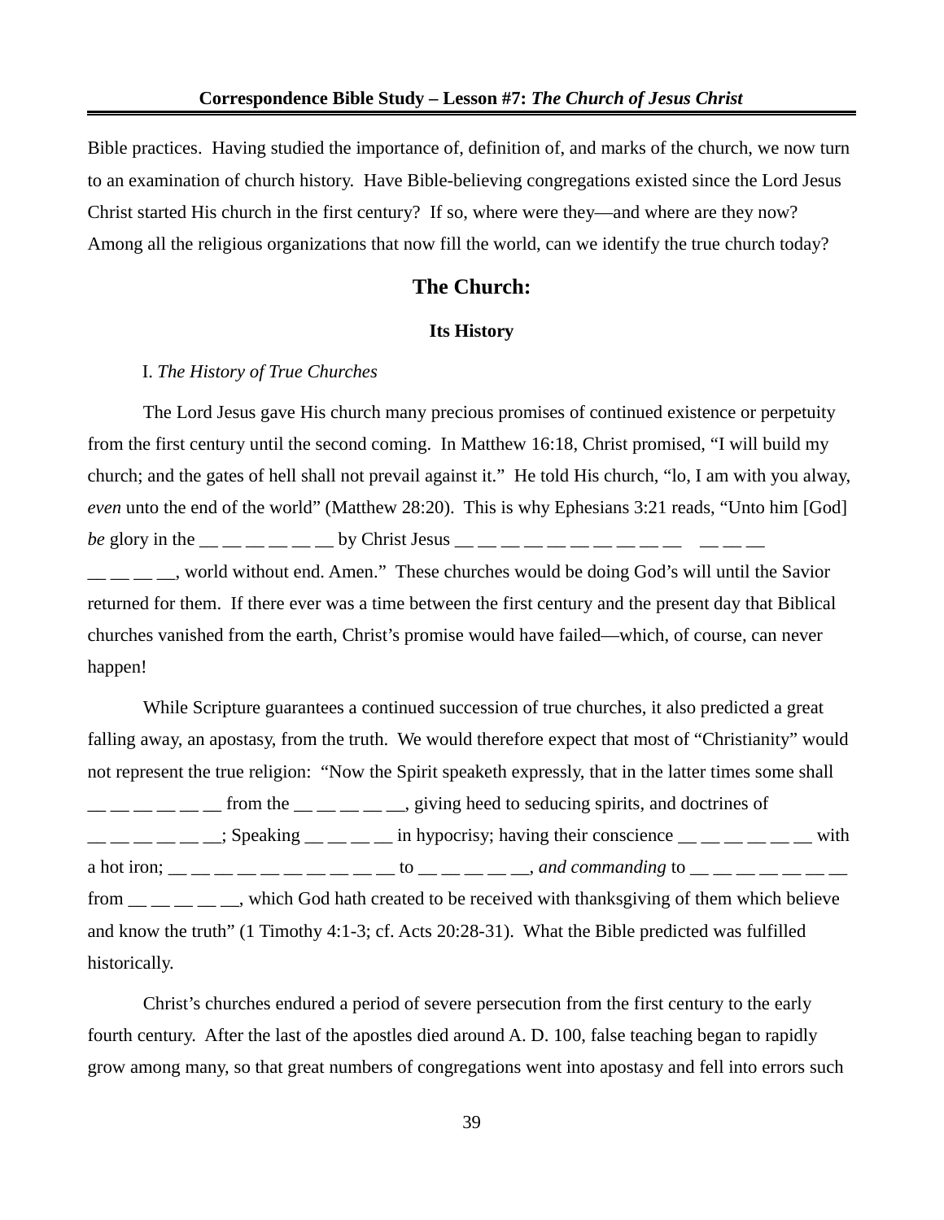Bible practices. Having studied the importance of, definition of, and marks of the church, we now turn to an examination of church history. Have Bible-believing congregations existed since the Lord Jesus Christ started His church in the first century? If so, where were they—and where are they now? Among all the religious organizations that now fill the world, can we identify the true church today?

## The Church:

### Its History

I. *The History of True Churches*

The Lord Jesus gave His church many precious promises of continued existence or perpetuity from the first century until the second coming. In Matthew 16:18, Christ promised, "I will build my church; and the gates of hell shall not prevail against it." He told His church, "lo, I am with you alway, *even* unto the end of the world" (Matthew 28:20). This is why Ephesians 3:21 reads, "Unto him [God] *be* glory in the __ __ __ __ __ __ by Christ Jesus __ __ __ __ __ __ __ __ __ __ __ __ __ __ __ __ __ __, world without end. Amen." These churches would be doing God's will until the Savior returned for them. If there ever was a time between the first century and the present day that Biblical churches vanished from the earth, Christ's promise would have failed—which, of course, can never happen!

While Scripture guarantees a continued succession of true churches, it also predicted a great falling away, an apostasy, from the truth. We would therefore expect that most of "Christianity" would not represent the true religion: "Now the Spirit speaketh expressly, that in the latter times some shall __ __ __ __ __ __ from the __ __ __ __ __, giving heed to seducing spirits, and doctrines of __ __ __ __ __ __; Speaking __ __ __ __ in hypocrisy; having their conscience __ __ __ __ __ __ with a hot iron; __ __ __ __ __ __ __ __ __ __ to __ __ __ __ __, *and commanding* to __ __ __ __ __ __ __ from __ __ __ __ __, which God hath created to be received with thanksgiving of them which believe and know the truth" (1 Timothy 4:1-3; cf. Acts 20:28-31). What the Bible predicted was fulfilled historically.

Christ's churches endured a period of severe persecution from the first century to the early fourth century. After the last of the apostles died around A. D. 100, false teaching began to rapidly grow among many, so that great numbers of congregations went into apostasy and fell into errors such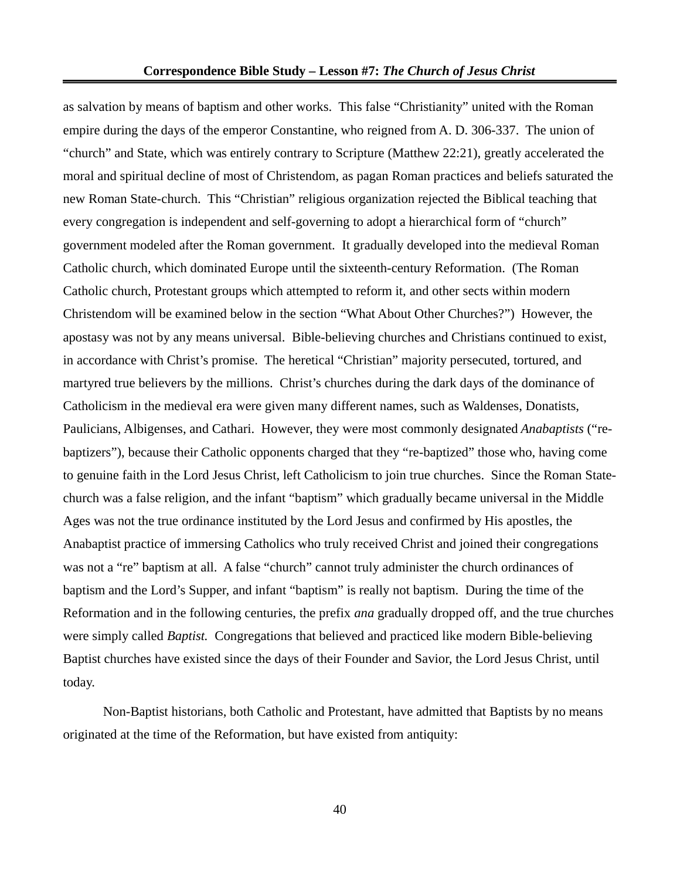as salvation by means of baptism and other works. This false "Christianity" united with the Roman empire during the days of the emperor Constantine, who reigned from A. D. 306-337. The union of "church" and State, which was entirely contrary to Scripture (Matthew 22:21), greatly accelerated the moral and spiritual decline of most of Christendom, as pagan Roman practices and beliefs saturated the new Roman State-church. This "Christian" religious organization rejected the Biblical teaching that every congregation is independent and self-governing to adopt a hierarchical form of "church" government modeled after the Roman government. It gradually developed into the medieval Roman Catholic church, which dominated Europe until the sixteenth-century Reformation. (The Roman Catholic church, Protestant groups which attempted to reform it, and other sects within modern Christendom will be examined below in the section "What About Other Churches?") However, the apostasy was not by any means universal. Bible-believing churches and Christians continued to exist, in accordance with Christ's promise. The heretical "Christian" majority persecuted, tortured, and martyred true believers by the millions. Christ's churches during the dark days of the dominance of Catholicism in the medieval era were given many different names, such as Waldenses, Donatists, Paulicians, Albigenses, and Cathari. However, they were most commonly designated *Anabaptists* ("re-baptizers"), because their Catholic opponents charged that they "re-baptized" those who, having come to genuine faith in the Lord Jesus Christ, left Catholicism to join true churches. Since the Roman State-church was a false religion, and the infant "baptism" which gradually became universal in the Middle Ages was not the true ordinance instituted by the Lord Jesus and confirmed by His apostles, the Anabaptist practice of immersing Catholics who truly received Christ and joined their congregations was not a "re" baptism at all. A false "church" cannot truly administer the church ordinances of baptism and the Lord's Supper, and infant "baptism" is really not baptism. During the time of the Reformation and in the following centuries, the prefix *ana* gradually dropped off, and the true churches were simply called *Baptist.* Congregations that believed and practiced like modern Bible-believing Baptist churches have existed since the days of their Founder and Savior, the Lord Jesus Christ, until today.

Non-Baptist historians, both Catholic and Protestant, have admitted that Baptists by no means originated at the time of the Reformation, but have existed from antiquity: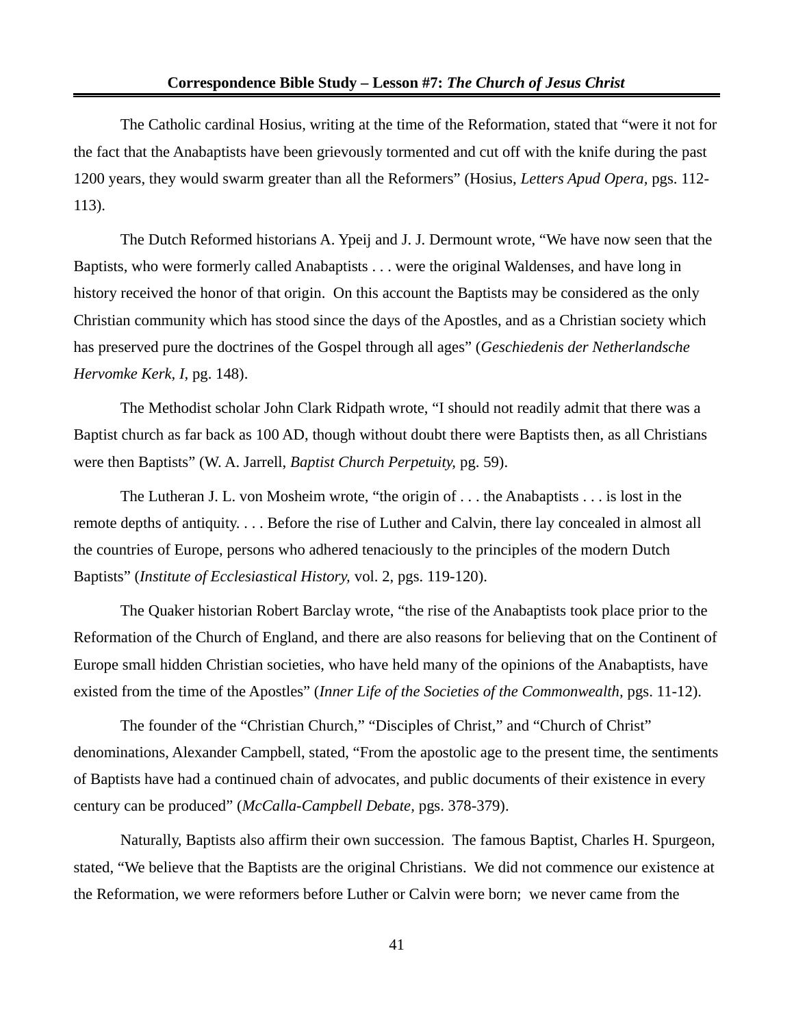The Catholic cardinal Hosius, writing at the time of the Reformation, stated that "were it not for the fact that the Anabaptists have been grievously tormented and cut off with the knife during the past 1200 years, they would swarm greater than all the Reformers" (Hosius, *Letters Apud Opera,* pgs. 112-113).

The Dutch Reformed historians A. Ypeij and J. J. Dermount wrote, "We have now seen that the Baptists, who were formerly called Anabaptists . . . were the original Waldenses, and have long in history received the honor of that origin. On this account the Baptists may be considered as the only Christian community which has stood since the days of the Apostles, and as a Christian society which has preserved pure the doctrines of the Gospel through all ages" (*Geschiedenis der Netherlandsche Hervomke Kerk, I,* pg. 148).

The Methodist scholar John Clark Ridpath wrote, "I should not readily admit that there was a Baptist church as far back as 100 AD, though without doubt there were Baptists then, as all Christians were then Baptists" (W. A. Jarrell, *Baptist Church Perpetuity,* pg. 59).

The Lutheran J. L. von Mosheim wrote, "the origin of . . . the Anabaptists . . . is lost in the remote depths of antiquity. . . . Before the rise of Luther and Calvin, there lay concealed in almost all the countries of Europe, persons who adhered tenaciously to the principles of the modern Dutch Baptists" (*Institute of Ecclesiastical History,* vol. 2, pgs. 119-120).

The Quaker historian Robert Barclay wrote, "the rise of the Anabaptists took place prior to the Reformation of the Church of England, and there are also reasons for believing that on the Continent of Europe small hidden Christian societies, who have held many of the opinions of the Anabaptists, have existed from the time of the Apostles" (*Inner Life of the Societies of the Commonwealth,* pgs. 11-12).

The founder of the "Christian Church," "Disciples of Christ," and "Church of Christ" denominations, Alexander Campbell, stated, "From the apostolic age to the present time, the sentiments of Baptists have had a continued chain of advocates, and public documents of their existence in every century can be produced" (*McCalla-Campbell Debate,* pgs. 378-379).

Naturally, Baptists also affirm their own succession. The famous Baptist, Charles H. Spurgeon, stated, "We believe that the Baptists are the original Christians. We did not commence our existence at the Reformation, we were reformers before Luther or Calvin were born; we never came from the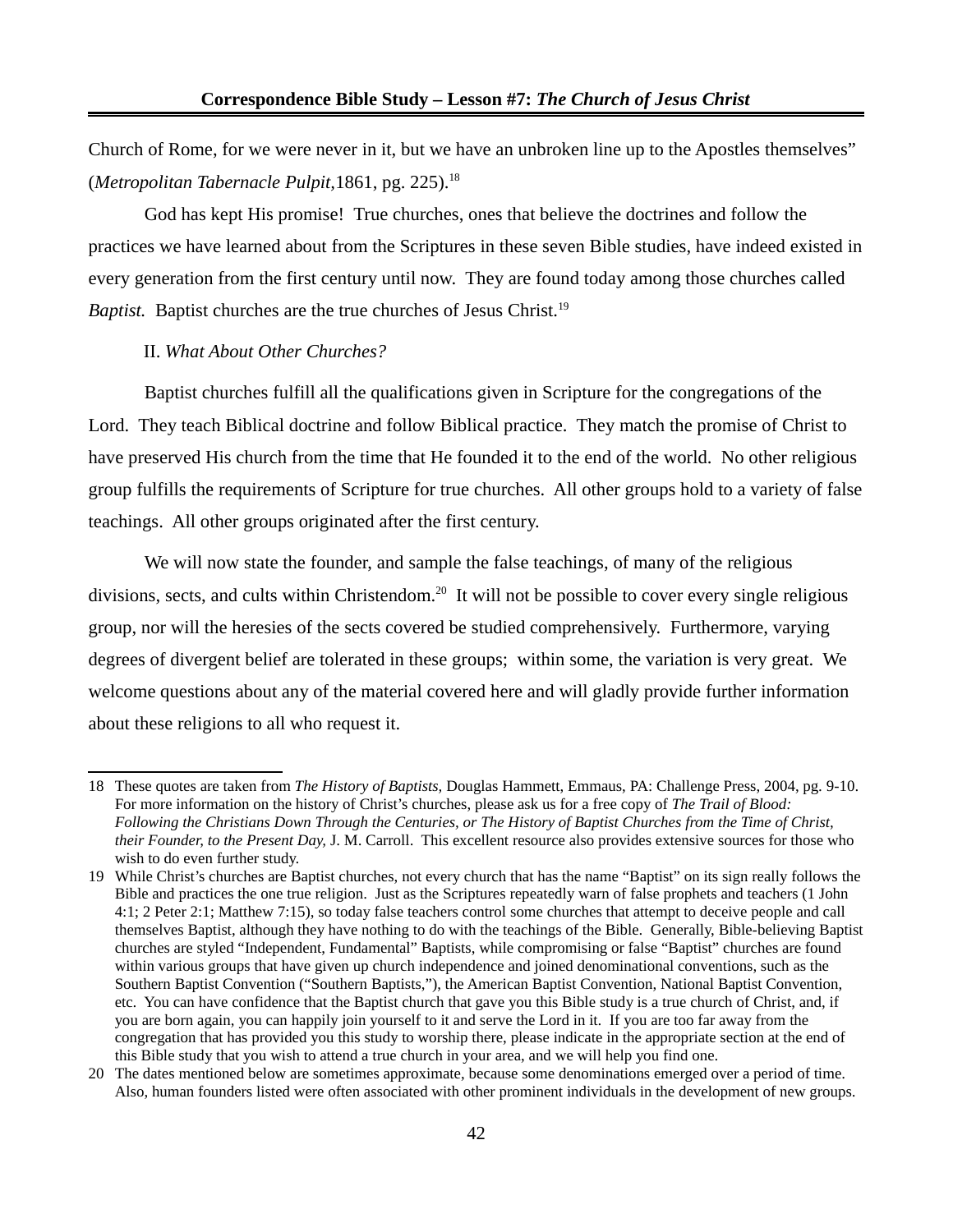Church of Rome, for we were never in it, but we have an unbroken line up to the Apostles themselves" (*Metropolitan Tabernacle Pulpit,*1861, pg. 225).[18]

God has kept His promise! True churches, ones that believe the doctrines and follow the practices we have learned about from the Scriptures in these seven Bible studies, have indeed existed in every generation from the first century until now. They are found today among those churches called *Baptist.* Baptist churches are the true churches of Jesus Christ.[19]

II. *What About Other Churches?*

Baptist churches fulfill all the qualifications given in Scripture for the congregations of the Lord. They teach Biblical doctrine and follow Biblical practice. They match the promise of Christ to have preserved His church from the time that He founded it to the end of the world. No other religious group fulfills the requirements of Scripture for true churches. All other groups hold to a variety of false teachings. All other groups originated after the first century.

We will now state the founder, and sample the false teachings, of many of the religious divisions, sects, and cults within Christendom.[20] It will not be possible to cover every single religious group, nor will the heresies of the sects covered be studied comprehensively. Furthermore, varying degrees of divergent belief are tolerated in these groups; within some, the variation is very great. We welcome questions about any of the material covered here and will gladly provide further information about these religions to all who request it.

---

18 These quotes are taken from *The History of Baptists,* Douglas Hammett, Emmaus, PA: Challenge Press, 2004, pg. 9-10. For more information on the history of Christ's churches, please ask us for a free copy of *The Trail of Blood: Following the Christians Down Through the Centuries, or The History of Baptist Churches from the Time of Christ, their Founder, to the Present Day,* J. M. Carroll. This excellent resource also provides extensive sources for those who wish to do even further study.

19 While Christ's churches are Baptist churches, not every church that has the name "Baptist" on its sign really follows the Bible and practices the one true religion. Just as the Scriptures repeatedly warn of false prophets and teachers (1 John 4:1; 2 Peter 2:1; Matthew 7:15), so today false teachers control some churches that attempt to deceive people and call themselves Baptist, although they have nothing to do with the teachings of the Bible. Generally, Bible-believing Baptist churches are styled "Independent, Fundamental" Baptists, while compromising or false "Baptist" churches are found within various groups that have given up church independence and joined denominational conventions, such as the Southern Baptist Convention ("Southern Baptists,"), the American Baptist Convention, National Baptist Convention, etc. You can have confidence that the Baptist church that gave you this Bible study is a true church of Christ, and, if you are born again, you can happily join yourself to it and serve the Lord in it. If you are too far away from the congregation that has provided you this study to worship there, please indicate in the appropriate section at the end of this Bible study that you wish to attend a true church in your area, and we will help you find one.

20 The dates mentioned below are sometimes approximate, because some denominations emerged over a period of time. Also, human founders listed were often associated with other prominent individuals in the development of new groups.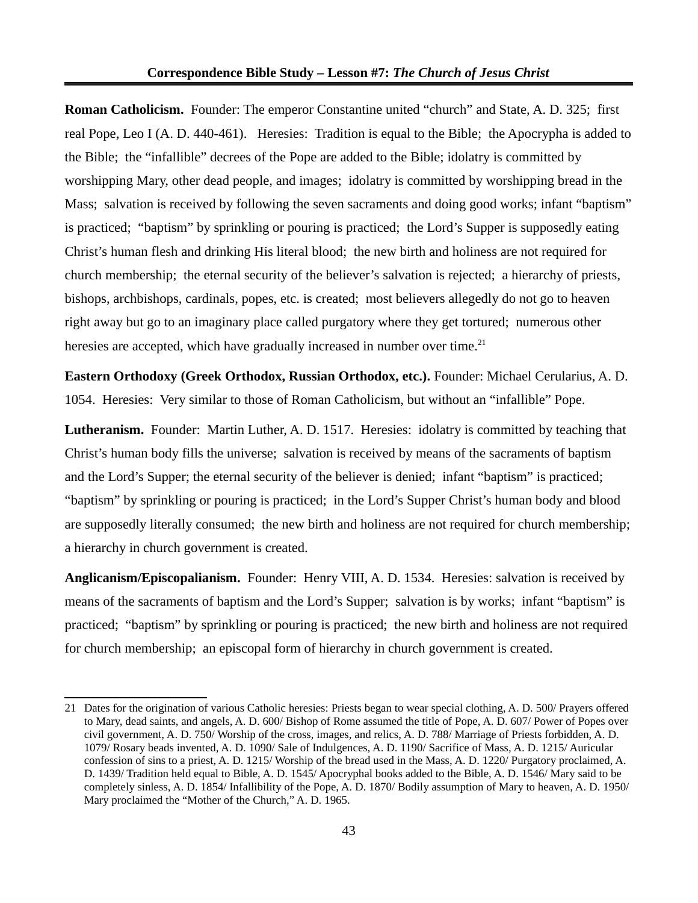**Roman Catholicism.** Founder: The emperor Constantine united "church" and State, A. D. 325; first real Pope, Leo I (A. D. 440-461). Heresies: Tradition is equal to the Bible; the Apocrypha is added to the Bible; the "infallible" decrees of the Pope are added to the Bible; idolatry is committed by worshipping Mary, other dead people, and images; idolatry is committed by worshipping bread in the Mass; salvation is received by following the seven sacraments and doing good works; infant "baptism" is practiced; "baptism" by sprinkling or pouring is practiced; the Lord's Supper is supposedly eating Christ's human flesh and drinking His literal blood; the new birth and holiness are not required for church membership; the eternal security of the believer's salvation is rejected; a hierarchy of priests, bishops, archbishops, cardinals, popes, etc. is created; most believers allegedly do not go to heaven right away but go to an imaginary place called purgatory where they get tortured; numerous other heresies are accepted, which have gradually increased in number over time.[21]

**Eastern Orthodoxy (Greek Orthodox, Russian Orthodox, etc.).** Founder: Michael Cerularius, A. D. 1054. Heresies: Very similar to those of Roman Catholicism, but without an "infallible" Pope.

**Lutheranism.** Founder: Martin Luther, A. D. 1517. Heresies: idolatry is committed by teaching that Christ's human body fills the universe; salvation is received by means of the sacraments of baptism and the Lord's Supper; the eternal security of the believer is denied; infant "baptism" is practiced; "baptism" by sprinkling or pouring is practiced; in the Lord's Supper Christ's human body and blood are supposedly literally consumed; the new birth and holiness are not required for church membership; a hierarchy in church government is created.

**Anglicanism/Episcopalianism.** Founder: Henry VIII, A. D. 1534. Heresies: salvation is received by means of the sacraments of baptism and the Lord's Supper; salvation is by works; infant "baptism" is practiced; "baptism" by sprinkling or pouring is practiced; the new birth and holiness are not required for church membership; an episcopal form of hierarchy in church government is created.

---

21 Dates for the origination of various Catholic heresies: Priests began to wear special clothing, A. D. 500/ Prayers offered to Mary, dead saints, and angels, A. D. 600/ Bishop of Rome assumed the title of Pope, A. D. 607/ Power of Popes over civil government, A. D. 750/ Worship of the cross, images, and relics, A. D. 788/ Marriage of Priests forbidden, A. D. 1079/ Rosary beads invented, A. D. 1090/ Sale of Indulgences, A. D. 1190/ Sacrifice of Mass, A. D. 1215/ Auricular confession of sins to a priest, A. D. 1215/ Worship of the bread used in the Mass, A. D. 1220/ Purgatory proclaimed, A. D. 1439/ Tradition held equal to Bible, A. D. 1545/ Apocryphal books added to the Bible, A. D. 1546/ Mary said to be completely sinless, A. D. 1854/ Infallibility of the Pope, A. D. 1870/ Bodily assumption of Mary to heaven, A. D. 1950/ Mary proclaimed the "Mother of the Church," A. D. 1965.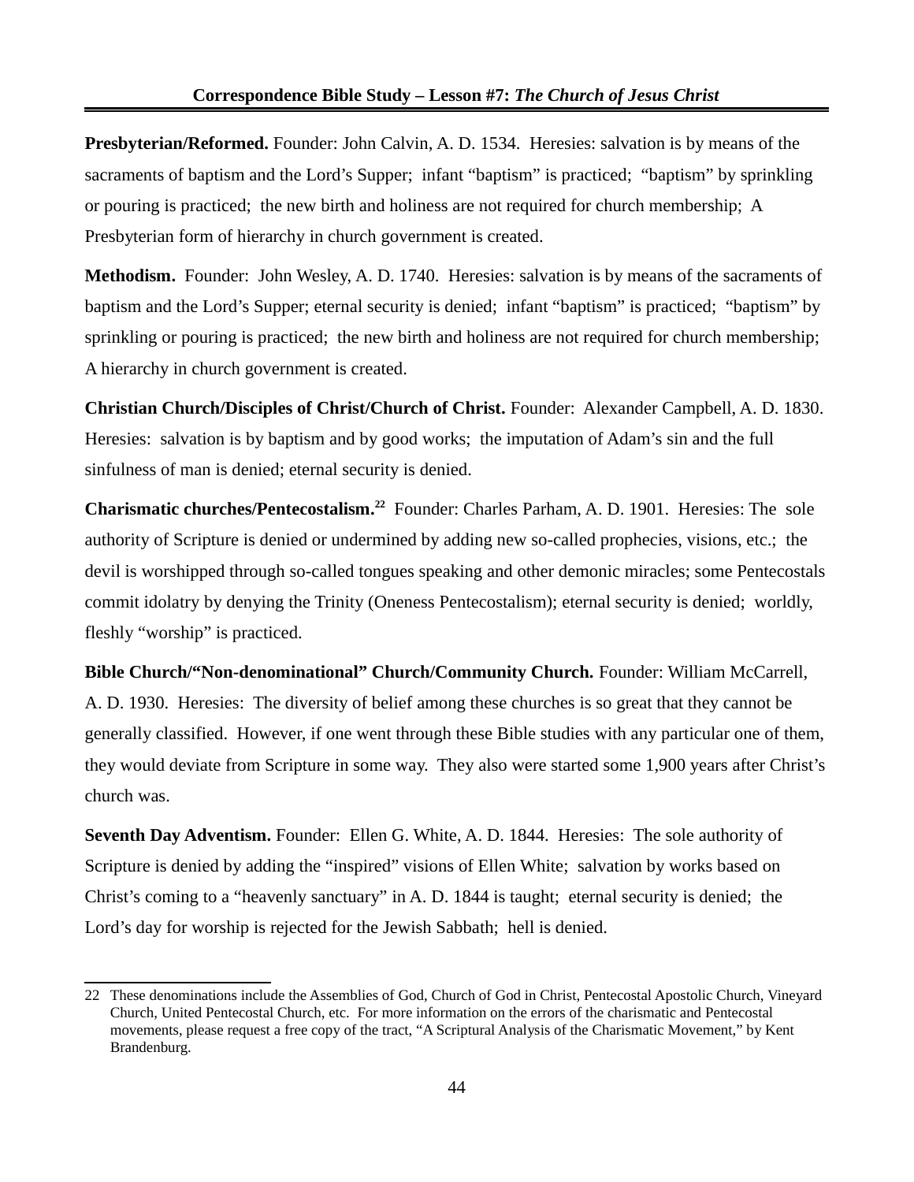**Presbyterian/Reformed.** Founder: John Calvin, A. D. 1534. Heresies: salvation is by means of the sacraments of baptism and the Lord's Supper; infant "baptism" is practiced; "baptism" by sprinkling or pouring is practiced; the new birth and holiness are not required for church membership; A Presbyterian form of hierarchy in church government is created.

**Methodism.** Founder: John Wesley, A. D. 1740. Heresies: salvation is by means of the sacraments of baptism and the Lord's Supper; eternal security is denied; infant "baptism" is practiced; "baptism" by sprinkling or pouring is practiced; the new birth and holiness are not required for church membership; A hierarchy in church government is created.

**Christian Church/Disciples of Christ/Church of Christ.** Founder: Alexander Campbell, A. D. 1830. Heresies: salvation is by baptism and by good works; the imputation of Adam's sin and the full sinfulness of man is denied; eternal security is denied.

**Charismatic churches/Pentecostalism.**[22] Founder: Charles Parham, A. D. 1901. Heresies: The sole authority of Scripture is denied or undermined by adding new so-called prophecies, visions, etc.; the devil is worshipped through so-called tongues speaking and other demonic miracles; some Pentecostals commit idolatry by denying the Trinity (Oneness Pentecostalism); eternal security is denied; worldly, fleshly "worship" is practiced.

**Bible Church/"Non-denominational" Church/Community Church.** Founder: William McCarrell, A. D. 1930. Heresies: The diversity of belief among these churches is so great that they cannot be generally classified. However, if one went through these Bible studies with any particular one of them, they would deviate from Scripture in some way. They also were started some 1,900 years after Christ's church was.

**Seventh Day Adventism.** Founder: Ellen G. White, A. D. 1844. Heresies: The sole authority of Scripture is denied by adding the "inspired" visions of Ellen White; salvation by works based on Christ's coming to a "heavenly sanctuary" in A. D. 1844 is taught; eternal security is denied; the Lord's day for worship is rejected for the Jewish Sabbath; hell is denied.

---

22 These denominations include the Assemblies of God, Church of God in Christ, Pentecostal Apostolic Church, Vineyard Church, United Pentecostal Church, etc. For more information on the errors of the charismatic and Pentecostal movements, please request a free copy of the tract, "A Scriptural Analysis of the Charismatic Movement," by Kent Brandenburg.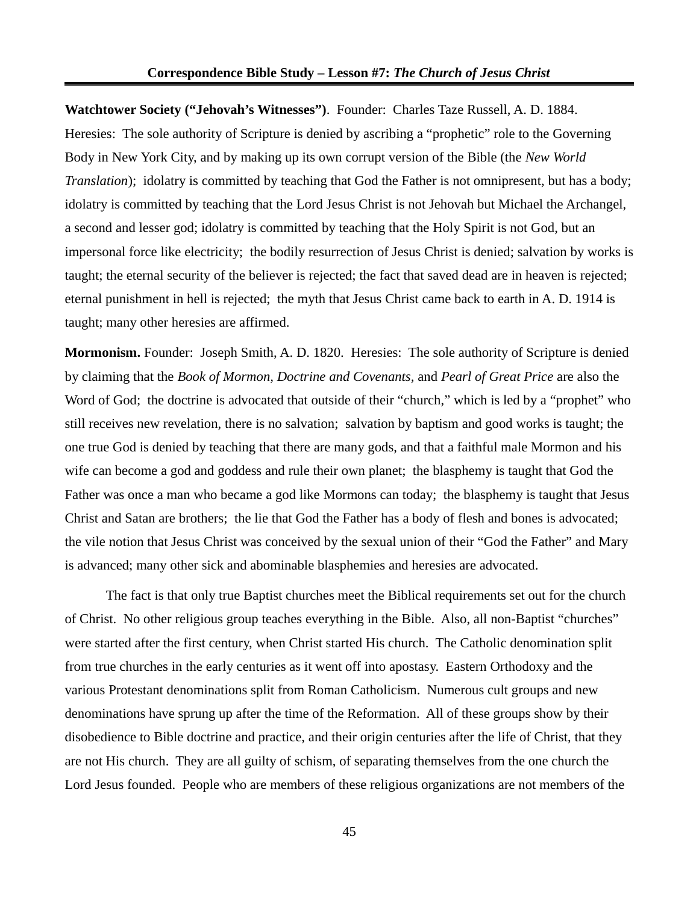**Watchtower Society ("Jehovah's Witnesses")**. Founder: Charles Taze Russell, A. D. 1884. Heresies: The sole authority of Scripture is denied by ascribing a "prophetic" role to the Governing Body in New York City, and by making up its own corrupt version of the Bible (the *New World Translation*); idolatry is committed by teaching that God the Father is not omnipresent, but has a body; idolatry is committed by teaching that the Lord Jesus Christ is not Jehovah but Michael the Archangel, a second and lesser god; idolatry is committed by teaching that the Holy Spirit is not God, but an impersonal force like electricity; the bodily resurrection of Jesus Christ is denied; salvation by works is taught; the eternal security of the believer is rejected; the fact that saved dead are in heaven is rejected; eternal punishment in hell is rejected; the myth that Jesus Christ came back to earth in A. D. 1914 is taught; many other heresies are affirmed.

**Mormonism.** Founder: Joseph Smith, A. D. 1820. Heresies: The sole authority of Scripture is denied by claiming that the *Book of Mormon, Doctrine and Covenants*, and *Pearl of Great Price* are also the Word of God; the doctrine is advocated that outside of their "church," which is led by a "prophet" who still receives new revelation, there is no salvation; salvation by baptism and good works is taught; the one true God is denied by teaching that there are many gods, and that a faithful male Mormon and his wife can become a god and goddess and rule their own planet; the blasphemy is taught that God the Father was once a man who became a god like Mormons can today; the blasphemy is taught that Jesus Christ and Satan are brothers; the lie that God the Father has a body of flesh and bones is advocated; the vile notion that Jesus Christ was conceived by the sexual union of their "God the Father" and Mary is advanced; many other sick and abominable blasphemies and heresies are advocated.

The fact is that only true Baptist churches meet the Biblical requirements set out for the church of Christ. No other religious group teaches everything in the Bible. Also, all non-Baptist "churches" were started after the first century, when Christ started His church. The Catholic denomination split from true churches in the early centuries as it went off into apostasy. Eastern Orthodoxy and the various Protestant denominations split from Roman Catholicism. Numerous cult groups and new denominations have sprung up after the time of the Reformation. All of these groups show by their disobedience to Bible doctrine and practice, and their origin centuries after the life of Christ, that they are not His church. They are all guilty of schism, of separating themselves from the one church the Lord Jesus founded. People who are members of these religious organizations are not members of the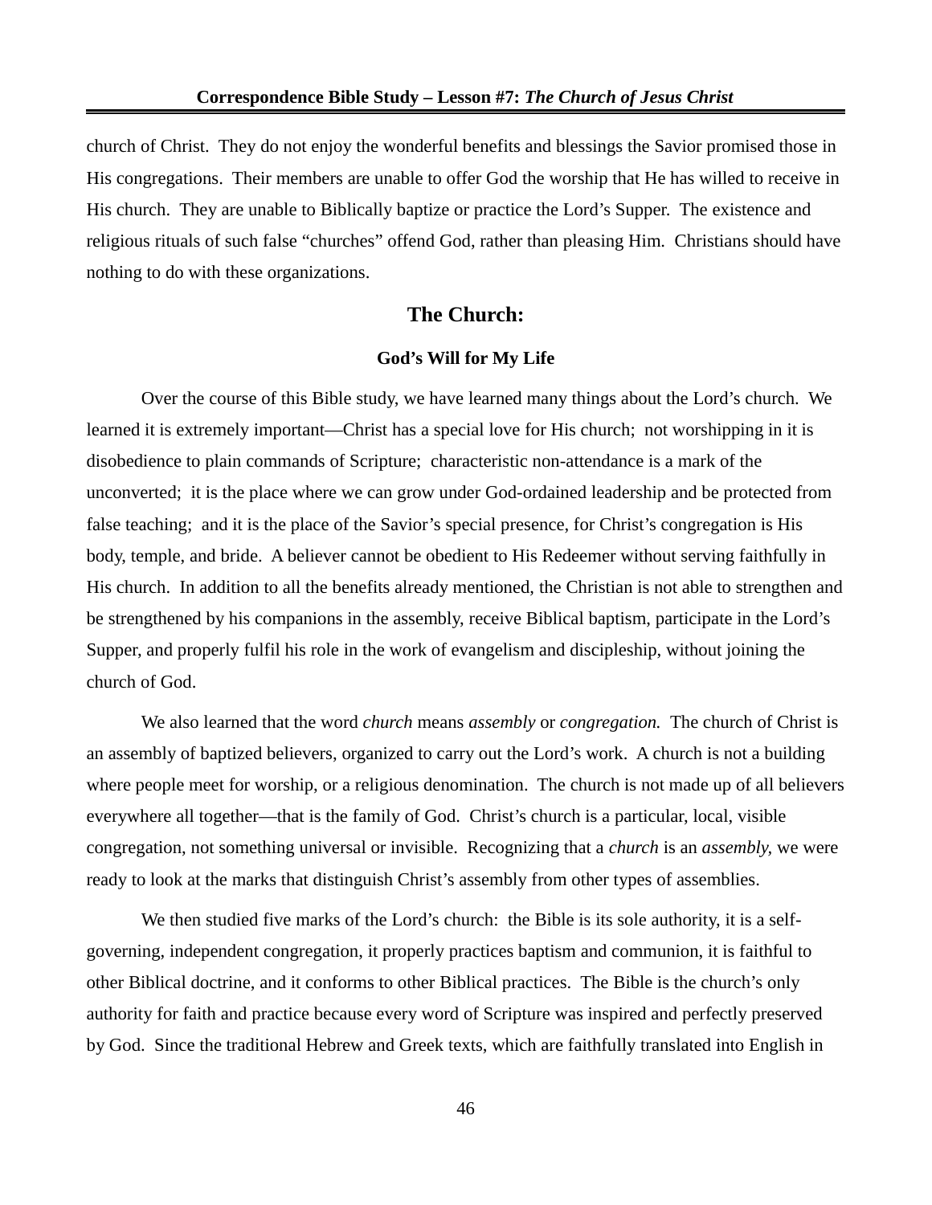church of Christ. They do not enjoy the wonderful benefits and blessings the Savior promised those in His congregations. Their members are unable to offer God the worship that He has willed to receive in His church. They are unable to Biblically baptize or practice the Lord's Supper. The existence and religious rituals of such false "churches" offend God, rather than pleasing Him. Christians should have nothing to do with these organizations.

## The Church:

### God's Will for My Life

Over the course of this Bible study, we have learned many things about the Lord's church. We learned it is extremely important—Christ has a special love for His church; not worshipping in it is disobedience to plain commands of Scripture; characteristic non-attendance is a mark of the unconverted; it is the place where we can grow under God-ordained leadership and be protected from false teaching; and it is the place of the Savior's special presence, for Christ's congregation is His body, temple, and bride. A believer cannot be obedient to His Redeemer without serving faithfully in His church. In addition to all the benefits already mentioned, the Christian is not able to strengthen and be strengthened by his companions in the assembly, receive Biblical baptism, participate in the Lord's Supper, and properly fulfil his role in the work of evangelism and discipleship, without joining the church of God.

We also learned that the word *church* means *assembly* or *congregation.* The church of Christ is an assembly of baptized believers, organized to carry out the Lord's work. A church is not a building where people meet for worship, or a religious denomination. The church is not made up of all believers everywhere all together—that is the family of God. Christ's church is a particular, local, visible congregation, not something universal or invisible. Recognizing that a *church* is an *assembly,* we were ready to look at the marks that distinguish Christ's assembly from other types of assemblies.

We then studied five marks of the Lord's church: the Bible is its sole authority, it is a self-governing, independent congregation, it properly practices baptism and communion, it is faithful to other Biblical doctrine, and it conforms to other Biblical practices. The Bible is the church's only authority for faith and practice because every word of Scripture was inspired and perfectly preserved by God. Since the traditional Hebrew and Greek texts, which are faithfully translated into English in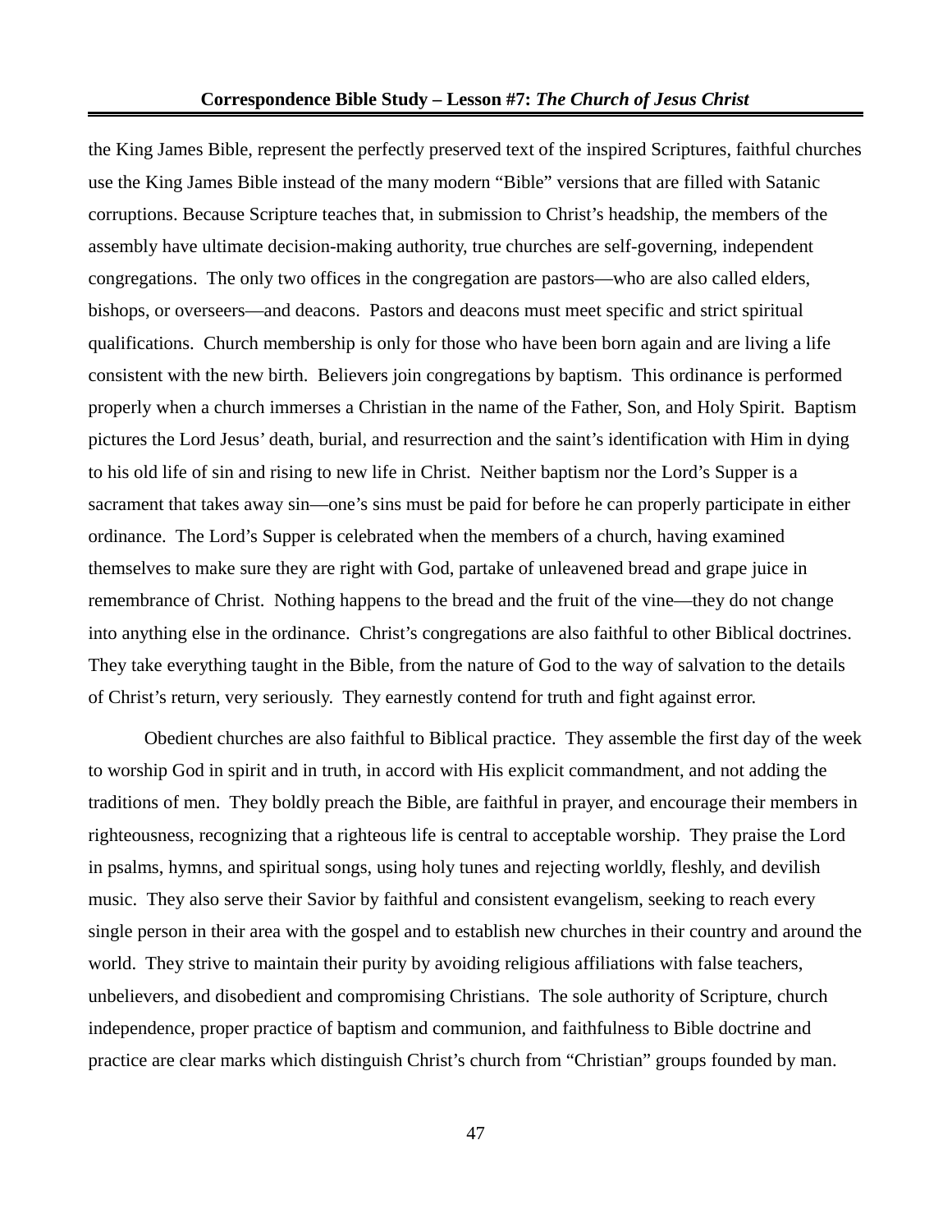the King James Bible, represent the perfectly preserved text of the inspired Scriptures, faithful churches use the King James Bible instead of the many modern "Bible" versions that are filled with Satanic corruptions. Because Scripture teaches that, in submission to Christ's headship, the members of the assembly have ultimate decision-making authority, true churches are self-governing, independent congregations. The only two offices in the congregation are pastors—who are also called elders, bishops, or overseers—and deacons. Pastors and deacons must meet specific and strict spiritual qualifications. Church membership is only for those who have been born again and are living a life consistent with the new birth. Believers join congregations by baptism. This ordinance is performed properly when a church immerses a Christian in the name of the Father, Son, and Holy Spirit. Baptism pictures the Lord Jesus' death, burial, and resurrection and the saint's identification with Him in dying to his old life of sin and rising to new life in Christ. Neither baptism nor the Lord's Supper is a sacrament that takes away sin—one's sins must be paid for before he can properly participate in either ordinance. The Lord's Supper is celebrated when the members of a church, having examined themselves to make sure they are right with God, partake of unleavened bread and grape juice in remembrance of Christ. Nothing happens to the bread and the fruit of the vine—they do not change into anything else in the ordinance. Christ's congregations are also faithful to other Biblical doctrines. They take everything taught in the Bible, from the nature of God to the way of salvation to the details of Christ's return, very seriously. They earnestly contend for truth and fight against error.

Obedient churches are also faithful to Biblical practice. They assemble the first day of the week to worship God in spirit and in truth, in accord with His explicit commandment, and not adding the traditions of men. They boldly preach the Bible, are faithful in prayer, and encourage their members in righteousness, recognizing that a righteous life is central to acceptable worship. They praise the Lord in psalms, hymns, and spiritual songs, using holy tunes and rejecting worldly, fleshly, and devilish music. They also serve their Savior by faithful and consistent evangelism, seeking to reach every single person in their area with the gospel and to establish new churches in their country and around the world. They strive to maintain their purity by avoiding religious affiliations with false teachers, unbelievers, and disobedient and compromising Christians. The sole authority of Scripture, church independence, proper practice of baptism and communion, and faithfulness to Bible doctrine and practice are clear marks which distinguish Christ's church from "Christian" groups founded by man.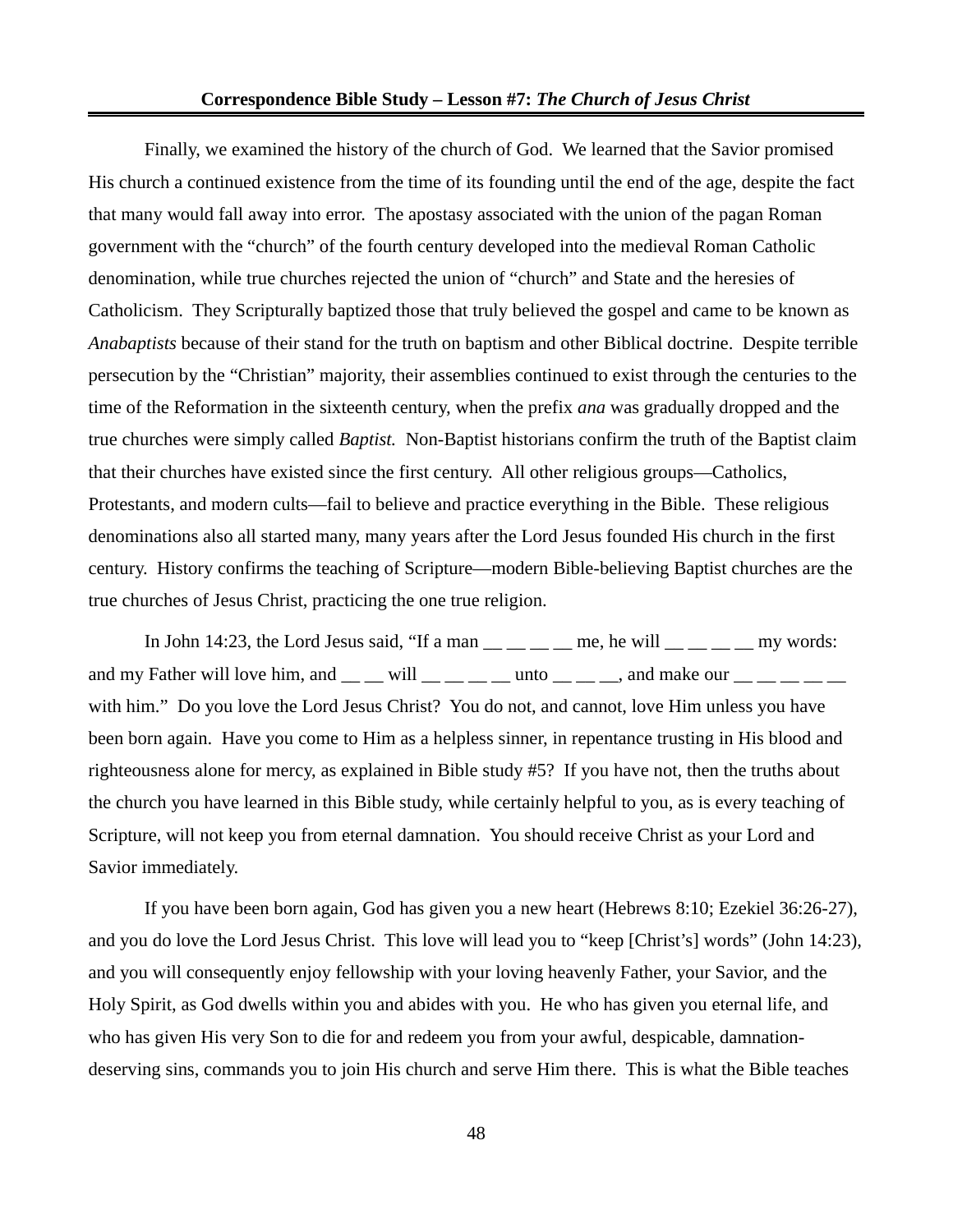Finally, we examined the history of the church of God. We learned that the Savior promised His church a continued existence from the time of its founding until the end of the age, despite the fact that many would fall away into error. The apostasy associated with the union of the pagan Roman government with the "church" of the fourth century developed into the medieval Roman Catholic denomination, while true churches rejected the union of "church" and State and the heresies of Catholicism. They Scripturally baptized those that truly believed the gospel and came to be known as *Anabaptists* because of their stand for the truth on baptism and other Biblical doctrine. Despite terrible persecution by the "Christian" majority, their assemblies continued to exist through the centuries to the time of the Reformation in the sixteenth century, when the prefix *ana* was gradually dropped and the true churches were simply called *Baptist.* Non-Baptist historians confirm the truth of the Baptist claim that their churches have existed since the first century. All other religious groups—Catholics, Protestants, and modern cults—fail to believe and practice everything in the Bible. These religious denominations also all started many, many years after the Lord Jesus founded His church in the first century. History confirms the teaching of Scripture—modern Bible-believing Baptist churches are the true churches of Jesus Christ, practicing the one true religion.

In John 14:23, the Lord Jesus said, "If a man __ __ __ __ me, he will __ __ __ __ my words: and my Father will love him, and __ __ will __ __ __ __ unto __ __ __, and make our __ __ __ __ __ with him." Do you love the Lord Jesus Christ? You do not, and cannot, love Him unless you have been born again. Have you come to Him as a helpless sinner, in repentance trusting in His blood and righteousness alone for mercy, as explained in Bible study #5? If you have not, then the truths about the church you have learned in this Bible study, while certainly helpful to you, as is every teaching of Scripture, will not keep you from eternal damnation. You should receive Christ as your Lord and Savior immediately.

If you have been born again, God has given you a new heart (Hebrews 8:10; Ezekiel 36:26-27), and you do love the Lord Jesus Christ. This love will lead you to "keep [Christ's] words" (John 14:23), and you will consequently enjoy fellowship with your loving heavenly Father, your Savior, and the Holy Spirit, as God dwells within you and abides with you. He who has given you eternal life, and who has given His very Son to die for and redeem you from your awful, despicable, damnation-deserving sins, commands you to join His church and serve Him there. This is what the Bible teaches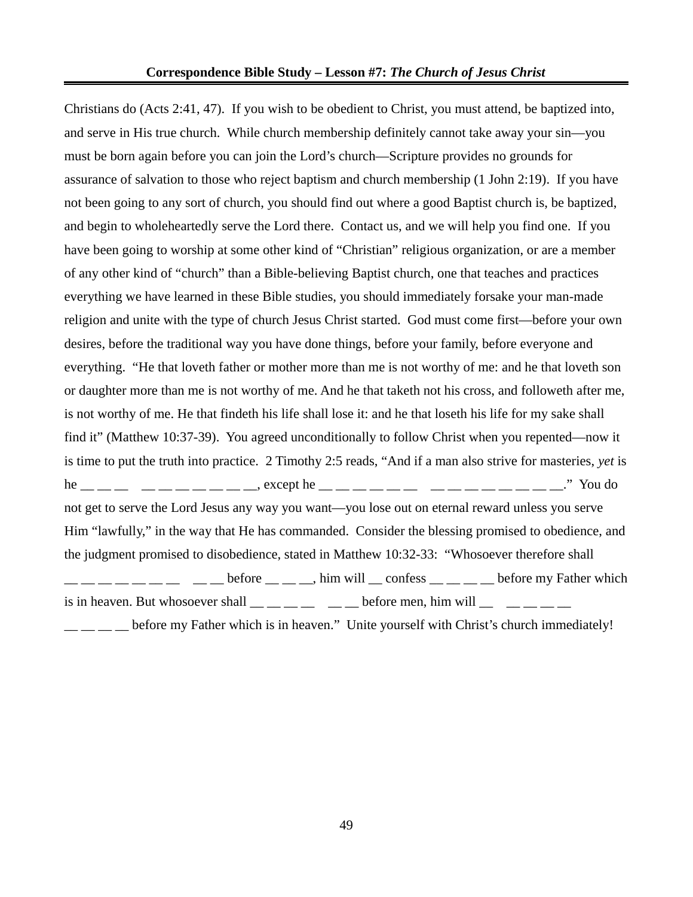Christians do (Acts 2:41, 47). If you wish to be obedient to Christ, you must attend, be baptized into, and serve in His true church. While church membership definitely cannot take away your sin—you must be born again before you can join the Lord's church—Scripture provides no grounds for assurance of salvation to those who reject baptism and church membership (1 John 2:19). If you have not been going to any sort of church, you should find out where a good Baptist church is, be baptized, and begin to wholeheartedly serve the Lord there. Contact us, and we will help you find one. If you have been going to worship at some other kind of "Christian" religious organization, or are a member of any other kind of "church" than a Bible-believing Baptist church, one that teaches and practices everything we have learned in these Bible studies, you should immediately forsake your man-made religion and unite with the type of church Jesus Christ started. God must come first—before your own desires, before the traditional way you have done things, before your family, before everyone and everything. "He that loveth father or mother more than me is not worthy of me: and he that loveth son or daughter more than me is not worthy of me. And he that taketh not his cross, and followeth after me, is not worthy of me. He that findeth his life shall lose it: and he that loseth his life for my sake shall find it" (Matthew 10:37-39). You agreed unconditionally to follow Christ when you repented—now it is time to put the truth into practice. 2 Timothy 2:5 reads, "And if a man also strive for masteries, *yet* is he __ __ __   __ __ __ __ __ __ __ __, except he __ __ __ __ __ __   __ __ __ __ __ __ __ __ __." You do not get to serve the Lord Jesus any way you want—you lose out on eternal reward unless you serve Him "lawfully," in the way that He has commanded. Consider the blessing promised to obedience, and the judgment promised to disobedience, stated in Matthew 10:32-33: "Whosoever therefore shall __ __ __ __ __ __ __   __ __ before __ __ __, him will __ confess __ __ __ __ before my Father which is in heaven. But whosoever shall __ __ __ __   __ __ before men, him will __   __ __ __ __ __ __ __ __ before my Father which is in heaven." Unite yourself with Christ's church immediately!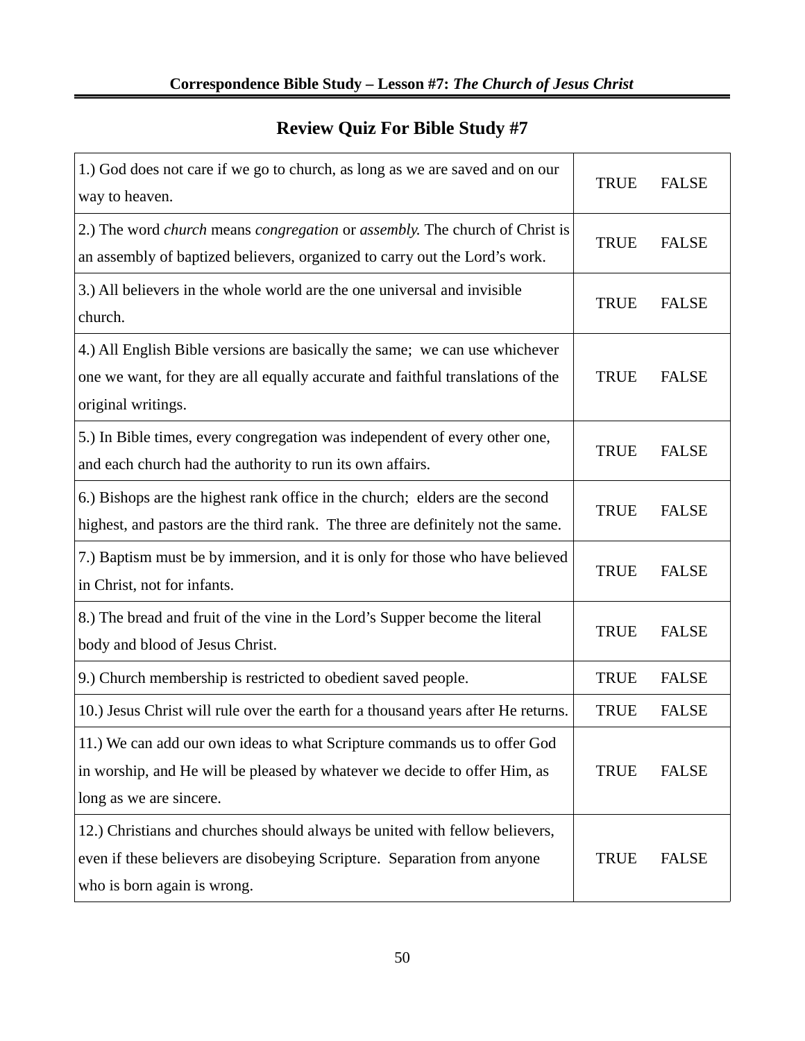## Review Quiz For Bible Study #7

| | | |
|---|---|---|
| 1.) God does not care if we go to church, as long as we are saved and on our way to heaven. | TRUE | FALSE |
| 2.) The word *church* means *congregation* or *assembly.* The church of Christ is an assembly of baptized believers, organized to carry out the Lord's work. | TRUE | FALSE |
| 3.) All believers in the whole world are the one universal and invisible church. | TRUE | FALSE |
| 4.) All English Bible versions are basically the same; we can use whichever one we want, for they are all equally accurate and faithful translations of the original writings. | TRUE | FALSE |
| 5.) In Bible times, every congregation was independent of every other one, and each church had the authority to run its own affairs. | TRUE | FALSE |
| 6.) Bishops are the highest rank office in the church; elders are the second highest, and pastors are the third rank. The three are definitely not the same. | TRUE | FALSE |
| 7.) Baptism must be by immersion, and it is only for those who have believed in Christ, not for infants. | TRUE | FALSE |
| 8.) The bread and fruit of the vine in the Lord's Supper become the literal body and blood of Jesus Christ. | TRUE | FALSE |
| 9.) Church membership is restricted to obedient saved people. | TRUE | FALSE |
| 10.) Jesus Christ will rule over the earth for a thousand years after He returns. | TRUE | FALSE |
| 11.) We can add our own ideas to what Scripture commands us to offer God in worship, and He will be pleased by whatever we decide to offer Him, as long as we are sincere. | TRUE | FALSE |
| 12.) Christians and churches should always be united with fellow believers, even if these believers are disobeying Scripture. Separation from anyone who is born again is wrong. | TRUE | FALSE |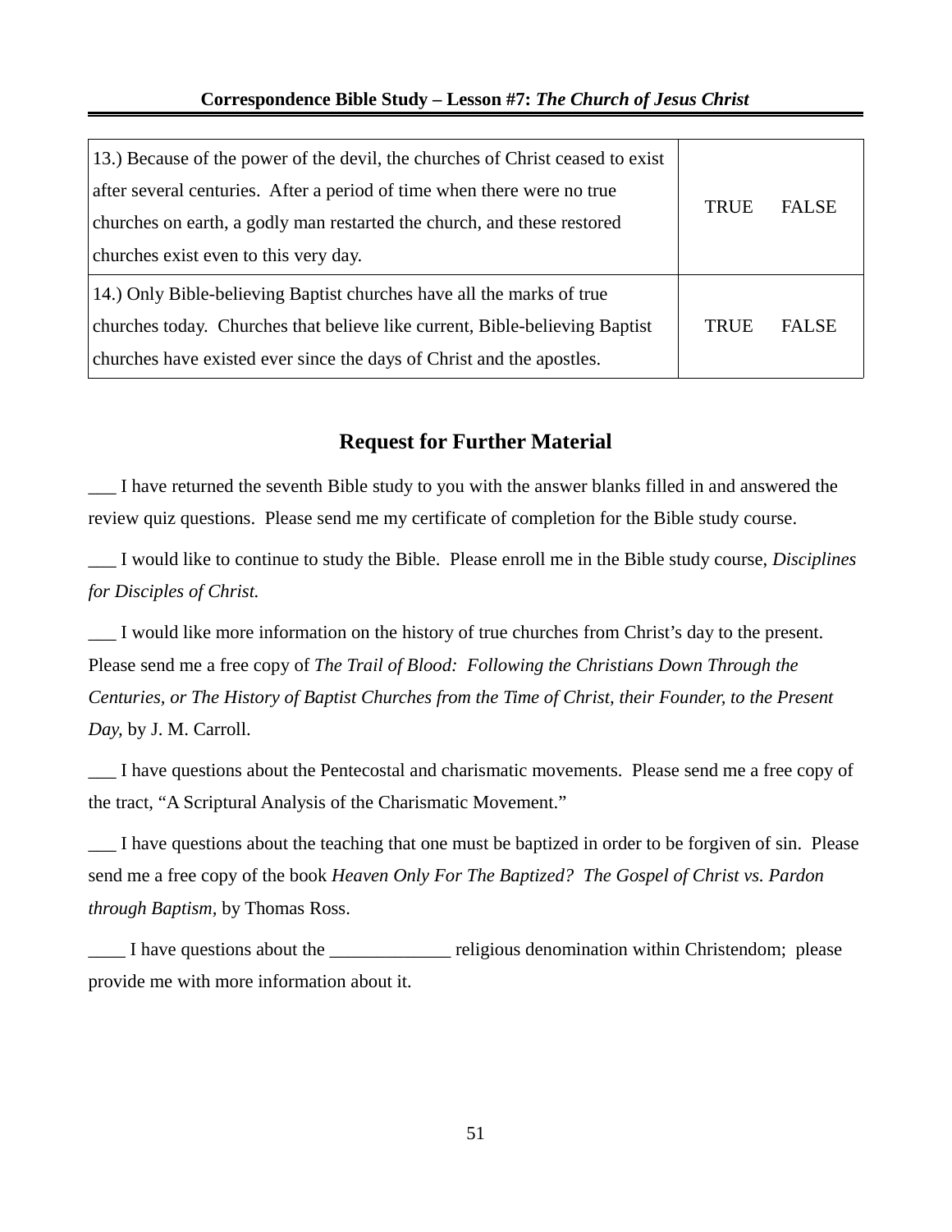| | |
|---|---|
| 13.) Because of the power of the devil, the churches of Christ ceased to exist after several centuries. After a period of time when there were no true churches on earth, a godly man restarted the church, and these restored churches exist even to this very day. | TRUE FALSE |
| 14.) Only Bible-believing Baptist churches have all the marks of true churches today. Churches that believe like current, Bible-believing Baptist churches have existed ever since the days of Christ and the apostles. | TRUE FALSE |

## Request for Further Material

___ I have returned the seventh Bible study to you with the answer blanks filled in and answered the review quiz questions. Please send me my certificate of completion for the Bible study course.

___ I would like to continue to study the Bible. Please enroll me in the Bible study course, *Disciplines for Disciples of Christ.*

___ I would like more information on the history of true churches from Christ's day to the present. Please send me a free copy of *The Trail of Blood: Following the Christians Down Through the Centuries, or The History of Baptist Churches from the Time of Christ, their Founder, to the Present Day,* by J. M. Carroll.

___ I have questions about the Pentecostal and charismatic movements. Please send me a free copy of the tract, "A Scriptural Analysis of the Charismatic Movement."

___ I have questions about the teaching that one must be baptized in order to be forgiven of sin. Please send me a free copy of the book *Heaven Only For The Baptized? The Gospel of Christ vs. Pardon through Baptism,* by Thomas Ross.

____ I have questions about the _____________ religious denomination within Christendom; please provide me with more information about it.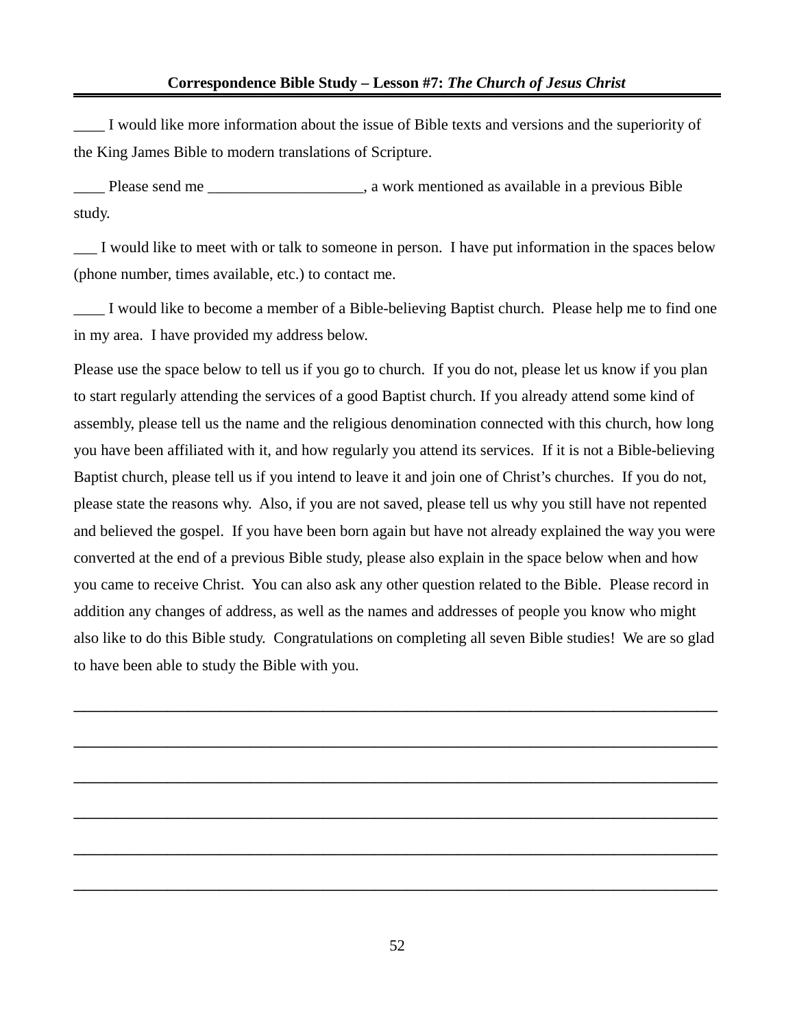____ I would like more information about the issue of Bible texts and versions and the superiority of the King James Bible to modern translations of Scripture.

____ Please send me ____________________, a work mentioned as available in a previous Bible study.

___ I would like to meet with or talk to someone in person. I have put information in the spaces below (phone number, times available, etc.) to contact me.

____ I would like to become a member of a Bible-believing Baptist church. Please help me to find one in my area. I have provided my address below.

Please use the space below to tell us if you go to church. If you do not, please let us know if you plan to start regularly attending the services of a good Baptist church. If you already attend some kind of assembly, please tell us the name and the religious denomination connected with this church, how long you have been affiliated with it, and how regularly you attend its services. If it is not a Bible-believing Baptist church, please tell us if you intend to leave it and join one of Christ's churches. If you do not, please state the reasons why. Also, if you are not saved, please tell us why you still have not repented and believed the gospel. If you have been born again but have not already explained the way you were converted at the end of a previous Bible study, please also explain in the space below when and how you came to receive Christ. You can also ask any other question related to the Bible. Please record in addition any changes of address, as well as the names and addresses of people you know who might also like to do this Bible study. Congratulations on completing all seven Bible studies! We are so glad to have been able to study the Bible with you.

________________________________________________________________________________

________________________________________________________________________________

________________________________________________________________________________

________________________________________________________________________________

________________________________________________________________________________

________________________________________________________________________________